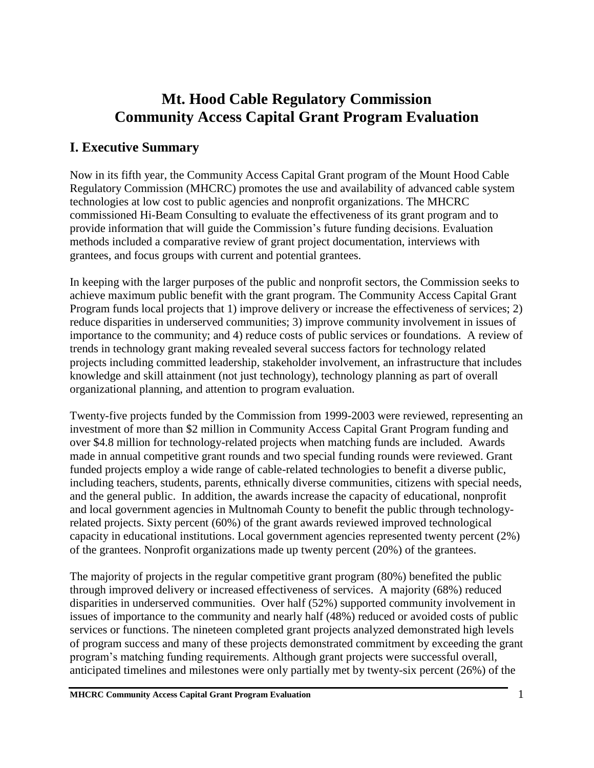# Mt. Hood Cable Regulatory Commission
# Community Access Capital Grant Program Evaluation

## I. Executive Summary

Now in its fifth year, the Community Access Capital Grant program of the Mount Hood Cable Regulatory Commission (MHCRC) promotes the use and availability of advanced cable system technologies at low cost to public agencies and nonprofit organizations. The MHCRC commissioned Hi-Beam Consulting to evaluate the effectiveness of its grant program and to provide information that will guide the Commission's future funding decisions. Evaluation methods included a comparative review of grant project documentation, interviews with grantees, and focus groups with current and potential grantees.

In keeping with the larger purposes of the public and nonprofit sectors, the Commission seeks to achieve maximum public benefit with the grant program. The Community Access Capital Grant Program funds local projects that 1) improve delivery or increase the effectiveness of services; 2) reduce disparities in underserved communities; 3) improve community involvement in issues of importance to the community; and 4) reduce costs of public services or foundations. A review of trends in technology grant making revealed several success factors for technology related projects including committed leadership, stakeholder involvement, an infrastructure that includes knowledge and skill attainment (not just technology), technology planning as part of overall organizational planning, and attention to program evaluation.

Twenty-five projects funded by the Commission from 1999-2003 were reviewed, representing an investment of more than $2 million in Community Access Capital Grant Program funding and over $4.8 million for technology-related projects when matching funds are included. Awards made in annual competitive grant rounds and two special funding rounds were reviewed. Grant funded projects employ a wide range of cable-related technologies to benefit a diverse public, including teachers, students, parents, ethnically diverse communities, citizens with special needs, and the general public. In addition, the awards increase the capacity of educational, nonprofit and local government agencies in Multnomah County to benefit the public through technology-related projects. Sixty percent (60%) of the grant awards reviewed improved technological capacity in educational institutions. Local government agencies represented twenty percent (2%) of the grantees. Nonprofit organizations made up twenty percent (20%) of the grantees.

The majority of projects in the regular competitive grant program (80%) benefited the public through improved delivery or increased effectiveness of services. A majority (68%) reduced disparities in underserved communities. Over half (52%) supported community involvement in issues of importance to the community and nearly half (48%) reduced or avoided costs of public services or functions. The nineteen completed grant projects analyzed demonstrated high levels of program success and many of these projects demonstrated commitment by exceeding the grant program's matching funding requirements. Although grant projects were successful overall, anticipated timelines and milestones were only partially met by twenty-six percent (26%) of the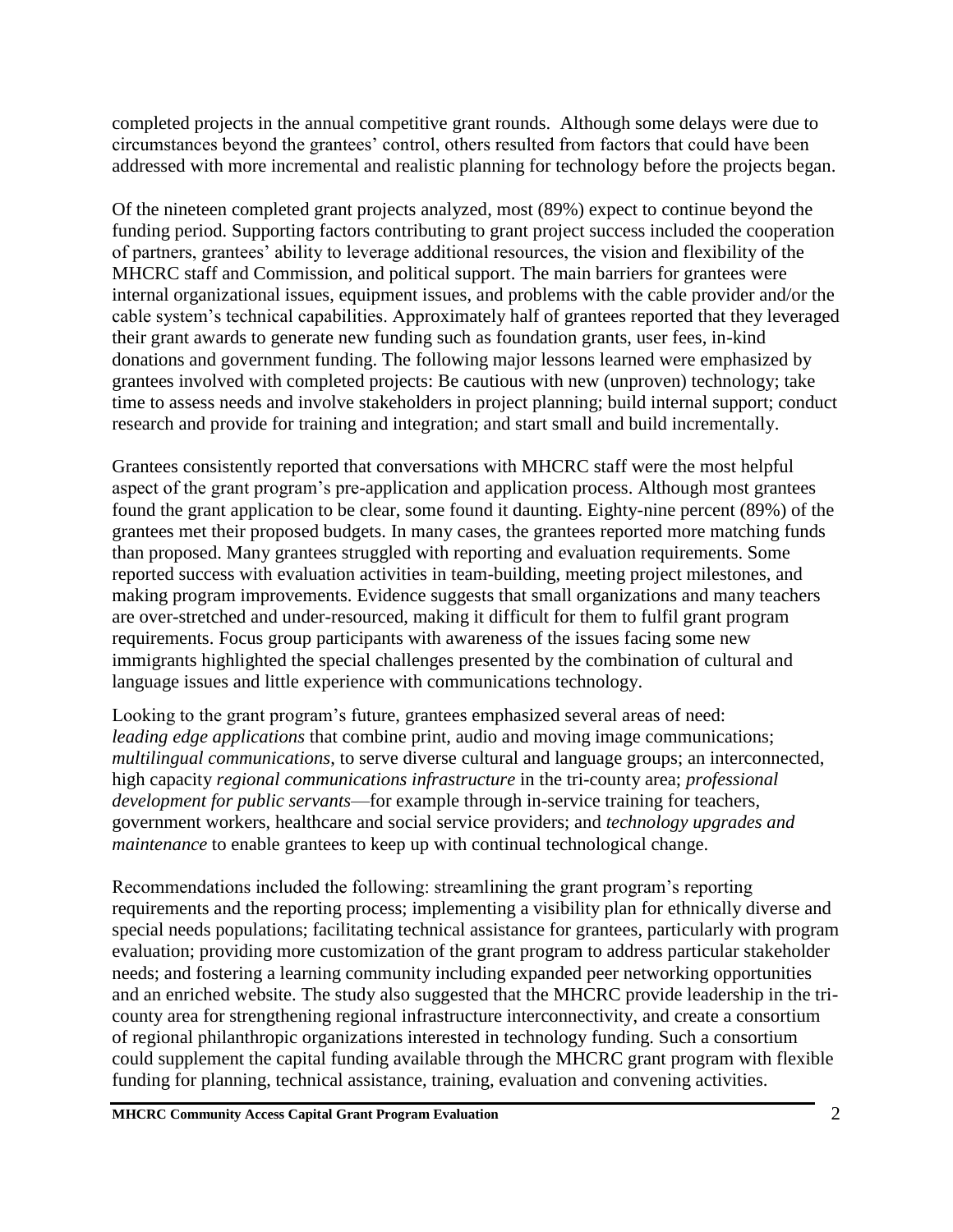completed projects in the annual competitive grant rounds. Although some delays were due to circumstances beyond the grantees' control, others resulted from factors that could have been addressed with more incremental and realistic planning for technology before the projects began.

Of the nineteen completed grant projects analyzed, most (89%) expect to continue beyond the funding period. Supporting factors contributing to grant project success included the cooperation of partners, grantees' ability to leverage additional resources, the vision and flexibility of the MHCRC staff and Commission, and political support. The main barriers for grantees were internal organizational issues, equipment issues, and problems with the cable provider and/or the cable system's technical capabilities. Approximately half of grantees reported that they leveraged their grant awards to generate new funding such as foundation grants, user fees, in-kind donations and government funding. The following major lessons learned were emphasized by grantees involved with completed projects: Be cautious with new (unproven) technology; take time to assess needs and involve stakeholders in project planning; build internal support; conduct research and provide for training and integration; and start small and build incrementally.

Grantees consistently reported that conversations with MHCRC staff were the most helpful aspect of the grant program's pre-application and application process. Although most grantees found the grant application to be clear, some found it daunting. Eighty-nine percent (89%) of the grantees met their proposed budgets. In many cases, the grantees reported more matching funds than proposed. Many grantees struggled with reporting and evaluation requirements. Some reported success with evaluation activities in team-building, meeting project milestones, and making program improvements. Evidence suggests that small organizations and many teachers are over-stretched and under-resourced, making it difficult for them to fulfil grant program requirements. Focus group participants with awareness of the issues facing some new immigrants highlighted the special challenges presented by the combination of cultural and language issues and little experience with communications technology.

Looking to the grant program's future, grantees emphasized several areas of need: *leading edge applications* that combine print, audio and moving image communications; *multilingual communications*, to serve diverse cultural and language groups; an interconnected, high capacity *regional communications infrastructure* in the tri-county area; *professional development for public servants*—for example through in-service training for teachers, government workers, healthcare and social service providers; and *technology upgrades and maintenance* to enable grantees to keep up with continual technological change.

Recommendations included the following: streamlining the grant program's reporting requirements and the reporting process; implementing a visibility plan for ethnically diverse and special needs populations; facilitating technical assistance for grantees, particularly with program evaluation; providing more customization of the grant program to address particular stakeholder needs; and fostering a learning community including expanded peer networking opportunities and an enriched website. The study also suggested that the MHCRC provide leadership in the tri-county area for strengthening regional infrastructure interconnectivity, and create a consortium of regional philanthropic organizations interested in technology funding. Such a consortium could supplement the capital funding available through the MHCRC grant program with flexible funding for planning, technical assistance, training, evaluation and convening activities.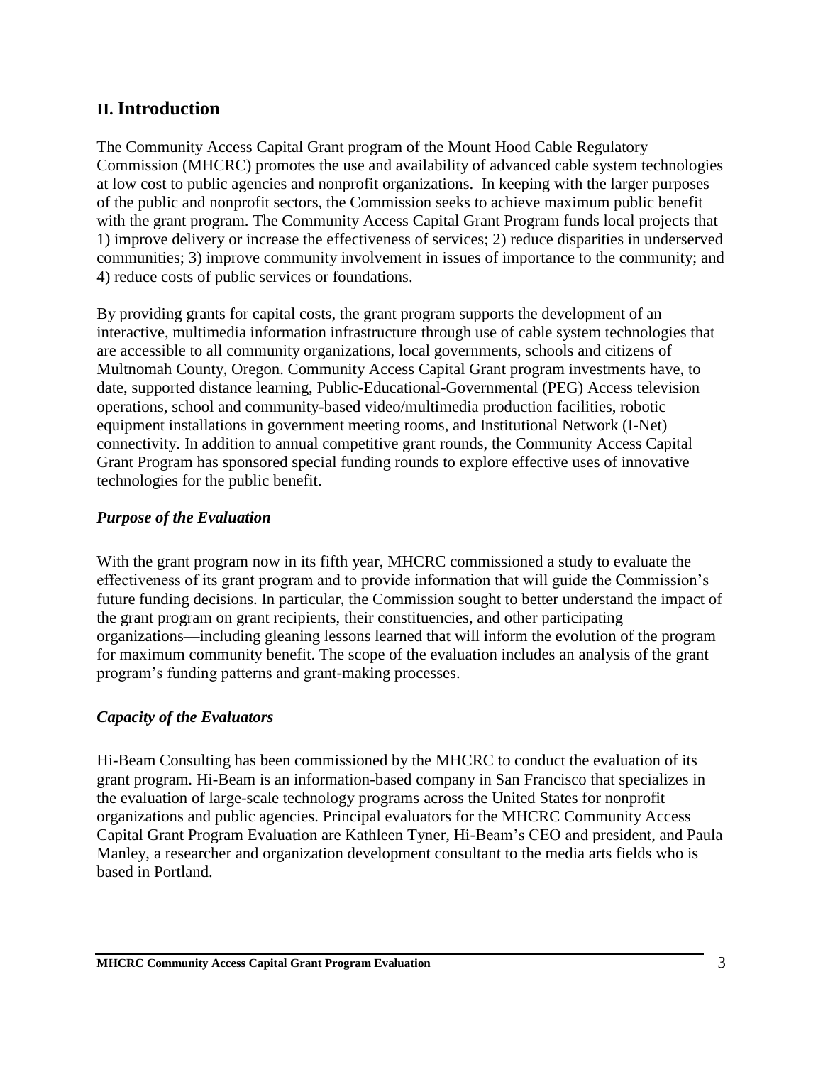## II. Introduction

The Community Access Capital Grant program of the Mount Hood Cable Regulatory Commission (MHCRC) promotes the use and availability of advanced cable system technologies at low cost to public agencies and nonprofit organizations. In keeping with the larger purposes of the public and nonprofit sectors, the Commission seeks to achieve maximum public benefit with the grant program. The Community Access Capital Grant Program funds local projects that 1) improve delivery or increase the effectiveness of services; 2) reduce disparities in underserved communities; 3) improve community involvement in issues of importance to the community; and 4) reduce costs of public services or foundations.

By providing grants for capital costs, the grant program supports the development of an interactive, multimedia information infrastructure through use of cable system technologies that are accessible to all community organizations, local governments, schools and citizens of Multnomah County, Oregon. Community Access Capital Grant program investments have, to date, supported distance learning, Public-Educational-Governmental (PEG) Access television operations, school and community-based video/multimedia production facilities, robotic equipment installations in government meeting rooms, and Institutional Network (I-Net) connectivity. In addition to annual competitive grant rounds, the Community Access Capital Grant Program has sponsored special funding rounds to explore effective uses of innovative technologies for the public benefit.

### *Purpose of the Evaluation*

With the grant program now in its fifth year, MHCRC commissioned a study to evaluate the effectiveness of its grant program and to provide information that will guide the Commission's future funding decisions. In particular, the Commission sought to better understand the impact of the grant program on grant recipients, their constituencies, and other participating organizations—including gleaning lessons learned that will inform the evolution of the program for maximum community benefit. The scope of the evaluation includes an analysis of the grant program's funding patterns and grant-making processes.

### *Capacity of the Evaluators*

Hi-Beam Consulting has been commissioned by the MHCRC to conduct the evaluation of its grant program. Hi-Beam is an information-based company in San Francisco that specializes in the evaluation of large-scale technology programs across the United States for nonprofit organizations and public agencies. Principal evaluators for the MHCRC Community Access Capital Grant Program Evaluation are Kathleen Tyner, Hi-Beam's CEO and president, and Paula Manley, a researcher and organization development consultant to the media arts fields who is based in Portland.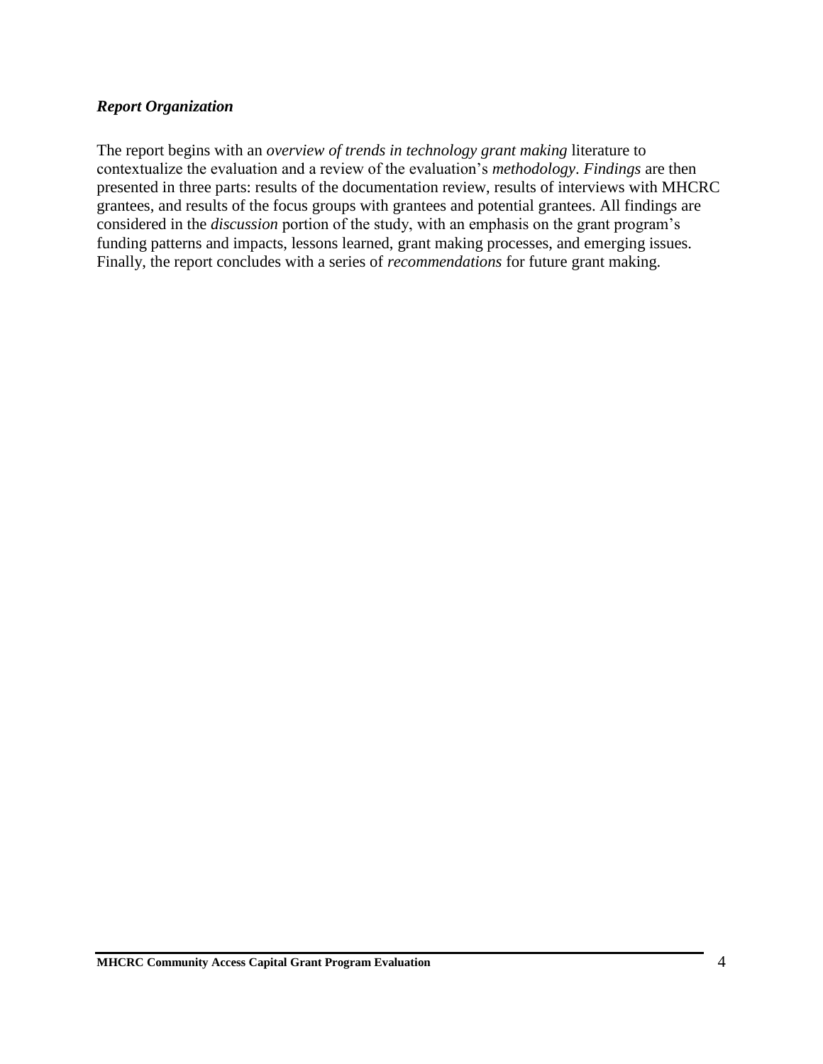### ***Report Organization***

The report begins with an *overview of trends in technology grant making* literature to contextualize the evaluation and a review of the evaluation's *methodology*. *Findings* are then presented in three parts: results of the documentation review, results of interviews with MHCRC grantees, and results of the focus groups with grantees and potential grantees. All findings are considered in the *discussion* portion of the study, with an emphasis on the grant program's funding patterns and impacts, lessons learned, grant making processes, and emerging issues. Finally, the report concludes with a series of *recommendations* for future grant making.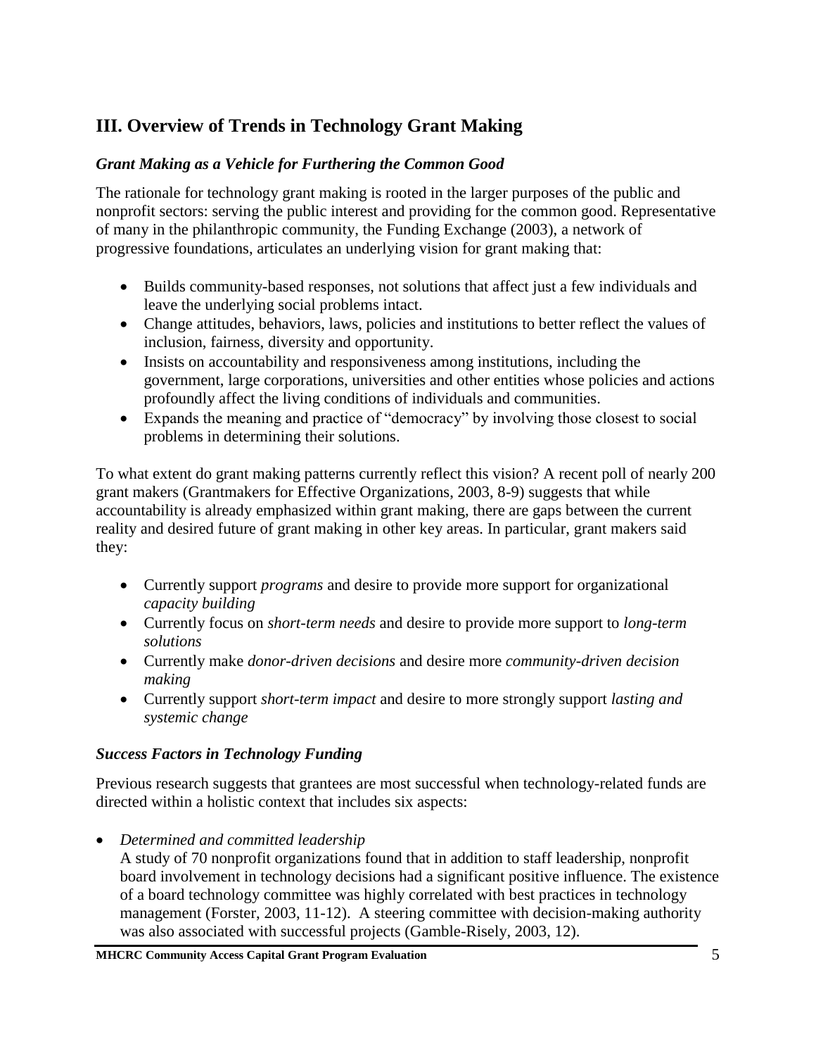## III. Overview of Trends in Technology Grant Making

### *Grant Making as a Vehicle for Furthering the Common Good*

The rationale for technology grant making is rooted in the larger purposes of the public and nonprofit sectors: serving the public interest and providing for the common good. Representative of many in the philanthropic community, the Funding Exchange (2003), a network of progressive foundations, articulates an underlying vision for grant making that:

- Builds community-based responses, not solutions that affect just a few individuals and leave the underlying social problems intact.
- Change attitudes, behaviors, laws, policies and institutions to better reflect the values of inclusion, fairness, diversity and opportunity.
- Insists on accountability and responsiveness among institutions, including the government, large corporations, universities and other entities whose policies and actions profoundly affect the living conditions of individuals and communities.
- Expands the meaning and practice of "democracy" by involving those closest to social problems in determining their solutions.

To what extent do grant making patterns currently reflect this vision? A recent poll of nearly 200 grant makers (Grantmakers for Effective Organizations, 2003, 8-9) suggests that while accountability is already emphasized within grant making, there are gaps between the current reality and desired future of grant making in other key areas. In particular, grant makers said they:

- Currently support *programs* and desire to provide more support for organizational *capacity building*
- Currently focus on *short-term needs* and desire to provide more support to *long-term solutions*
- Currently make *donor-driven decisions* and desire more *community-driven decision making*
- Currently support *short-term impact* and desire to more strongly support *lasting and systemic change*

### *Success Factors in Technology Funding*

Previous research suggests that grantees are most successful when technology-related funds are directed within a holistic context that includes six aspects:

- *Determined and committed leadership*
  A study of 70 nonprofit organizations found that in addition to staff leadership, nonprofit board involvement in technology decisions had a significant positive influence. The existence of a board technology committee was highly correlated with best practices in technology management (Forster, 2003, 11-12). A steering committee with decision-making authority was also associated with successful projects (Gamble-Risely, 2003, 12).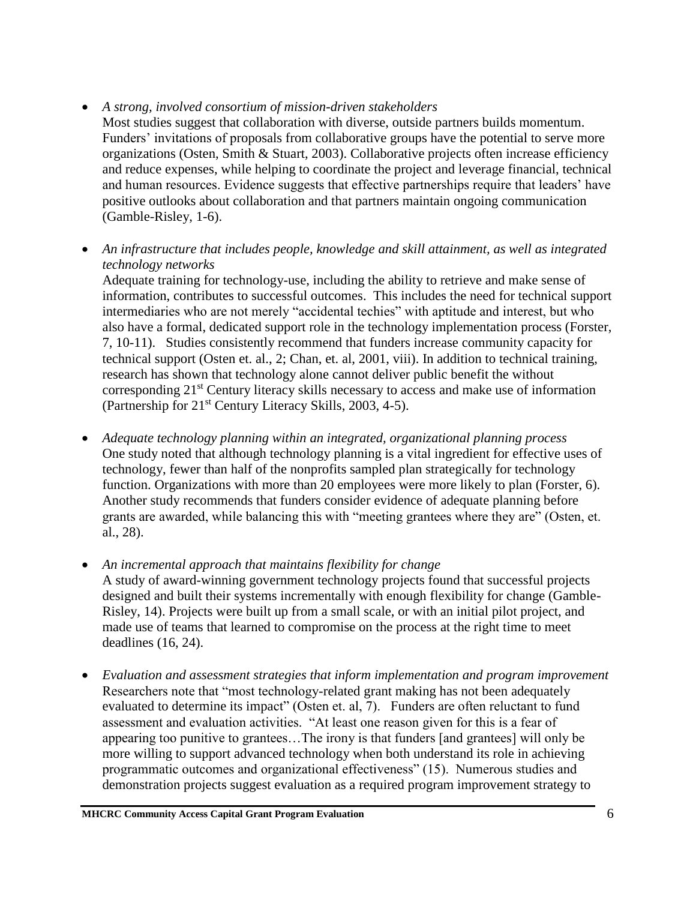- *A strong, involved consortium of mission-driven stakeholders*
  Most studies suggest that collaboration with diverse, outside partners builds momentum. Funders' invitations of proposals from collaborative groups have the potential to serve more organizations (Osten, Smith & Stuart, 2003). Collaborative projects often increase efficiency and reduce expenses, while helping to coordinate the project and leverage financial, technical and human resources. Evidence suggests that effective partnerships require that leaders' have positive outlooks about collaboration and that partners maintain ongoing communication (Gamble-Risley, 1-6).

- *An infrastructure that includes people, knowledge and skill attainment, as well as integrated technology networks*
  Adequate training for technology-use, including the ability to retrieve and make sense of information, contributes to successful outcomes. This includes the need for technical support intermediaries who are not merely "accidental techies" with aptitude and interest, but who also have a formal, dedicated support role in the technology implementation process (Forster, 7, 10-11). Studies consistently recommend that funders increase community capacity for technical support (Osten et. al., 2; Chan, et. al, 2001, viii). In addition to technical training, research has shown that technology alone cannot deliver public benefit the without corresponding 21st Century literacy skills necessary to access and make use of information (Partnership for 21st Century Literacy Skills, 2003, 4-5).

- *Adequate technology planning within an integrated, organizational planning process*
  One study noted that although technology planning is a vital ingredient for effective uses of technology, fewer than half of the nonprofits sampled plan strategically for technology function. Organizations with more than 20 employees were more likely to plan (Forster, 6). Another study recommends that funders consider evidence of adequate planning before grants are awarded, while balancing this with "meeting grantees where they are" (Osten, et. al., 28).

- *An incremental approach that maintains flexibility for change*
  A study of award-winning government technology projects found that successful projects designed and built their systems incrementally with enough flexibility for change (Gamble-Risley, 14). Projects were built up from a small scale, or with an initial pilot project, and made use of teams that learned to compromise on the process at the right time to meet deadlines (16, 24).

- *Evaluation and assessment strategies that inform implementation and program improvement*
  Researchers note that "most technology-related grant making has not been adequately evaluated to determine its impact" (Osten et. al, 7). Funders are often reluctant to fund assessment and evaluation activities. "At least one reason given for this is a fear of appearing too punitive to grantees…The irony is that funders [and grantees] will only be more willing to support advanced technology when both understand its role in achieving programmatic outcomes and organizational effectiveness" (15). Numerous studies and demonstration projects suggest evaluation as a required program improvement strategy to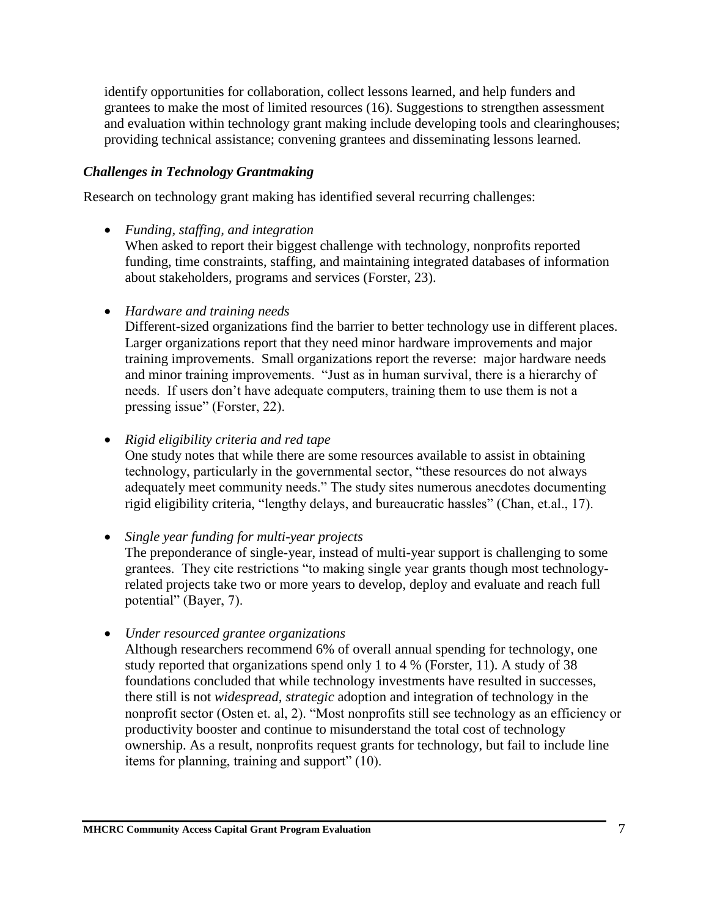identify opportunities for collaboration, collect lessons learned, and help funders and grantees to make the most of limited resources (16). Suggestions to strengthen assessment and evaluation within technology grant making include developing tools and clearinghouses; providing technical assistance; convening grantees and disseminating lessons learned.

### *Challenges in Technology Grantmaking*

Research on technology grant making has identified several recurring challenges:

- *Funding, staffing, and integration*
  When asked to report their biggest challenge with technology, nonprofits reported funding, time constraints, staffing, and maintaining integrated databases of information about stakeholders, programs and services (Forster, 23).

- *Hardware and training needs*
  Different-sized organizations find the barrier to better technology use in different places. Larger organizations report that they need minor hardware improvements and major training improvements. Small organizations report the reverse: major hardware needs and minor training improvements. "Just as in human survival, there is a hierarchy of needs. If users don't have adequate computers, training them to use them is not a pressing issue" (Forster, 22).

- *Rigid eligibility criteria and red tape*
  One study notes that while there are some resources available to assist in obtaining technology, particularly in the governmental sector, "these resources do not always adequately meet community needs." The study sites numerous anecdotes documenting rigid eligibility criteria, "lengthy delays, and bureaucratic hassles" (Chan, et.al., 17).

- *Single year funding for multi-year projects*
  The preponderance of single-year, instead of multi-year support is challenging to some grantees. They cite restrictions "to making single year grants though most technology-related projects take two or more years to develop, deploy and evaluate and reach full potential" (Bayer, 7).

- *Under resourced grantee organizations*
  Although researchers recommend 6% of overall annual spending for technology, one study reported that organizations spend only 1 to 4 % (Forster, 11). A study of 38 foundations concluded that while technology investments have resulted in successes, there still is not *widespread*, *strategic* adoption and integration of technology in the nonprofit sector (Osten et. al, 2). "Most nonprofits still see technology as an efficiency or productivity booster and continue to misunderstand the total cost of technology ownership. As a result, nonprofits request grants for technology, but fail to include line items for planning, training and support" (10).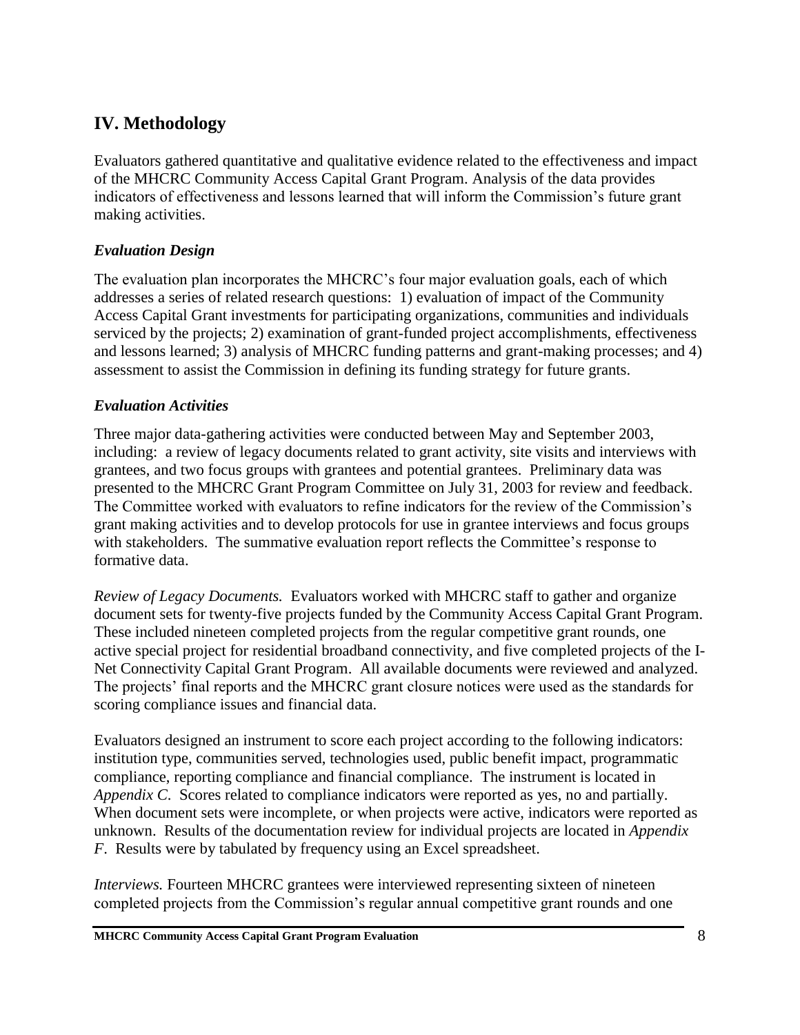## IV. Methodology

Evaluators gathered quantitative and qualitative evidence related to the effectiveness and impact of the MHCRC Community Access Capital Grant Program. Analysis of the data provides indicators of effectiveness and lessons learned that will inform the Commission's future grant making activities.

### *Evaluation Design*

The evaluation plan incorporates the MHCRC's four major evaluation goals, each of which addresses a series of related research questions: 1) evaluation of impact of the Community Access Capital Grant investments for participating organizations, communities and individuals serviced by the projects; 2) examination of grant-funded project accomplishments, effectiveness and lessons learned; 3) analysis of MHCRC funding patterns and grant-making processes; and 4) assessment to assist the Commission in defining its funding strategy for future grants.

### *Evaluation Activities*

Three major data-gathering activities were conducted between May and September 2003, including: a review of legacy documents related to grant activity, site visits and interviews with grantees, and two focus groups with grantees and potential grantees. Preliminary data was presented to the MHCRC Grant Program Committee on July 31, 2003 for review and feedback. The Committee worked with evaluators to refine indicators for the review of the Commission's grant making activities and to develop protocols for use in grantee interviews and focus groups with stakeholders. The summative evaluation report reflects the Committee's response to formative data.

*Review of Legacy Documents.* Evaluators worked with MHCRC staff to gather and organize document sets for twenty-five projects funded by the Community Access Capital Grant Program. These included nineteen completed projects from the regular competitive grant rounds, one active special project for residential broadband connectivity, and five completed projects of the I-Net Connectivity Capital Grant Program. All available documents were reviewed and analyzed. The projects' final reports and the MHCRC grant closure notices were used as the standards for scoring compliance issues and financial data.

Evaluators designed an instrument to score each project according to the following indicators: institution type, communities served, technologies used, public benefit impact, programmatic compliance, reporting compliance and financial compliance. The instrument is located in *Appendix C*. Scores related to compliance indicators were reported as yes, no and partially. When document sets were incomplete, or when projects were active, indicators were reported as unknown. Results of the documentation review for individual projects are located in *Appendix F*. Results were by tabulated by frequency using an Excel spreadsheet.

*Interviews.* Fourteen MHCRC grantees were interviewed representing sixteen of nineteen completed projects from the Commission's regular annual competitive grant rounds and one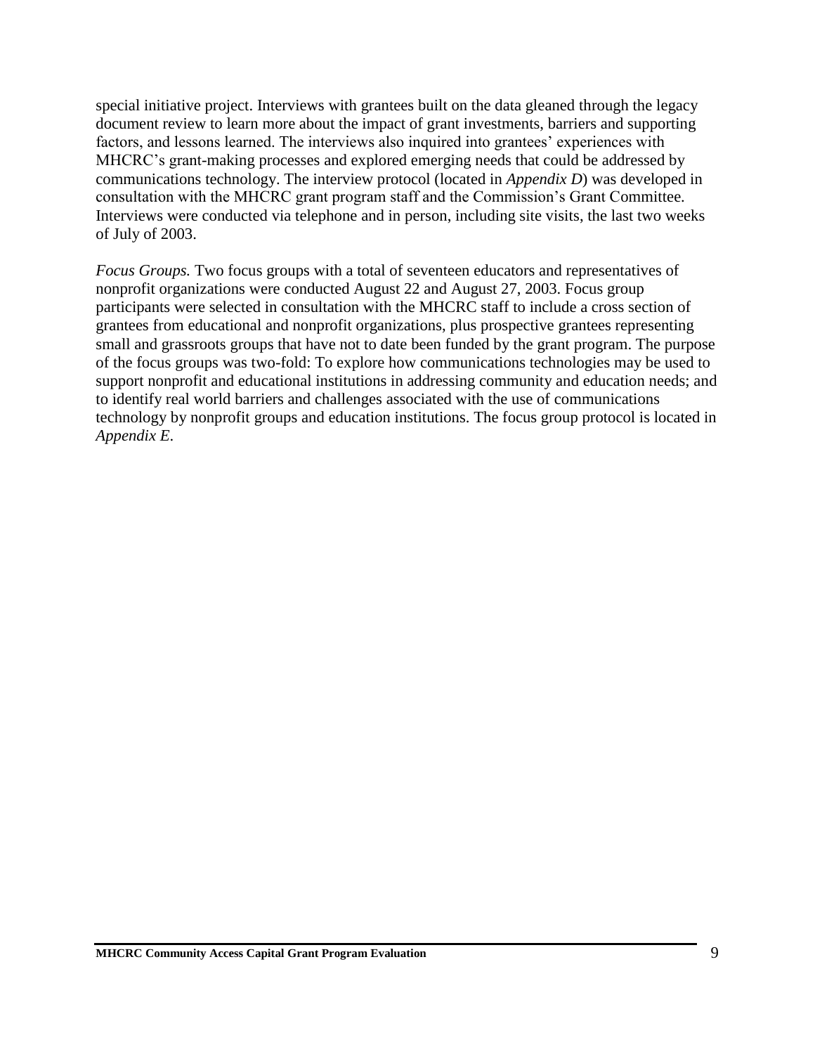special initiative project. Interviews with grantees built on the data gleaned through the legacy document review to learn more about the impact of grant investments, barriers and supporting factors, and lessons learned. The interviews also inquired into grantees' experiences with MHCRC's grant-making processes and explored emerging needs that could be addressed by communications technology. The interview protocol (located in *Appendix D*) was developed in consultation with the MHCRC grant program staff and the Commission's Grant Committee. Interviews were conducted via telephone and in person, including site visits, the last two weeks of July of 2003.

*Focus Groups.* Two focus groups with a total of seventeen educators and representatives of nonprofit organizations were conducted August 22 and August 27, 2003. Focus group participants were selected in consultation with the MHCRC staff to include a cross section of grantees from educational and nonprofit organizations, plus prospective grantees representing small and grassroots groups that have not to date been funded by the grant program. The purpose of the focus groups was two-fold: To explore how communications technologies may be used to support nonprofit and educational institutions in addressing community and education needs; and to identify real world barriers and challenges associated with the use of communications technology by nonprofit groups and education institutions. The focus group protocol is located in *Appendix E*.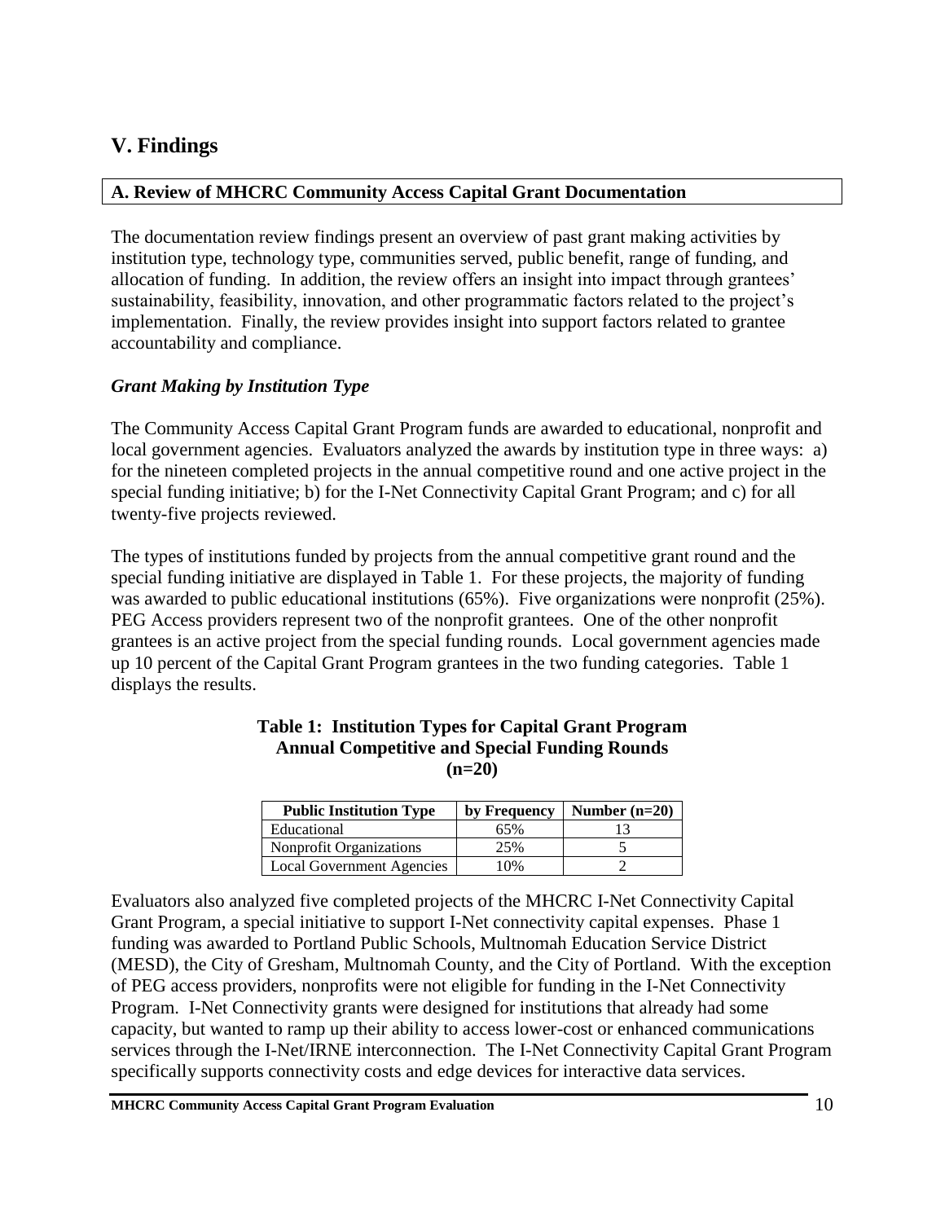# V. Findings

## A. Review of MHCRC Community Access Capital Grant Documentation

The documentation review findings present an overview of past grant making activities by institution type, technology type, communities served, public benefit, range of funding, and allocation of funding. In addition, the review offers an insight into impact through grantees' sustainability, feasibility, innovation, and other programmatic factors related to the project's implementation. Finally, the review provides insight into support factors related to grantee accountability and compliance.

### *Grant Making by Institution Type*

The Community Access Capital Grant Program funds are awarded to educational, nonprofit and local government agencies. Evaluators analyzed the awards by institution type in three ways: a) for the nineteen completed projects in the annual competitive round and one active project in the special funding initiative; b) for the I-Net Connectivity Capital Grant Program; and c) for all twenty-five projects reviewed.

The types of institutions funded by projects from the annual competitive grant round and the special funding initiative are displayed in Table 1. For these projects, the majority of funding was awarded to public educational institutions (65%). Five organizations were nonprofit (25%). PEG Access providers represent two of the nonprofit grantees. One of the other nonprofit grantees is an active project from the special funding rounds. Local government agencies made up 10 percent of the Capital Grant Program grantees in the two funding categories. Table 1 displays the results.

**Table 1: Institution Types for Capital Grant Program Annual Competitive and Special Funding Rounds (n=20)**

| Public Institution Type | by Frequency | Number (n=20) |
|---|---|---|
| Educational | 65% | 13 |
| Nonprofit Organizations | 25% | 5 |
| Local Government Agencies | 10% | 2 |

Evaluators also analyzed five completed projects of the MHCRC I-Net Connectivity Capital Grant Program, a special initiative to support I-Net connectivity capital expenses. Phase 1 funding was awarded to Portland Public Schools, Multnomah Education Service District (MESD), the City of Gresham, Multnomah County, and the City of Portland. With the exception of PEG access providers, nonprofits were not eligible for funding in the I-Net Connectivity Program. I-Net Connectivity grants were designed for institutions that already had some capacity, but wanted to ramp up their ability to access lower-cost or enhanced communications services through the I-Net/IRNE interconnection. The I-Net Connectivity Capital Grant Program specifically supports connectivity costs and edge devices for interactive data services.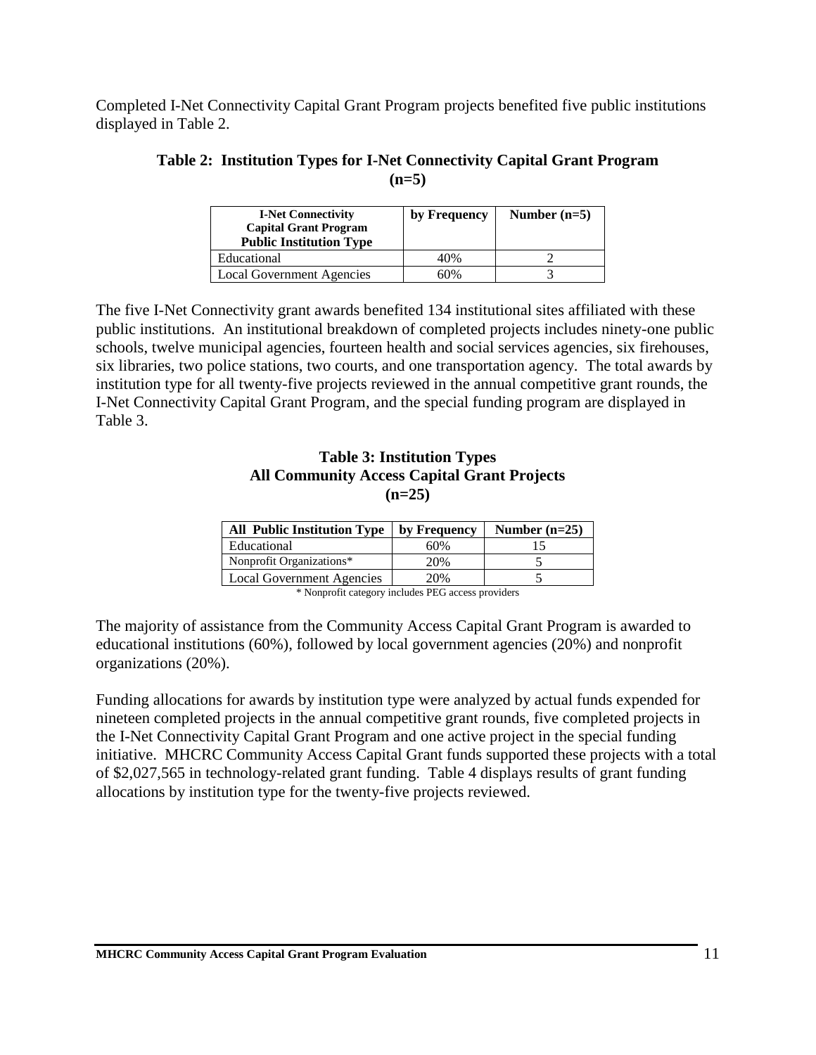Completed I-Net Connectivity Capital Grant Program projects benefited five public institutions displayed in Table 2.

**Table 2: Institution Types for I-Net Connectivity Capital Grant Program (n=5)**

| I-Net Connectivity Capital Grant Program Public Institution Type | by Frequency | Number (n=5) |
| --- | --- | --- |
| Educational | 40% | 2 |
| Local Government Agencies | 60% | 3 |

The five I-Net Connectivity grant awards benefited 134 institutional sites affiliated with these public institutions. An institutional breakdown of completed projects includes ninety-one public schools, twelve municipal agencies, fourteen health and social services agencies, six firehouses, six libraries, two police stations, two courts, and one transportation agency. The total awards by institution type for all twenty-five projects reviewed in the annual competitive grant rounds, the I-Net Connectivity Capital Grant Program, and the special funding program are displayed in Table 3.

**Table 3: Institution Types All Community Access Capital Grant Projects (n=25)**

| All Public Institution Type | by Frequency | Number (n=25) |
| --- | --- | --- |
| Educational | 60% | 15 |
| Nonprofit Organizations* | 20% | 5 |
| Local Government Agencies | 20% | 5 |

\* Nonprofit category includes PEG access providers

The majority of assistance from the Community Access Capital Grant Program is awarded to educational institutions (60%), followed by local government agencies (20%) and nonprofit organizations (20%).

Funding allocations for awards by institution type were analyzed by actual funds expended for nineteen completed projects in the annual competitive grant rounds, five completed projects in the I-Net Connectivity Capital Grant Program and one active project in the special funding initiative. MHCRC Community Access Capital Grant funds supported these projects with a total of $2,027,565 in technology-related grant funding. Table 4 displays results of grant funding allocations by institution type for the twenty-five projects reviewed.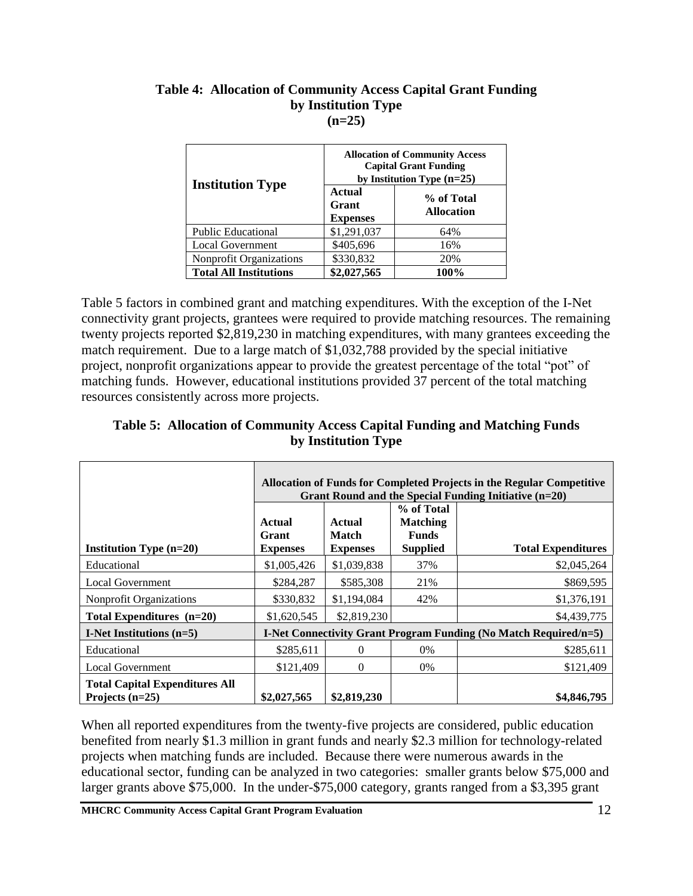### Table 4: Allocation of Community Access Capital Grant Funding by Institution Type (n=25)

| Institution Type | Allocation of Community Access Capital Grant Funding by Institution Type (n=25) | |
|---|---|---|
| | Actual Grant Expenses | % of Total Allocation |
| Public Educational | $1,291,037 | 64% |
| Local Government | $405,696 | 16% |
| Nonprofit Organizations | $330,832 | 20% |
| **Total All Institutions** | **$2,027,565** | **100%** |

Table 5 factors in combined grant and matching expenditures. With the exception of the I-Net connectivity grant projects, grantees were required to provide matching resources. The remaining twenty projects reported $2,819,230 in matching expenditures, with many grantees exceeding the match requirement. Due to a large match of $1,032,788 provided by the special initiative project, nonprofit organizations appear to provide the greatest percentage of the total "pot" of matching funds. However, educational institutions provided 37 percent of the total matching resources consistently across more projects.

### Table 5: Allocation of Community Access Capital Funding and Matching Funds by Institution Type

| | Allocation of Funds for Completed Projects in the Regular Competitive Grant Round and the Special Funding Initiative (n=20) | | | |
|---|---|---|---|---|
| **Institution Type (n=20)** | **Actual Grant Expenses** | **Actual Match Expenses** | **% of Total Matching Funds Supplied** | **Total Expenditures** |
| Educational | $1,005,426 | $1,039,838 | 37% | $2,045,264 |
| Local Government | $284,287 | $585,308 | 21% | $869,595 |
| Nonprofit Organizations | $330,832 | $1,194,084 | 42% | $1,376,191 |
| **Total Expenditures (n=20)** | $1,620,545 | $2,819,230 | | $4,439,775 |
| **I-Net Institutions (n=5)** | **I-Net Connectivity Grant Program Funding (No Match Required/n=5)** | | | |
| Educational | $285,611 | 0 | 0% | $285,611 |
| Local Government | $121,409 | 0 | 0% | $121,409 |
| **Total Capital Expenditures All Projects (n=25)** | **$2,027,565** | **$2,819,230** | | **$4,846,795** |

When all reported expenditures from the twenty-five projects are considered, public education benefited from nearly $1.3 million in grant funds and nearly $2.3 million for technology-related projects when matching funds are included. Because there were numerous awards in the educational sector, funding can be analyzed in two categories: smaller grants below $75,000 and larger grants above $75,000. In the under-$75,000 category, grants ranged from a $3,395 grant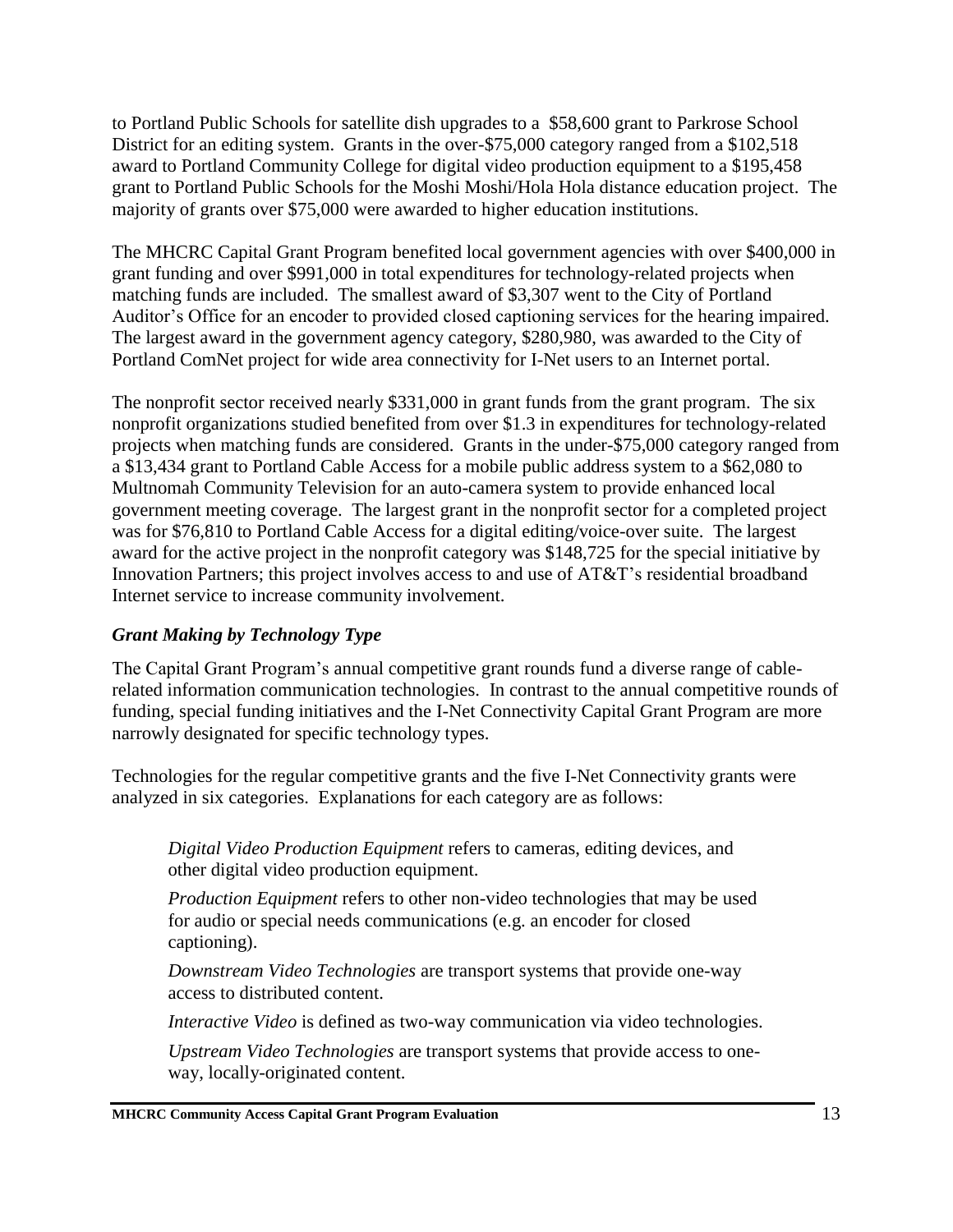to Portland Public Schools for satellite dish upgrades to a  $58,600 grant to Parkrose School District for an editing system.  Grants in the over-$75,000 category ranged from a $102,518 award to Portland Community College for digital video production equipment to a $195,458 grant to Portland Public Schools for the Moshi Moshi/Hola Hola distance education project.  The majority of grants over $75,000 were awarded to higher education institutions.

The MHCRC Capital Grant Program benefited local government agencies with over $400,000 in grant funding and over $991,000 in total expenditures for technology-related projects when matching funds are included.  The smallest award of $3,307 went to the City of Portland Auditor's Office for an encoder to provided closed captioning services for the hearing impaired.  The largest award in the government agency category, $280,980, was awarded to the City of Portland ComNet project for wide area connectivity for I-Net users to an Internet portal.

The nonprofit sector received nearly $331,000 in grant funds from the grant program.  The six nonprofit organizations studied benefited from over $1.3 in expenditures for technology-related projects when matching funds are considered.  Grants in the under-$75,000 category ranged from a $13,434 grant to Portland Cable Access for a mobile public address system to a $62,080 to Multnomah Community Television for an auto-camera system to provide enhanced local government meeting coverage.  The largest grant in the nonprofit sector for a completed project was for $76,810 to Portland Cable Access for a digital editing/voice-over suite.  The largest award for the active project in the nonprofit category was $148,725 for the special initiative by Innovation Partners; this project involves access to and use of AT&T's residential broadband Internet service to increase community involvement.

### *Grant Making by Technology Type*

The Capital Grant Program's annual competitive grant rounds fund a diverse range of cable-related information communication technologies.  In contrast to the annual competitive rounds of funding, special funding initiatives and the I-Net Connectivity Capital Grant Program are more narrowly designated for specific technology types.

Technologies for the regular competitive grants and the five I-Net Connectivity grants were analyzed in six categories.  Explanations for each category are as follows:

> *Digital Video Production Equipment* refers to cameras, editing devices, and other digital video production equipment.
>
> *Production Equipment* refers to other non-video technologies that may be used for audio or special needs communications (e.g. an encoder for closed captioning).
>
> *Downstream Video Technologies* are transport systems that provide one-way access to distributed content.
>
> *Interactive Video* is defined as two-way communication via video technologies.
>
> *Upstream Video Technologies* are transport systems that provide access to one-way, locally-originated content.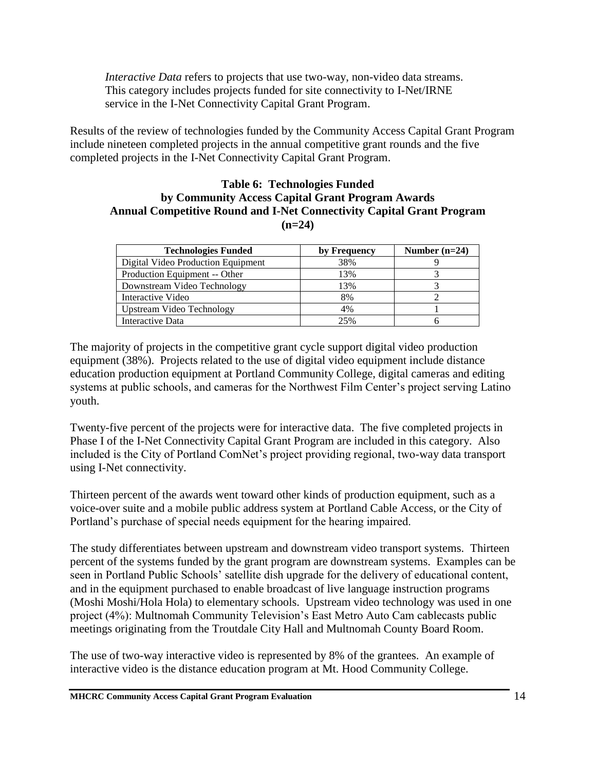*Interactive Data* refers to projects that use two-way, non-video data streams. This category includes projects funded for site connectivity to I-Net/IRNE service in the I-Net Connectivity Capital Grant Program.

Results of the review of technologies funded by the Community Access Capital Grant Program include nineteen completed projects in the annual competitive grant rounds and the five completed projects in the I-Net Connectivity Capital Grant Program.

**Table 6: Technologies Funded by Community Access Capital Grant Program Awards Annual Competitive Round and I-Net Connectivity Capital Grant Program (n=24)**

| Technologies Funded | by Frequency | Number (n=24) |
|---|---|---|
| Digital Video Production Equipment | 38% | 9 |
| Production Equipment -- Other | 13% | 3 |
| Downstream Video Technology | 13% | 3 |
| Interactive Video | 8% | 2 |
| Upstream Video Technology | 4% | 1 |
| Interactive Data | 25% | 6 |

The majority of projects in the competitive grant cycle support digital video production equipment (38%). Projects related to the use of digital video equipment include distance education production equipment at Portland Community College, digital cameras and editing systems at public schools, and cameras for the Northwest Film Center's project serving Latino youth.

Twenty-five percent of the projects were for interactive data. The five completed projects in Phase I of the I-Net Connectivity Capital Grant Program are included in this category. Also included is the City of Portland ComNet's project providing regional, two-way data transport using I-Net connectivity.

Thirteen percent of the awards went toward other kinds of production equipment, such as a voice-over suite and a mobile public address system at Portland Cable Access, or the City of Portland's purchase of special needs equipment for the hearing impaired.

The study differentiates between upstream and downstream video transport systems. Thirteen percent of the systems funded by the grant program are downstream systems. Examples can be seen in Portland Public Schools' satellite dish upgrade for the delivery of educational content, and in the equipment purchased to enable broadcast of live language instruction programs (Moshi Moshi/Hola Hola) to elementary schools. Upstream video technology was used in one project (4%): Multnomah Community Television's East Metro Auto Cam cablecasts public meetings originating from the Troutdale City Hall and Multnomah County Board Room.

The use of two-way interactive video is represented by 8% of the grantees. An example of interactive video is the distance education program at Mt. Hood Community College.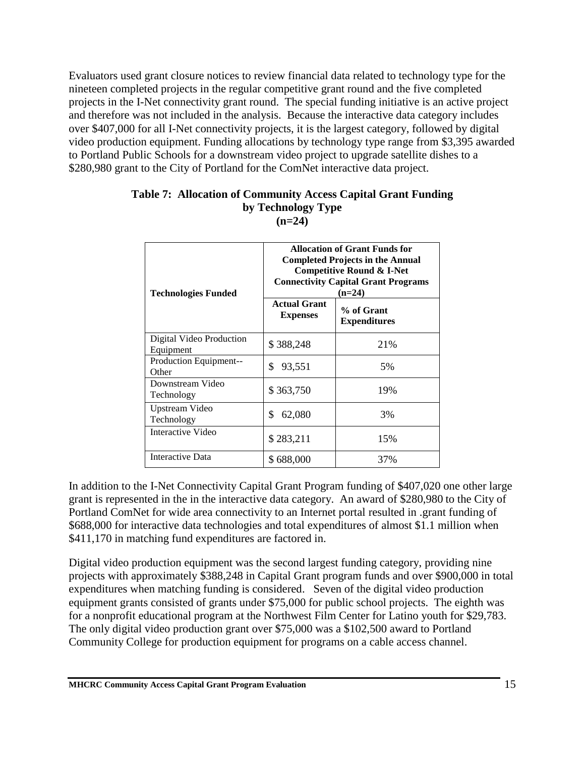Evaluators used grant closure notices to review financial data related to technology type for the nineteen completed projects in the regular competitive grant round and the five completed projects in the I-Net connectivity grant round. The special funding initiative is an active project and therefore was not included in the analysis. Because the interactive data category includes over $407,000 for all I-Net connectivity projects, it is the largest category, followed by digital video production equipment. Funding allocations by technology type range from $3,395 awarded to Portland Public Schools for a downstream video project to upgrade satellite dishes to a $280,980 grant to the City of Portland for the ComNet interactive data project.

**Table 7: Allocation of Community Access Capital Grant Funding by Technology Type (n=24)**

| Technologies Funded | Allocation of Grant Funds for Completed Projects in the Annual Competitive Round & I-Net Connectivity Capital Grant Programs (n=24) | |
|---|---|---|
| | Actual Grant Expenses | % of Grant Expenditures |
| Digital Video Production Equipment | $ 388,248 | 21% |
| Production Equipment--Other | $ 93,551 | 5% |
| Downstream Video Technology | $ 363,750 | 19% |
| Upstream Video Technology | $ 62,080 | 3% |
| Interactive Video | $ 283,211 | 15% |
| Interactive Data | $ 688,000 | 37% |

In addition to the I-Net Connectivity Capital Grant Program funding of $407,020 one other large grant is represented in the in the interactive data category. An award of $280,980 to the City of Portland ComNet for wide area connectivity to an Internet portal resulted in .grant funding of $688,000 for interactive data technologies and total expenditures of almost $1.1 million when $411,170 in matching fund expenditures are factored in.

Digital video production equipment was the second largest funding category, providing nine projects with approximately $388,248 in Capital Grant program funds and over $900,000 in total expenditures when matching funding is considered. Seven of the digital video production equipment grants consisted of grants under $75,000 for public school projects. The eighth was for a nonprofit educational program at the Northwest Film Center for Latino youth for $29,783. The only digital video production grant over $75,000 was a $102,500 award to Portland Community College for production equipment for programs on a cable access channel.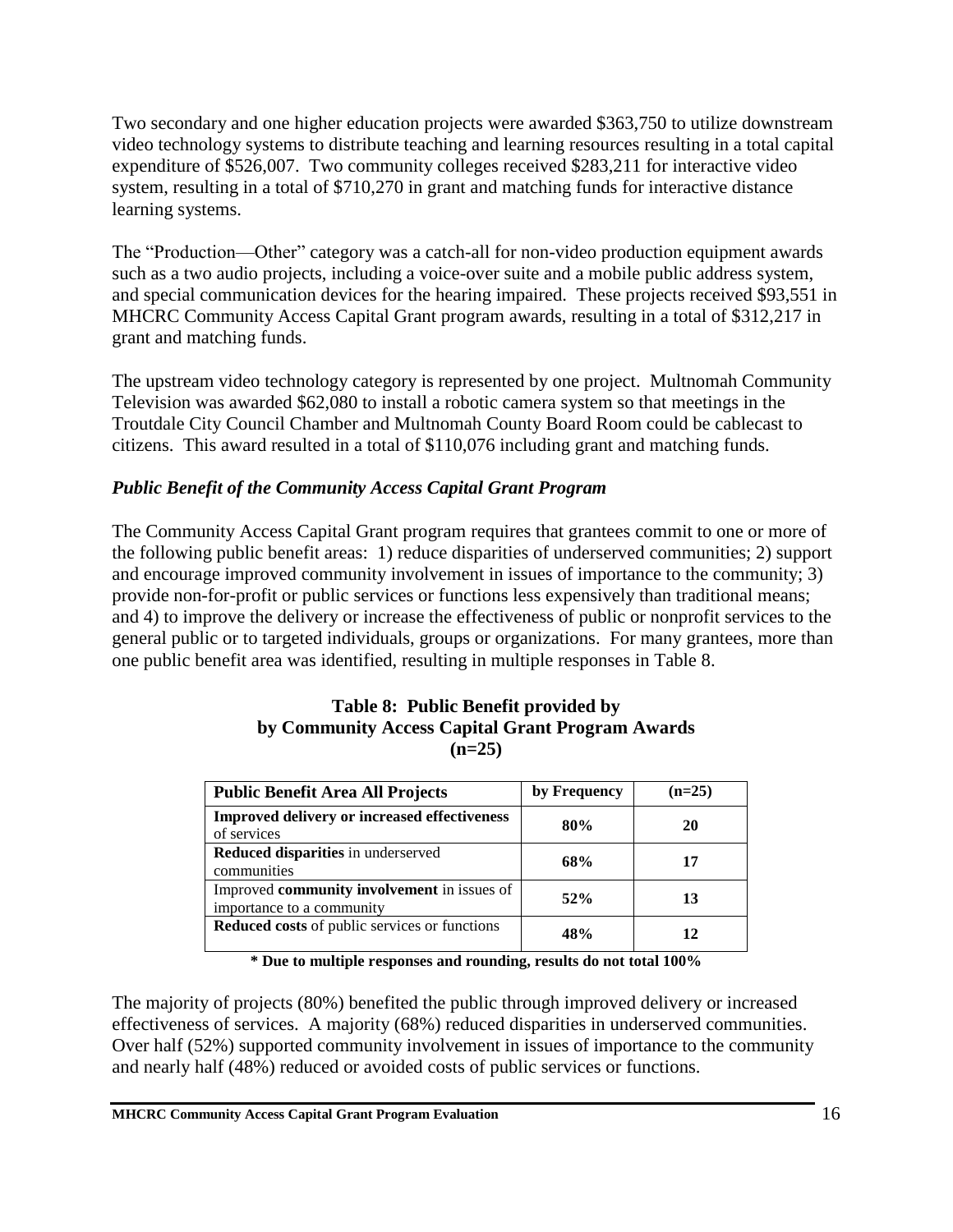Two secondary and one higher education projects were awarded $363,750 to utilize downstream video technology systems to distribute teaching and learning resources resulting in a total capital expenditure of $526,007. Two community colleges received $283,211 for interactive video system, resulting in a total of $710,270 in grant and matching funds for interactive distance learning systems.

The "Production—Other" category was a catch-all for non-video production equipment awards such as a two audio projects, including a voice-over suite and a mobile public address system, and special communication devices for the hearing impaired. These projects received $93,551 in MHCRC Community Access Capital Grant program awards, resulting in a total of $312,217 in grant and matching funds.

The upstream video technology category is represented by one project. Multnomah Community Television was awarded $62,080 to install a robotic camera system so that meetings in the Troutdale City Council Chamber and Multnomah County Board Room could be cablecast to citizens. This award resulted in a total of $110,076 including grant and matching funds.

### *Public Benefit of the Community Access Capital Grant Program*

The Community Access Capital Grant program requires that grantees commit to one or more of the following public benefit areas: 1) reduce disparities of underserved communities; 2) support and encourage improved community involvement in issues of importance to the community; 3) provide non-for-profit or public services or functions less expensively than traditional means; and 4) to improve the delivery or increase the effectiveness of public or nonprofit services to the general public or to targeted individuals, groups or organizations. For many grantees, more than one public benefit area was identified, resulting in multiple responses in Table 8.

**Table 8: Public Benefit provided by by Community Access Capital Grant Program Awards (n=25)**

| Public Benefit Area All Projects | by Frequency | (n=25) |
|---|---|---|
| **Improved delivery or increased effectiveness** of services | **80%** | **20** |
| **Reduced disparities** in underserved communities | **68%** | **17** |
| Improved **community involvement** in issues of importance to a community | **52%** | **13** |
| **Reduced costs** of public services or functions | **48%** | **12** |

**\* Due to multiple responses and rounding, results do not total 100%**

The majority of projects (80%) benefited the public through improved delivery or increased effectiveness of services. A majority (68%) reduced disparities in underserved communities. Over half (52%) supported community involvement in issues of importance to the community and nearly half (48%) reduced or avoided costs of public services or functions.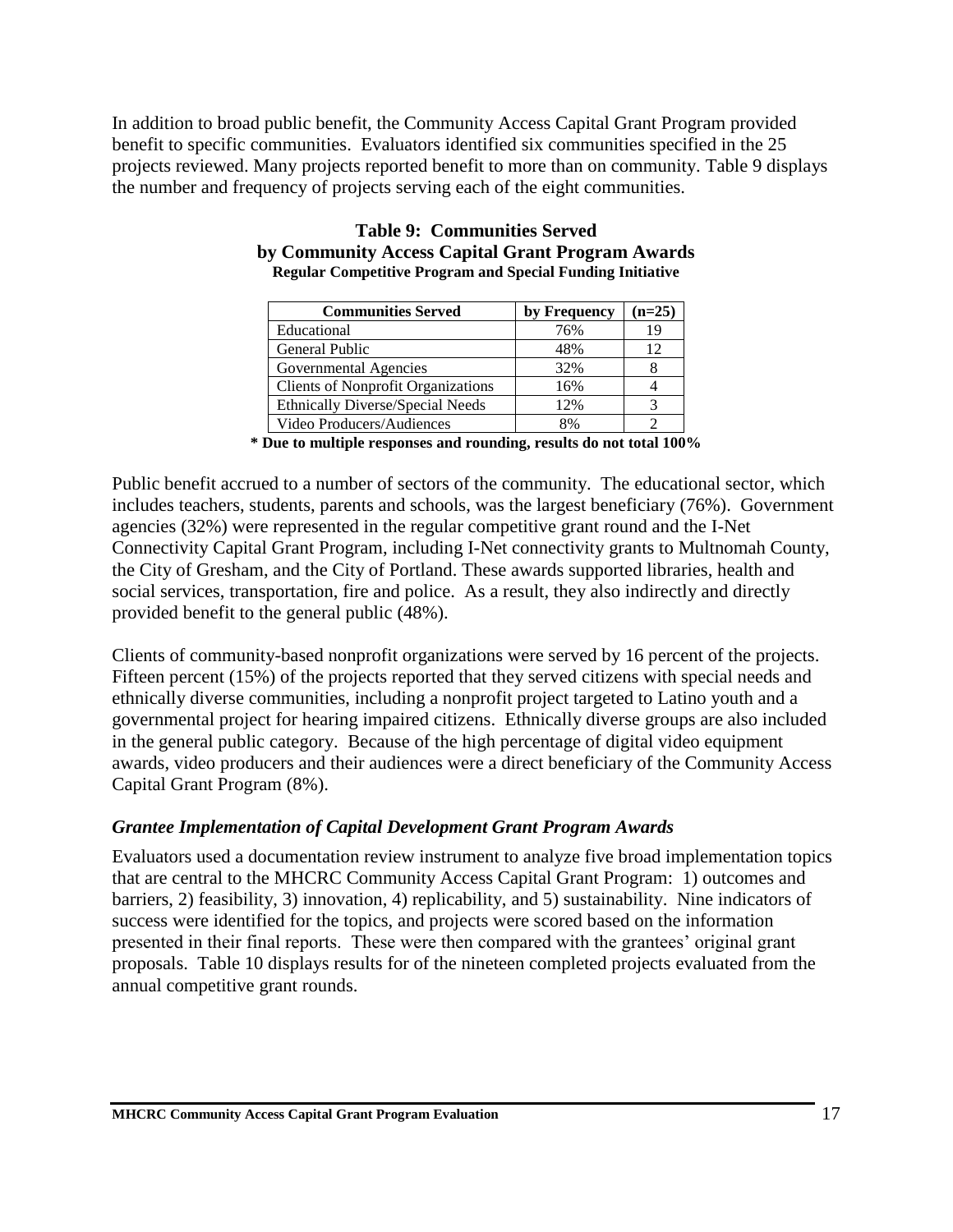In addition to broad public benefit, the Community Access Capital Grant Program provided benefit to specific communities. Evaluators identified six communities specified in the 25 projects reviewed. Many projects reported benefit to more than on community. Table 9 displays the number and frequency of projects serving each of the eight communities.

**Table 9: Communities Served by Community Access Capital Grant Program Awards**
**Regular Competitive Program and Special Funding Initiative**

| Communities Served | by Frequency | (n=25) |
|---|---|---|
| Educational | 76% | 19 |
| General Public | 48% | 12 |
| Governmental Agencies | 32% | 8 |
| Clients of Nonprofit Organizations | 16% | 4 |
| Ethnically Diverse/Special Needs | 12% | 3 |
| Video Producers/Audiences | 8% | 2 |

**\* Due to multiple responses and rounding, results do not total 100%**

Public benefit accrued to a number of sectors of the community. The educational sector, which includes teachers, students, parents and schools, was the largest beneficiary (76%). Government agencies (32%) were represented in the regular competitive grant round and the I-Net Connectivity Capital Grant Program, including I-Net connectivity grants to Multnomah County, the City of Gresham, and the City of Portland. These awards supported libraries, health and social services, transportation, fire and police. As a result, they also indirectly and directly provided benefit to the general public (48%).

Clients of community-based nonprofit organizations were served by 16 percent of the projects. Fifteen percent (15%) of the projects reported that they served citizens with special needs and ethnically diverse communities, including a nonprofit project targeted to Latino youth and a governmental project for hearing impaired citizens. Ethnically diverse groups are also included in the general public category. Because of the high percentage of digital video equipment awards, video producers and their audiences were a direct beneficiary of the Community Access Capital Grant Program (8%).

### *Grantee Implementation of Capital Development Grant Program Awards*

Evaluators used a documentation review instrument to analyze five broad implementation topics that are central to the MHCRC Community Access Capital Grant Program: 1) outcomes and barriers, 2) feasibility, 3) innovation, 4) replicability, and 5) sustainability. Nine indicators of success were identified for the topics, and projects were scored based on the information presented in their final reports. These were then compared with the grantees' original grant proposals. Table 10 displays results for of the nineteen completed projects evaluated from the annual competitive grant rounds.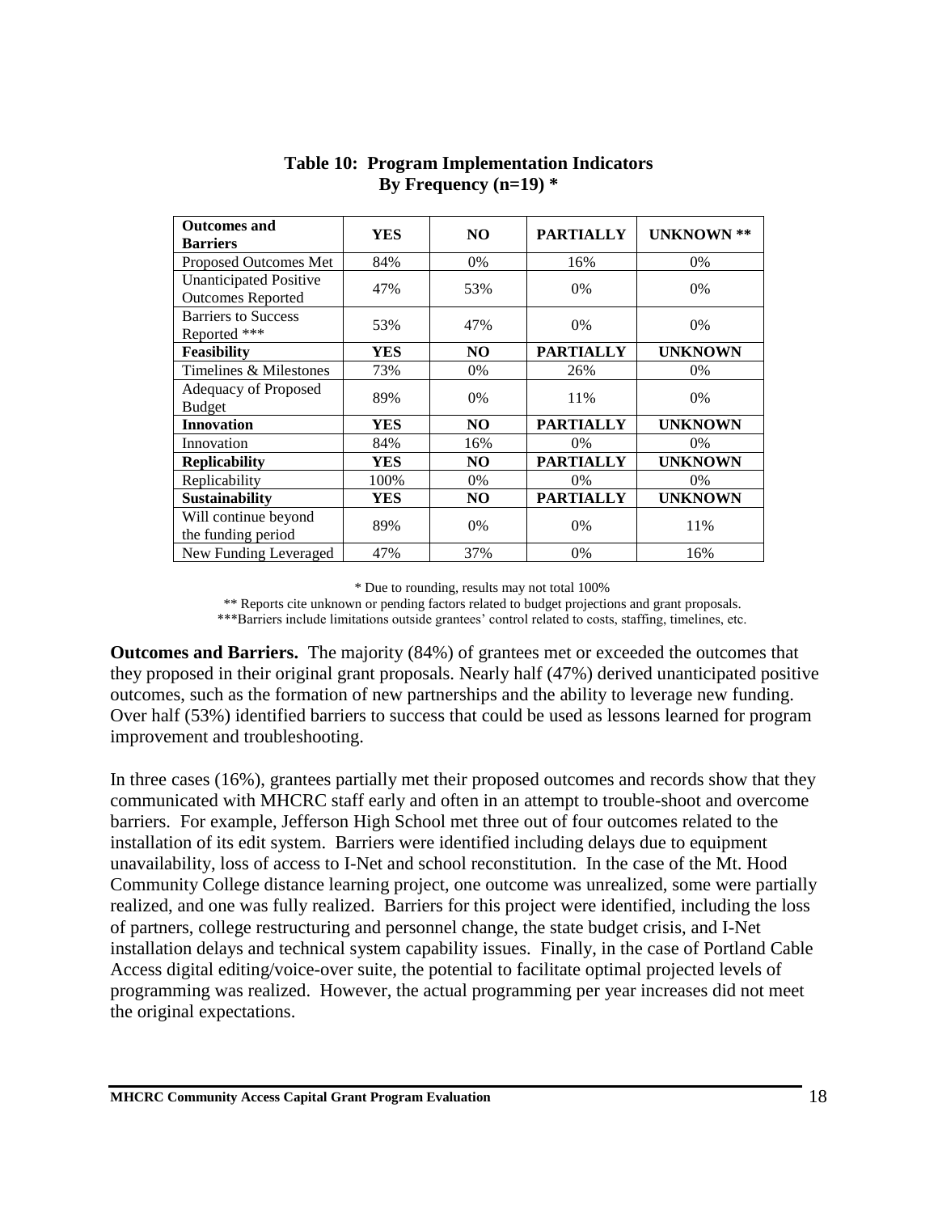**Table 10: Program Implementation Indicators**
**By Frequency (n=19) ***

| Outcomes and Barriers | YES | NO | PARTIALLY | UNKNOWN ** |
|---|---|---|---|---|
| Proposed Outcomes Met | 84% | 0% | 16% | 0% |
| Unanticipated Positive Outcomes Reported | 47% | 53% | 0% | 0% |
| Barriers to Success Reported *** | 53% | 47% | 0% | 0% |
| **Feasibility** | **YES** | **NO** | **PARTIALLY** | **UNKNOWN** |
| Timelines & Milestones | 73% | 0% | 26% | 0% |
| Adequacy of Proposed Budget | 89% | 0% | 11% | 0% |
| **Innovation** | **YES** | **NO** | **PARTIALLY** | **UNKNOWN** |
| Innovation | 84% | 16% | 0% | 0% |
| **Replicability** | **YES** | **NO** | **PARTIALLY** | **UNKNOWN** |
| Replicability | 100% | 0% | 0% | 0% |
| **Sustainability** | **YES** | **NO** | **PARTIALLY** | **UNKNOWN** |
| Will continue beyond the funding period | 89% | 0% | 0% | 11% |
| New Funding Leveraged | 47% | 37% | 0% | 16% |

\* Due to rounding, results may not total 100%

** Reports cite unknown or pending factors related to budget projections and grant proposals.

***Barriers include limitations outside grantees' control related to costs, staffing, timelines, etc.

**Outcomes and Barriers.** The majority (84%) of grantees met or exceeded the outcomes that they proposed in their original grant proposals. Nearly half (47%) derived unanticipated positive outcomes, such as the formation of new partnerships and the ability to leverage new funding. Over half (53%) identified barriers to success that could be used as lessons learned for program improvement and troubleshooting.

In three cases (16%), grantees partially met their proposed outcomes and records show that they communicated with MHCRC staff early and often in an attempt to trouble-shoot and overcome barriers. For example, Jefferson High School met three out of four outcomes related to the installation of its edit system. Barriers were identified including delays due to equipment unavailability, loss of access to I-Net and school reconstitution. In the case of the Mt. Hood Community College distance learning project, one outcome was unrealized, some were partially realized, and one was fully realized. Barriers for this project were identified, including the loss of partners, college restructuring and personnel change, the state budget crisis, and I-Net installation delays and technical system capability issues. Finally, in the case of Portland Cable Access digital editing/voice-over suite, the potential to facilitate optimal projected levels of programming was realized. However, the actual programming per year increases did not meet the original expectations.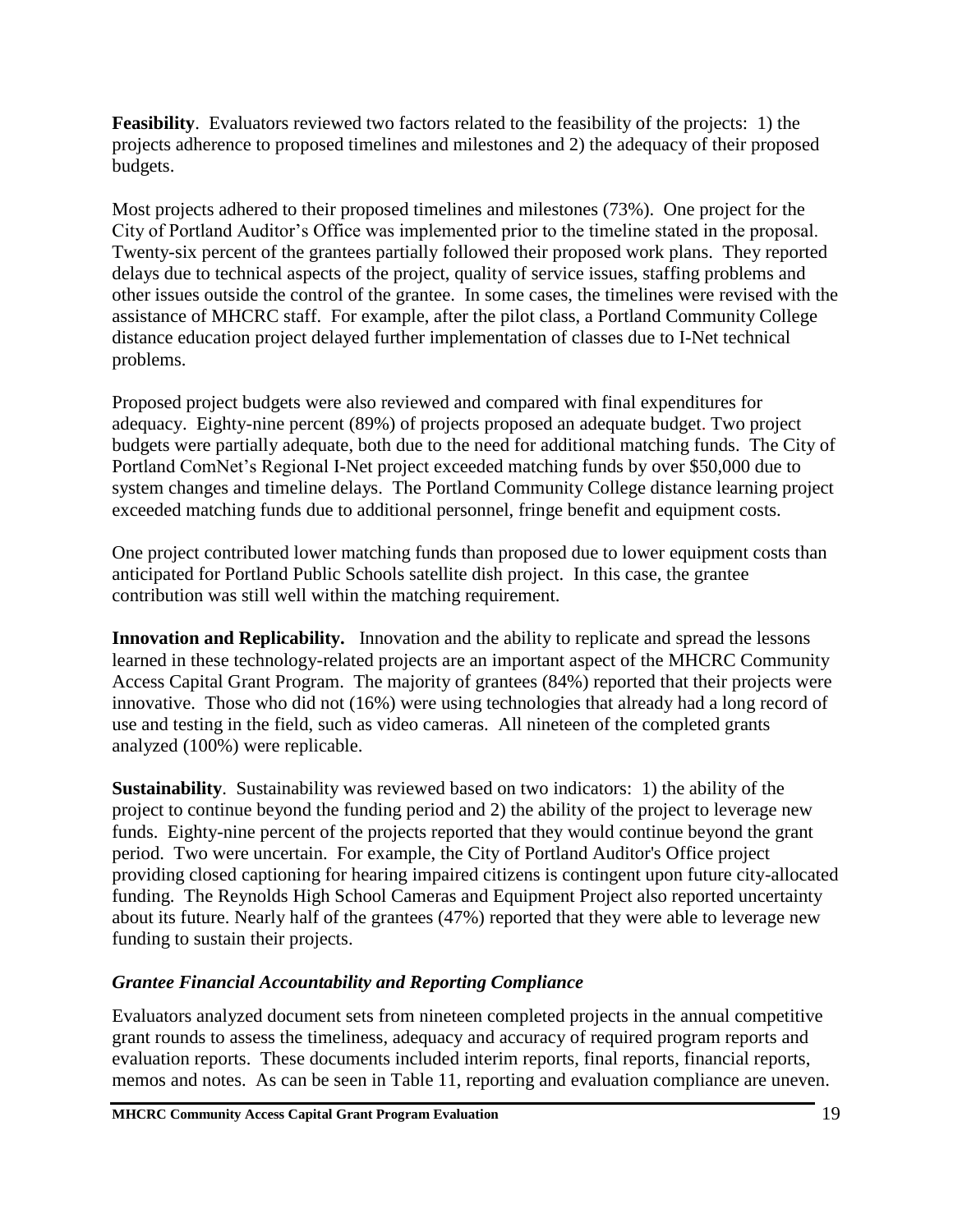**Feasibility**. Evaluators reviewed two factors related to the feasibility of the projects: 1) the projects adherence to proposed timelines and milestones and 2) the adequacy of their proposed budgets.

Most projects adhered to their proposed timelines and milestones (73%). One project for the City of Portland Auditor's Office was implemented prior to the timeline stated in the proposal. Twenty-six percent of the grantees partially followed their proposed work plans. They reported delays due to technical aspects of the project, quality of service issues, staffing problems and other issues outside the control of the grantee. In some cases, the timelines were revised with the assistance of MHCRC staff. For example, after the pilot class, a Portland Community College distance education project delayed further implementation of classes due to I-Net technical problems.

Proposed project budgets were also reviewed and compared with final expenditures for adequacy. Eighty-nine percent (89%) of projects proposed an adequate budget. Two project budgets were partially adequate, both due to the need for additional matching funds. The City of Portland ComNet's Regional I-Net project exceeded matching funds by over $50,000 due to system changes and timeline delays. The Portland Community College distance learning project exceeded matching funds due to additional personnel, fringe benefit and equipment costs.

One project contributed lower matching funds than proposed due to lower equipment costs than anticipated for Portland Public Schools satellite dish project. In this case, the grantee contribution was still well within the matching requirement.

**Innovation and Replicability.** Innovation and the ability to replicate and spread the lessons learned in these technology-related projects are an important aspect of the MHCRC Community Access Capital Grant Program. The majority of grantees (84%) reported that their projects were innovative. Those who did not (16%) were using technologies that already had a long record of use and testing in the field, such as video cameras. All nineteen of the completed grants analyzed (100%) were replicable.

**Sustainability**. Sustainability was reviewed based on two indicators: 1) the ability of the project to continue beyond the funding period and 2) the ability of the project to leverage new funds. Eighty-nine percent of the projects reported that they would continue beyond the grant period. Two were uncertain. For example, the City of Portland Auditor's Office project providing closed captioning for hearing impaired citizens is contingent upon future city-allocated funding. The Reynolds High School Cameras and Equipment Project also reported uncertainty about its future. Nearly half of the grantees (47%) reported that they were able to leverage new funding to sustain their projects.

### *Grantee Financial Accountability and Reporting Compliance*

Evaluators analyzed document sets from nineteen completed projects in the annual competitive grant rounds to assess the timeliness, adequacy and accuracy of required program reports and evaluation reports. These documents included interim reports, final reports, financial reports, memos and notes. As can be seen in Table 11, reporting and evaluation compliance are uneven.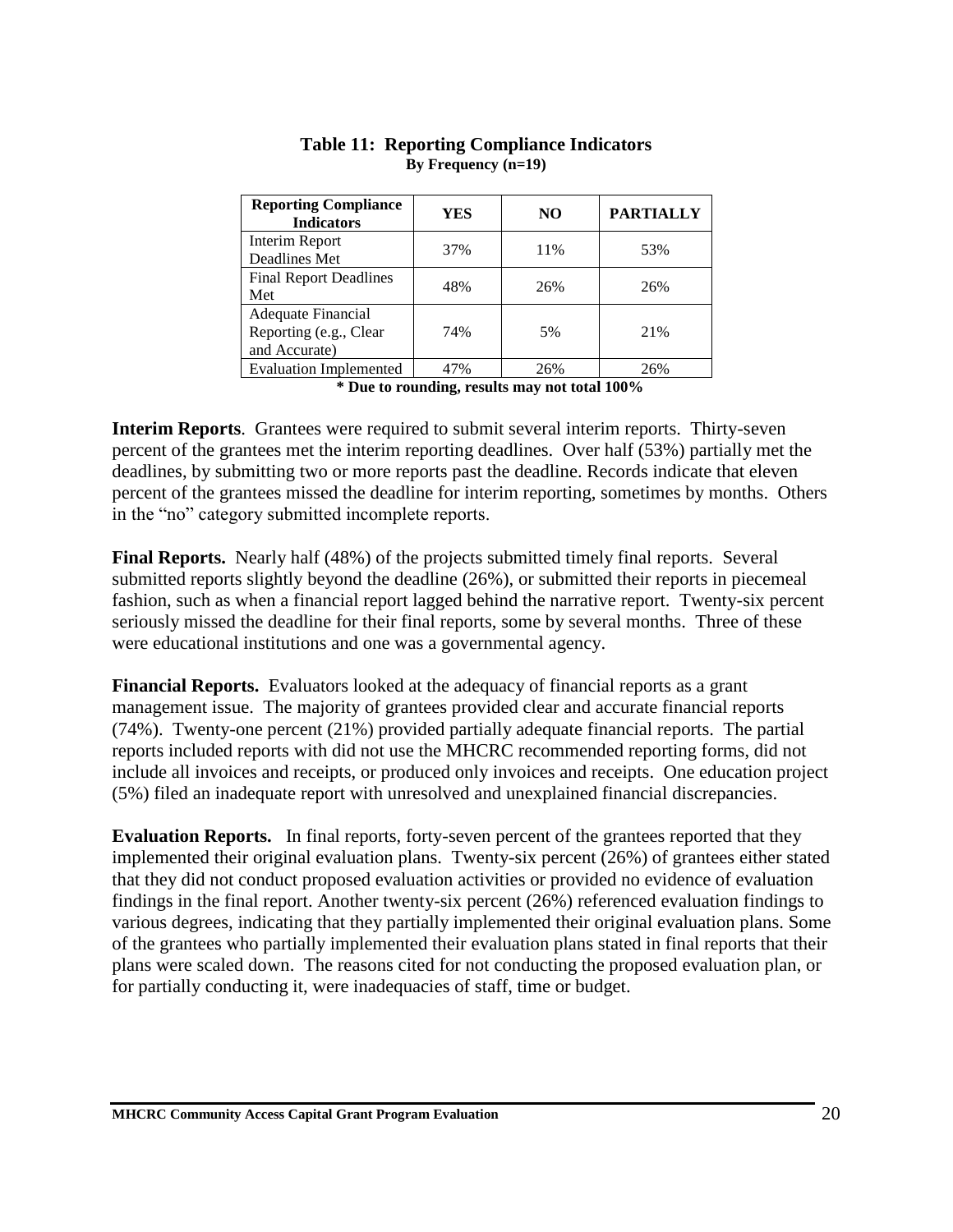**Table 11: Reporting Compliance Indicators**
**By Frequency (n=19)**

| Reporting Compliance Indicators | YES | NO | PARTIALLY |
|---|---|---|---|
| Interim Report Deadlines Met | 37% | 11% | 53% |
| Final Report Deadlines Met | 48% | 26% | 26% |
| Adequate Financial Reporting (e.g., Clear and Accurate) | 74% | 5% | 21% |
| Evaluation Implemented | 47% | 26% | 26% |

**\* Due to rounding, results may not total 100%**

**Interim Reports**. Grantees were required to submit several interim reports. Thirty-seven percent of the grantees met the interim reporting deadlines. Over half (53%) partially met the deadlines, by submitting two or more reports past the deadline. Records indicate that eleven percent of the grantees missed the deadline for interim reporting, sometimes by months. Others in the "no" category submitted incomplete reports.

**Final Reports.** Nearly half (48%) of the projects submitted timely final reports. Several submitted reports slightly beyond the deadline (26%), or submitted their reports in piecemeal fashion, such as when a financial report lagged behind the narrative report. Twenty-six percent seriously missed the deadline for their final reports, some by several months. Three of these were educational institutions and one was a governmental agency.

**Financial Reports.** Evaluators looked at the adequacy of financial reports as a grant management issue. The majority of grantees provided clear and accurate financial reports (74%). Twenty-one percent (21%) provided partially adequate financial reports. The partial reports included reports with did not use the MHCRC recommended reporting forms, did not include all invoices and receipts, or produced only invoices and receipts. One education project (5%) filed an inadequate report with unresolved and unexplained financial discrepancies.

**Evaluation Reports.** In final reports, forty-seven percent of the grantees reported that they implemented their original evaluation plans. Twenty-six percent (26%) of grantees either stated that they did not conduct proposed evaluation activities or provided no evidence of evaluation findings in the final report. Another twenty-six percent (26%) referenced evaluation findings to various degrees, indicating that they partially implemented their original evaluation plans. Some of the grantees who partially implemented their evaluation plans stated in final reports that their plans were scaled down. The reasons cited for not conducting the proposed evaluation plan, or for partially conducting it, were inadequacies of staff, time or budget.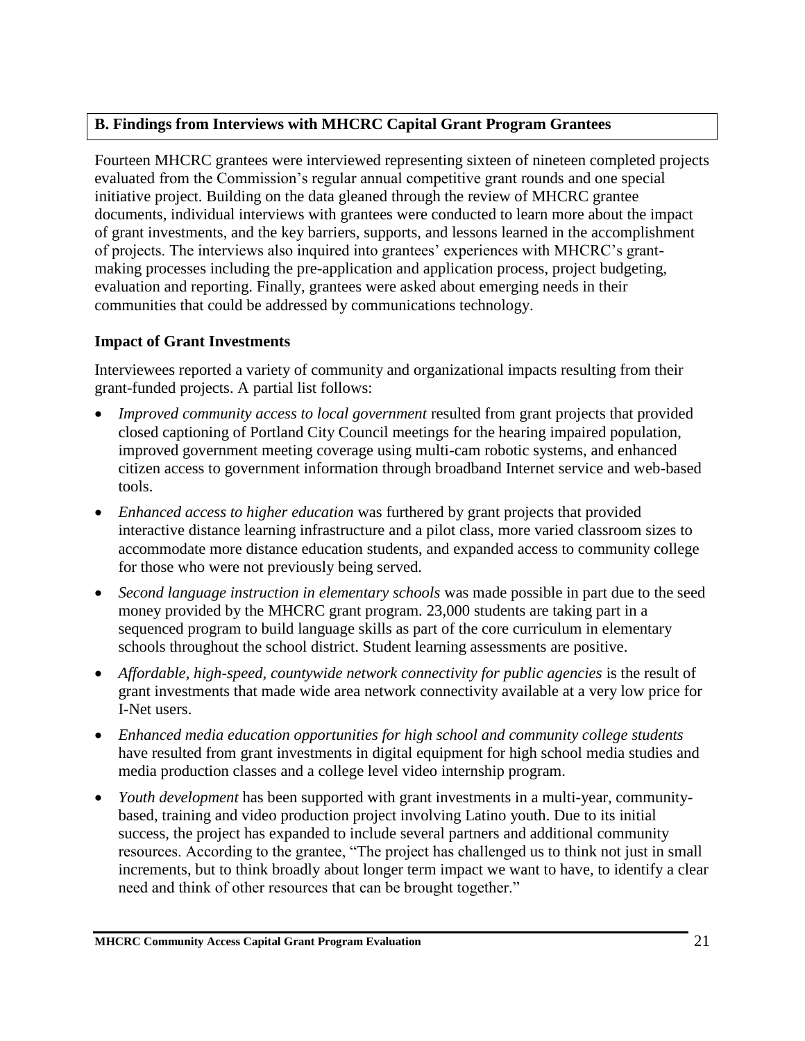## B. Findings from Interviews with MHCRC Capital Grant Program Grantees

Fourteen MHCRC grantees were interviewed representing sixteen of nineteen completed projects evaluated from the Commission's regular annual competitive grant rounds and one special initiative project. Building on the data gleaned through the review of MHCRC grantee documents, individual interviews with grantees were conducted to learn more about the impact of grant investments, and the key barriers, supports, and lessons learned in the accomplishment of projects. The interviews also inquired into grantees' experiences with MHCRC's grant-making processes including the pre-application and application process, project budgeting, evaluation and reporting. Finally, grantees were asked about emerging needs in their communities that could be addressed by communications technology.

### Impact of Grant Investments

Interviewees reported a variety of community and organizational impacts resulting from their grant-funded projects. A partial list follows:

- *Improved community access to local government* resulted from grant projects that provided closed captioning of Portland City Council meetings for the hearing impaired population, improved government meeting coverage using multi-cam robotic systems, and enhanced citizen access to government information through broadband Internet service and web-based tools.
- *Enhanced access to higher education* was furthered by grant projects that provided interactive distance learning infrastructure and a pilot class, more varied classroom sizes to accommodate more distance education students, and expanded access to community college for those who were not previously being served.
- *Second language instruction in elementary schools* was made possible in part due to the seed money provided by the MHCRC grant program. 23,000 students are taking part in a sequenced program to build language skills as part of the core curriculum in elementary schools throughout the school district. Student learning assessments are positive.
- *Affordable, high-speed, countywide network connectivity for public agencies* is the result of grant investments that made wide area network connectivity available at a very low price for I-Net users.
- *Enhanced media education opportunities for high school and community college students* have resulted from grant investments in digital equipment for high school media studies and media production classes and a college level video internship program.
- *Youth development* has been supported with grant investments in a multi-year, community-based, training and video production project involving Latino youth. Due to its initial success, the project has expanded to include several partners and additional community resources. According to the grantee, "The project has challenged us to think not just in small increments, but to think broadly about longer term impact we want to have, to identify a clear need and think of other resources that can be brought together."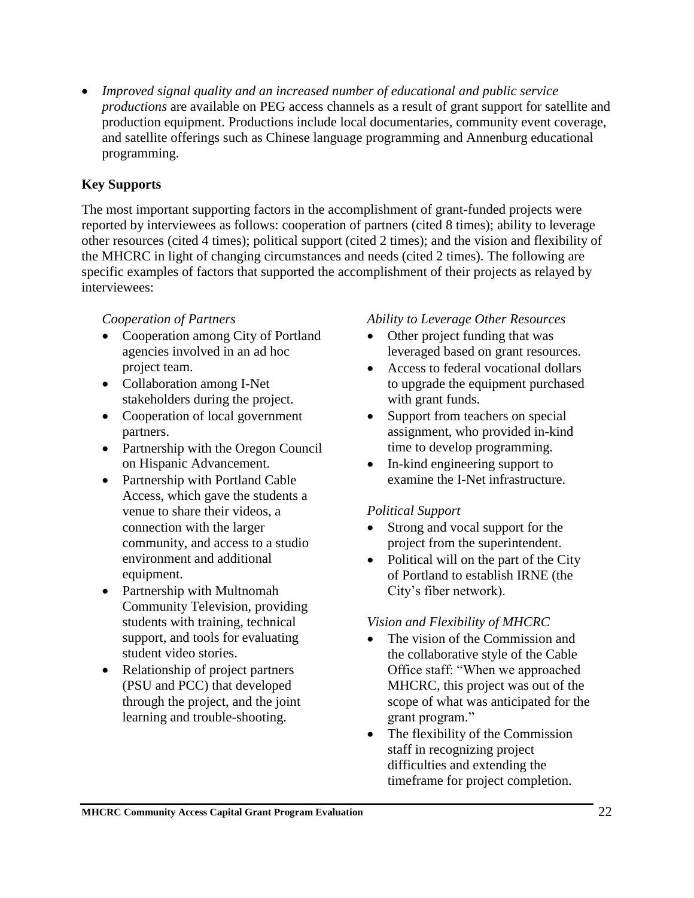- *Improved signal quality and an increased number of educational and public service productions* are available on PEG access channels as a result of grant support for satellite and production equipment. Productions include local documentaries, community event coverage, and satellite offerings such as Chinese language programming and Annenburg educational programming.

## Key Supports

The most important supporting factors in the accomplishment of grant-funded projects were reported by interviewees as follows: cooperation of partners (cited 8 times); ability to leverage other resources (cited 4 times); political support (cited 2 times); and the vision and flexibility of the MHCRC in light of changing circumstances and needs (cited 2 times). The following are specific examples of factors that supported the accomplishment of their projects as relayed by interviewees:

*Cooperation of Partners*

- Cooperation among City of Portland agencies involved in an ad hoc project team.
- Collaboration among I-Net stakeholders during the project.
- Cooperation of local government partners.
- Partnership with the Oregon Council on Hispanic Advancement.
- Partnership with Portland Cable Access, which gave the students a venue to share their videos, a connection with the larger community, and access to a studio environment and additional equipment.
- Partnership with Multnomah Community Television, providing students with training, technical support, and tools for evaluating student video stories.
- Relationship of project partners (PSU and PCC) that developed through the project, and the joint learning and trouble-shooting.

*Ability to Leverage Other Resources*

- Other project funding that was leveraged based on grant resources.
- Access to federal vocational dollars to upgrade the equipment purchased with grant funds.
- Support from teachers on special assignment, who provided in-kind time to develop programming.
- In-kind engineering support to examine the I-Net infrastructure.

*Political Support*

- Strong and vocal support for the project from the superintendent.
- Political will on the part of the City of Portland to establish IRNE (the City's fiber network).

*Vision and Flexibility of MHCRC*

- The vision of the Commission and the collaborative style of the Cable Office staff: "When we approached MHCRC, this project was out of the scope of what was anticipated for the grant program."
- The flexibility of the Commission staff in recognizing project difficulties and extending the timeframe for project completion.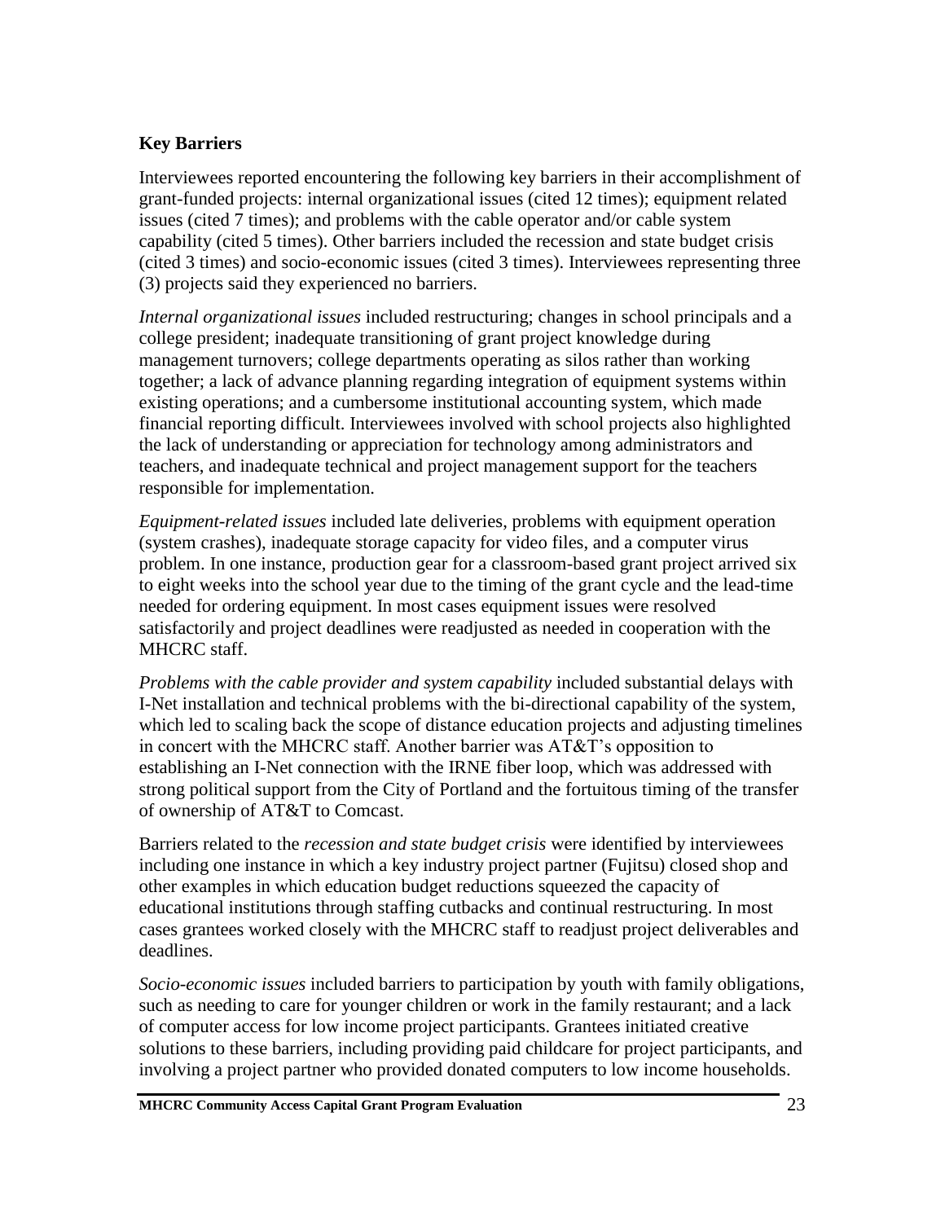## Key Barriers

Interviewees reported encountering the following key barriers in their accomplishment of grant-funded projects: internal organizational issues (cited 12 times); equipment related issues (cited 7 times); and problems with the cable operator and/or cable system capability (cited 5 times). Other barriers included the recession and state budget crisis (cited 3 times) and socio-economic issues (cited 3 times). Interviewees representing three (3) projects said they experienced no barriers.

*Internal organizational issues* included restructuring; changes in school principals and a college president; inadequate transitioning of grant project knowledge during management turnovers; college departments operating as silos rather than working together; a lack of advance planning regarding integration of equipment systems within existing operations; and a cumbersome institutional accounting system, which made financial reporting difficult. Interviewees involved with school projects also highlighted the lack of understanding or appreciation for technology among administrators and teachers, and inadequate technical and project management support for the teachers responsible for implementation.

*Equipment-related issues* included late deliveries, problems with equipment operation (system crashes), inadequate storage capacity for video files, and a computer virus problem. In one instance, production gear for a classroom-based grant project arrived six to eight weeks into the school year due to the timing of the grant cycle and the lead-time needed for ordering equipment. In most cases equipment issues were resolved satisfactorily and project deadlines were readjusted as needed in cooperation with the MHCRC staff.

*Problems with the cable provider and system capability* included substantial delays with I-Net installation and technical problems with the bi-directional capability of the system, which led to scaling back the scope of distance education projects and adjusting timelines in concert with the MHCRC staff. Another barrier was AT&T's opposition to establishing an I-Net connection with the IRNE fiber loop, which was addressed with strong political support from the City of Portland and the fortuitous timing of the transfer of ownership of AT&T to Comcast.

Barriers related to the *recession and state budget crisis* were identified by interviewees including one instance in which a key industry project partner (Fujitsu) closed shop and other examples in which education budget reductions squeezed the capacity of educational institutions through staffing cutbacks and continual restructuring. In most cases grantees worked closely with the MHCRC staff to readjust project deliverables and deadlines.

*Socio-economic issues* included barriers to participation by youth with family obligations, such as needing to care for younger children or work in the family restaurant; and a lack of computer access for low income project participants. Grantees initiated creative solutions to these barriers, including providing paid childcare for project participants, and involving a project partner who provided donated computers to low income households.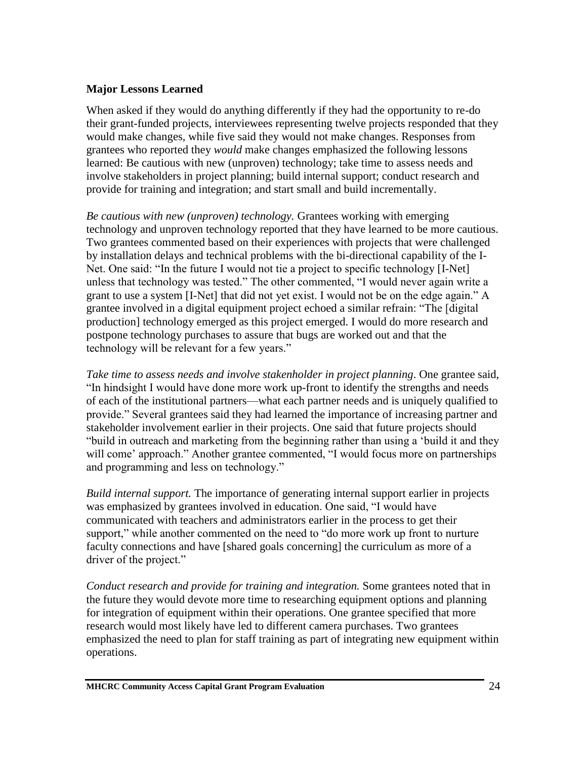### Major Lessons Learned

When asked if they would do anything differently if they had the opportunity to re-do their grant-funded projects, interviewees representing twelve projects responded that they would make changes, while five said they would not make changes. Responses from grantees who reported they *would* make changes emphasized the following lessons learned: Be cautious with new (unproven) technology; take time to assess needs and involve stakeholders in project planning; build internal support; conduct research and provide for training and integration; and start small and build incrementally.

*Be cautious with new (unproven) technology.* Grantees working with emerging technology and unproven technology reported that they have learned to be more cautious. Two grantees commented based on their experiences with projects that were challenged by installation delays and technical problems with the bi-directional capability of the I-Net. One said: "In the future I would not tie a project to specific technology [I-Net] unless that technology was tested." The other commented, "I would never again write a grant to use a system [I-Net] that did not yet exist. I would not be on the edge again." A grantee involved in a digital equipment project echoed a similar refrain: "The [digital production] technology emerged as this project emerged. I would do more research and postpone technology purchases to assure that bugs are worked out and that the technology will be relevant for a few years."

*Take time to assess needs and involve stakenholder in project planning*. One grantee said, "In hindsight I would have done more work up-front to identify the strengths and needs of each of the institutional partners—what each partner needs and is uniquely qualified to provide." Several grantees said they had learned the importance of increasing partner and stakeholder involvement earlier in their projects. One said that future projects should "build in outreach and marketing from the beginning rather than using a 'build it and they will come' approach." Another grantee commented, "I would focus more on partnerships and programming and less on technology."

*Build internal support.* The importance of generating internal support earlier in projects was emphasized by grantees involved in education. One said, "I would have communicated with teachers and administrators earlier in the process to get their support," while another commented on the need to "do more work up front to nurture faculty connections and have [shared goals concerning] the curriculum as more of a driver of the project."

*Conduct research and provide for training and integration.* Some grantees noted that in the future they would devote more time to researching equipment options and planning for integration of equipment within their operations. One grantee specified that more research would most likely have led to different camera purchases. Two grantees emphasized the need to plan for staff training as part of integrating new equipment within operations.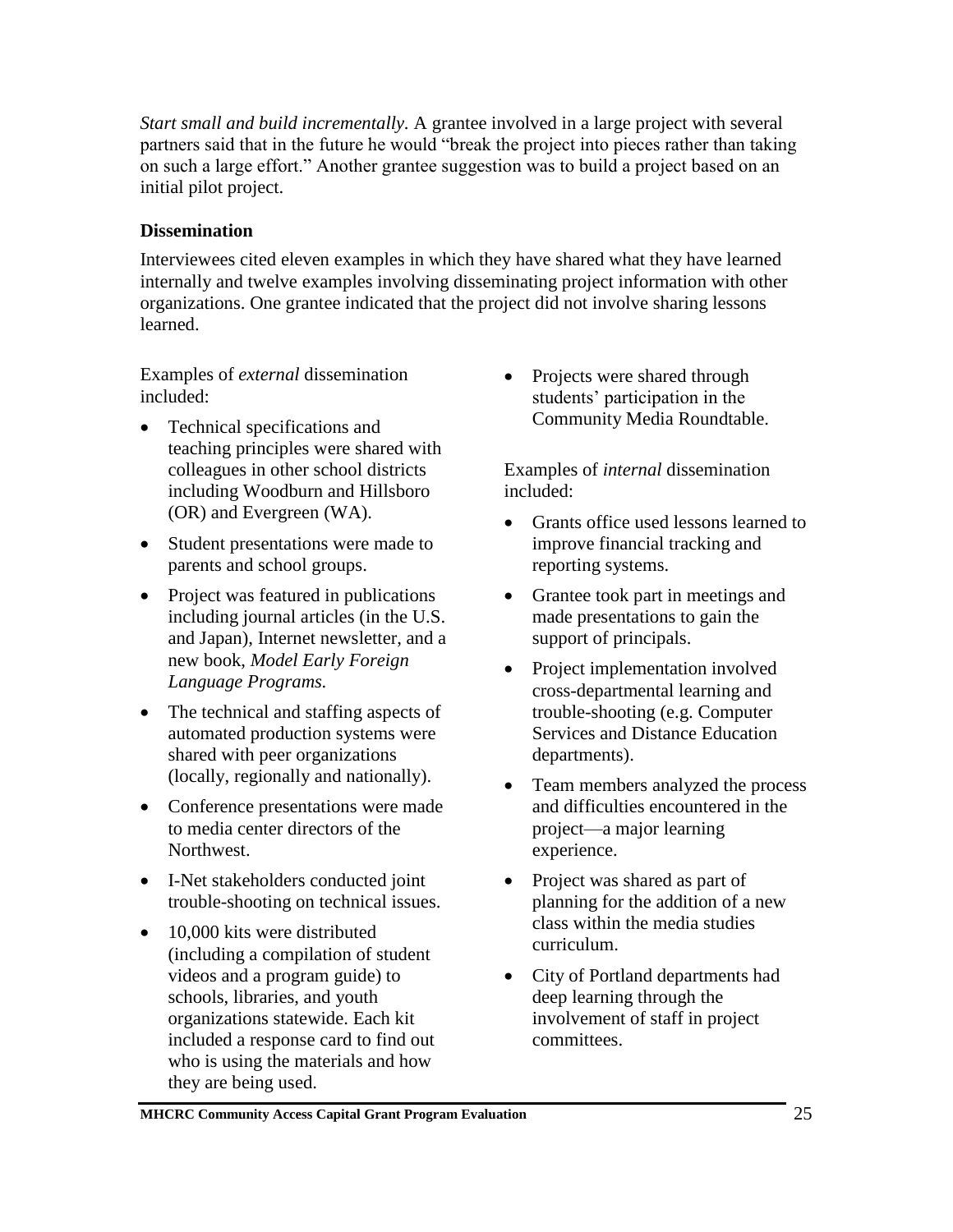*Start small and build incrementally.* A grantee involved in a large project with several partners said that in the future he would "break the project into pieces rather than taking on such a large effort." Another grantee suggestion was to build a project based on an initial pilot project.

### Dissemination

Interviewees cited eleven examples in which they have shared what they have learned internally and twelve examples involving disseminating project information with other organizations. One grantee indicated that the project did not involve sharing lessons learned.

Examples of *external* dissemination included:

- Technical specifications and teaching principles were shared with colleagues in other school districts including Woodburn and Hillsboro (OR) and Evergreen (WA).
- Student presentations were made to parents and school groups.
- Project was featured in publications including journal articles (in the U.S. and Japan), Internet newsletter, and a new book, *Model Early Foreign Language Programs.*
- The technical and staffing aspects of automated production systems were shared with peer organizations (locally, regionally and nationally).
- Conference presentations were made to media center directors of the Northwest.
- I-Net stakeholders conducted joint trouble-shooting on technical issues.
- 10,000 kits were distributed (including a compilation of student videos and a program guide) to schools, libraries, and youth organizations statewide. Each kit included a response card to find out who is using the materials and how they are being used.
- Projects were shared through students' participation in the Community Media Roundtable.

Examples of *internal* dissemination included:

- Grants office used lessons learned to improve financial tracking and reporting systems.
- Grantee took part in meetings and made presentations to gain the support of principals.
- Project implementation involved cross-departmental learning and trouble-shooting (e.g. Computer Services and Distance Education departments).
- Team members analyzed the process and difficulties encountered in the project—a major learning experience.
- Project was shared as part of planning for the addition of a new class within the media studies curriculum.
- City of Portland departments had deep learning through the involvement of staff in project committees.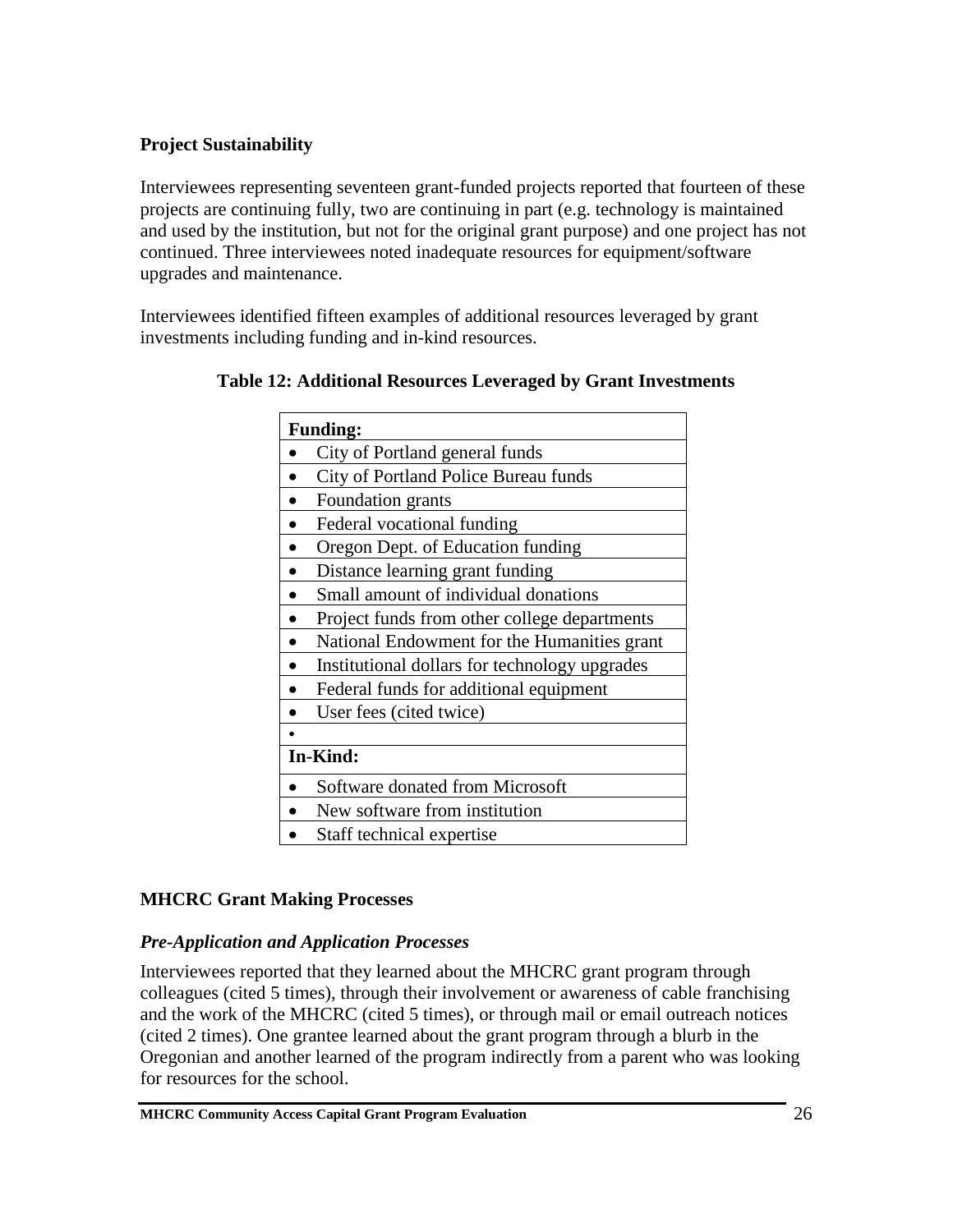### Project Sustainability

Interviewees representing seventeen grant-funded projects reported that fourteen of these projects are continuing fully, two are continuing in part (e.g. technology is maintained and used by the institution, but not for the original grant purpose) and one project has not continued. Three interviewees noted inadequate resources for equipment/software upgrades and maintenance.

Interviewees identified fifteen examples of additional resources leveraged by grant investments including funding and in-kind resources.

**Table 12: Additional Resources Leveraged by Grant Investments**

| **Funding:** |
|---|
| • City of Portland general funds |
| • City of Portland Police Bureau funds |
| • Foundation grants |
| • Federal vocational funding |
| • Oregon Dept. of Education funding |
| • Distance learning grant funding |
| • Small amount of individual donations |
| • Project funds from other college departments |
| • National Endowment for the Humanities grant |
| • Institutional dollars for technology upgrades |
| • Federal funds for additional equipment |
| • User fees (cited twice) |
| • |
| **In-Kind:** |
| • Software donated from Microsoft |
| • New software from institution |
| • Staff technical expertise |

### MHCRC Grant Making Processes

#### *Pre-Application and Application Processes*

Interviewees reported that they learned about the MHCRC grant program through colleagues (cited 5 times), through their involvement or awareness of cable franchising and the work of the MHCRC (cited 5 times), or through mail or email outreach notices (cited 2 times). One grantee learned about the grant program through a blurb in the Oregonian and another learned of the program indirectly from a parent who was looking for resources for the school.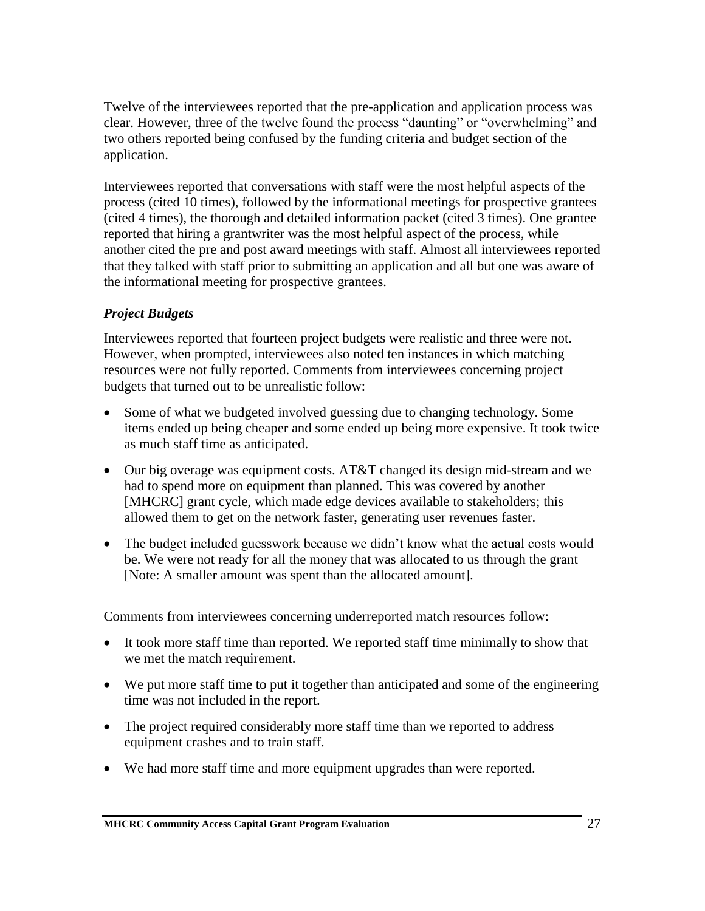Twelve of the interviewees reported that the pre-application and application process was clear. However, three of the twelve found the process "daunting" or "overwhelming" and two others reported being confused by the funding criteria and budget section of the application.

Interviewees reported that conversations with staff were the most helpful aspects of the process (cited 10 times), followed by the informational meetings for prospective grantees (cited 4 times), the thorough and detailed information packet (cited 3 times). One grantee reported that hiring a grantwriter was the most helpful aspect of the process, while another cited the pre and post award meetings with staff. Almost all interviewees reported that they talked with staff prior to submitting an application and all but one was aware of the informational meeting for prospective grantees.

### *Project Budgets*

Interviewees reported that fourteen project budgets were realistic and three were not. However, when prompted, interviewees also noted ten instances in which matching resources were not fully reported. Comments from interviewees concerning project budgets that turned out to be unrealistic follow:

- Some of what we budgeted involved guessing due to changing technology. Some items ended up being cheaper and some ended up being more expensive. It took twice as much staff time as anticipated.
- Our big overage was equipment costs. AT&T changed its design mid-stream and we had to spend more on equipment than planned. This was covered by another [MHCRC] grant cycle, which made edge devices available to stakeholders; this allowed them to get on the network faster, generating user revenues faster.
- The budget included guesswork because we didn't know what the actual costs would be. We were not ready for all the money that was allocated to us through the grant [Note: A smaller amount was spent than the allocated amount].

Comments from interviewees concerning underreported match resources follow:

- It took more staff time than reported. We reported staff time minimally to show that we met the match requirement.
- We put more staff time to put it together than anticipated and some of the engineering time was not included in the report.
- The project required considerably more staff time than we reported to address equipment crashes and to train staff.
- We had more staff time and more equipment upgrades than were reported.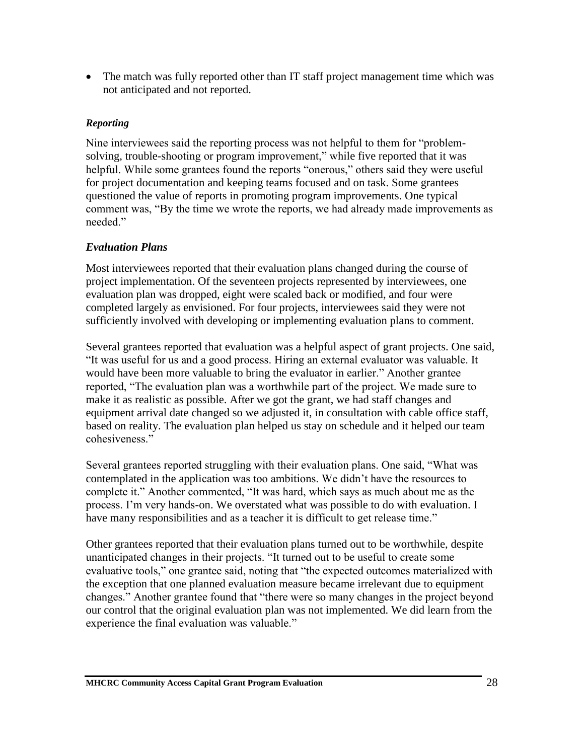- The match was fully reported other than IT staff project management time which was not anticipated and not reported.

### *Reporting*

Nine interviewees said the reporting process was not helpful to them for "problem-solving, trouble-shooting or program improvement," while five reported that it was helpful. While some grantees found the reports "onerous," others said they were useful for project documentation and keeping teams focused and on task. Some grantees questioned the value of reports in promoting program improvements. One typical comment was, "By the time we wrote the reports, we had already made improvements as needed."

### *Evaluation Plans*

Most interviewees reported that their evaluation plans changed during the course of project implementation. Of the seventeen projects represented by interviewees, one evaluation plan was dropped, eight were scaled back or modified, and four were completed largely as envisioned. For four projects, interviewees said they were not sufficiently involved with developing or implementing evaluation plans to comment.

Several grantees reported that evaluation was a helpful aspect of grant projects. One said, "It was useful for us and a good process. Hiring an external evaluator was valuable. It would have been more valuable to bring the evaluator in earlier." Another grantee reported, "The evaluation plan was a worthwhile part of the project. We made sure to make it as realistic as possible. After we got the grant, we had staff changes and equipment arrival date changed so we adjusted it, in consultation with cable office staff, based on reality. The evaluation plan helped us stay on schedule and it helped our team cohesiveness."

Several grantees reported struggling with their evaluation plans. One said, "What was contemplated in the application was too ambitions. We didn't have the resources to complete it." Another commented, "It was hard, which says as much about me as the process. I'm very hands-on. We overstated what was possible to do with evaluation. I have many responsibilities and as a teacher it is difficult to get release time."

Other grantees reported that their evaluation plans turned out to be worthwhile, despite unanticipated changes in their projects. "It turned out to be useful to create some evaluative tools," one grantee said, noting that "the expected outcomes materialized with the exception that one planned evaluation measure became irrelevant due to equipment changes." Another grantee found that "there were so many changes in the project beyond our control that the original evaluation plan was not implemented. We did learn from the experience the final evaluation was valuable."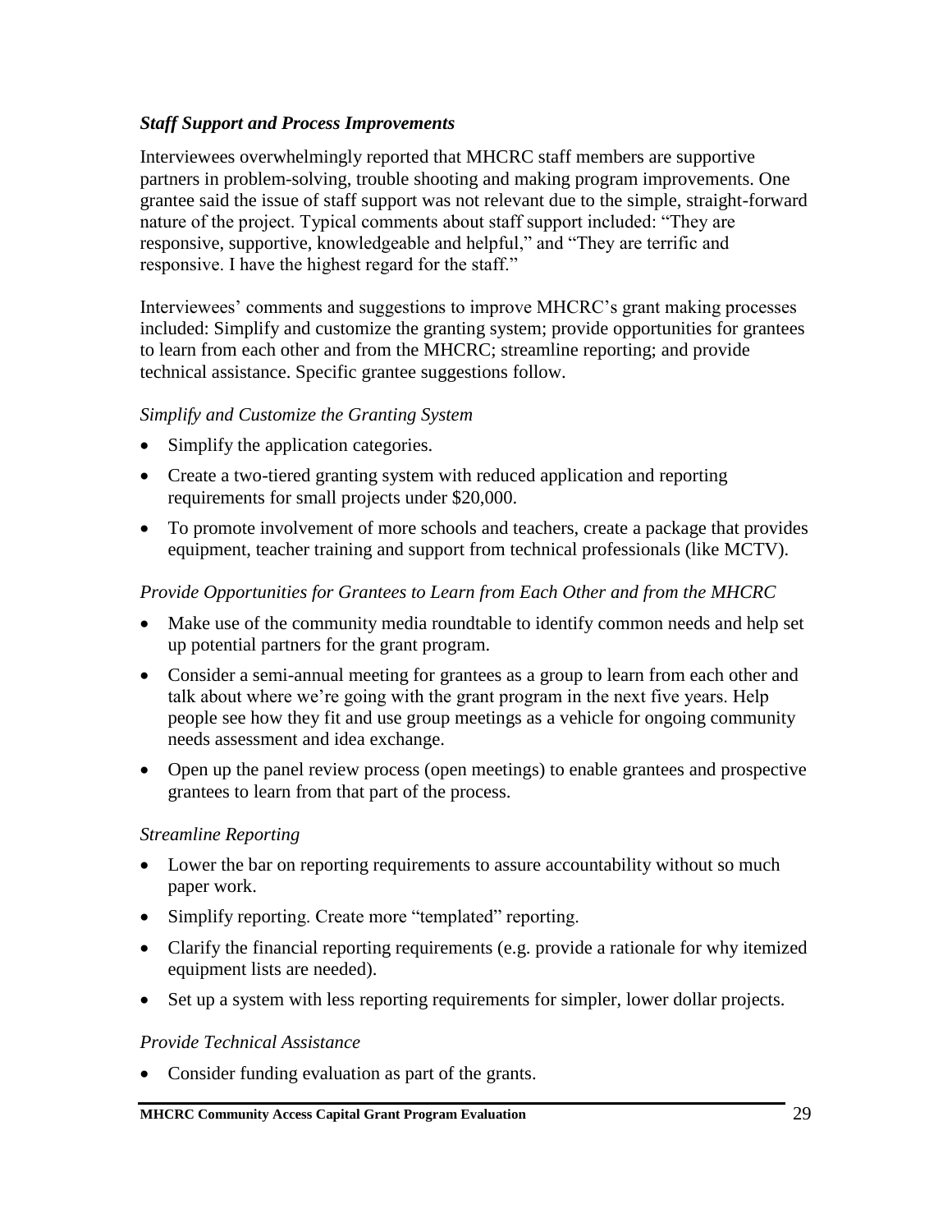### *Staff Support and Process Improvements*

Interviewees overwhelmingly reported that MHCRC staff members are supportive partners in problem-solving, trouble shooting and making program improvements. One grantee said the issue of staff support was not relevant due to the simple, straight-forward nature of the project. Typical comments about staff support included: "They are responsive, supportive, knowledgeable and helpful," and "They are terrific and responsive. I have the highest regard for the staff."

Interviewees' comments and suggestions to improve MHCRC's grant making processes included: Simplify and customize the granting system; provide opportunities for grantees to learn from each other and from the MHCRC; streamline reporting; and provide technical assistance. Specific grantee suggestions follow.

#### *Simplify and Customize the Granting System*

- Simplify the application categories.
- Create a two-tiered granting system with reduced application and reporting requirements for small projects under $20,000.
- To promote involvement of more schools and teachers, create a package that provides equipment, teacher training and support from technical professionals (like MCTV).

#### *Provide Opportunities for Grantees to Learn from Each Other and from the MHCRC*

- Make use of the community media roundtable to identify common needs and help set up potential partners for the grant program.
- Consider a semi-annual meeting for grantees as a group to learn from each other and talk about where we're going with the grant program in the next five years. Help people see how they fit and use group meetings as a vehicle for ongoing community needs assessment and idea exchange.
- Open up the panel review process (open meetings) to enable grantees and prospective grantees to learn from that part of the process.

#### *Streamline Reporting*

- Lower the bar on reporting requirements to assure accountability without so much paper work.
- Simplify reporting. Create more "templated" reporting.
- Clarify the financial reporting requirements (e.g. provide a rationale for why itemized equipment lists are needed).
- Set up a system with less reporting requirements for simpler, lower dollar projects.

#### *Provide Technical Assistance*

- Consider funding evaluation as part of the grants.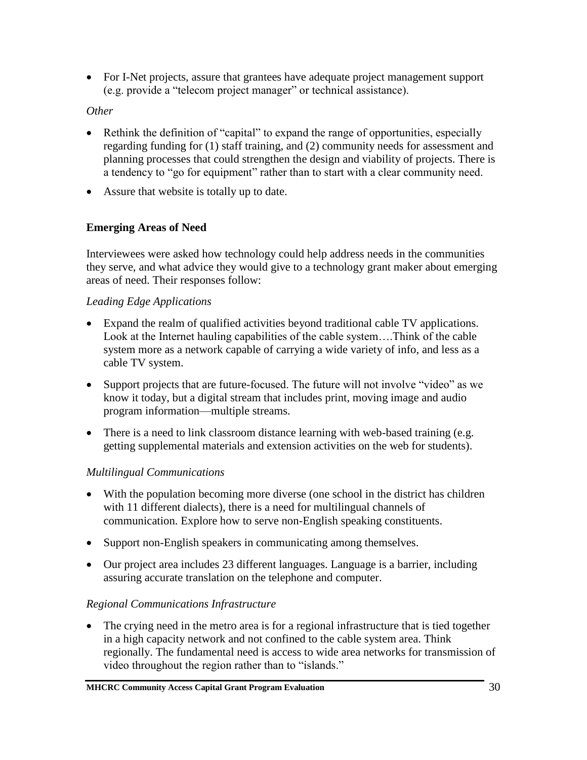- For I-Net projects, assure that grantees have adequate project management support (e.g. provide a "telecom project manager" or technical assistance).

*Other*

- Rethink the definition of "capital" to expand the range of opportunities, especially regarding funding for (1) staff training, and (2) community needs for assessment and planning processes that could strengthen the design and viability of projects. There is a tendency to "go for equipment" rather than to start with a clear community need.
- Assure that website is totally up to date.

**Emerging Areas of Need**

Interviewees were asked how technology could help address needs in the communities they serve, and what advice they would give to a technology grant maker about emerging areas of need. Their responses follow:

*Leading Edge Applications*

- Expand the realm of qualified activities beyond traditional cable TV applications. Look at the Internet hauling capabilities of the cable system….Think of the cable system more as a network capable of carrying a wide variety of info, and less as a cable TV system.
- Support projects that are future-focused. The future will not involve "video" as we know it today, but a digital stream that includes print, moving image and audio program information—multiple streams.
- There is a need to link classroom distance learning with web-based training (e.g. getting supplemental materials and extension activities on the web for students).

*Multilingual Communications*

- With the population becoming more diverse (one school in the district has children with 11 different dialects), there is a need for multilingual channels of communication. Explore how to serve non-English speaking constituents.
- Support non-English speakers in communicating among themselves.
- Our project area includes 23 different languages. Language is a barrier, including assuring accurate translation on the telephone and computer.

*Regional Communications Infrastructure*

- The crying need in the metro area is for a regional infrastructure that is tied together in a high capacity network and not confined to the cable system area. Think regionally. The fundamental need is access to wide area networks for transmission of video throughout the region rather than to "islands."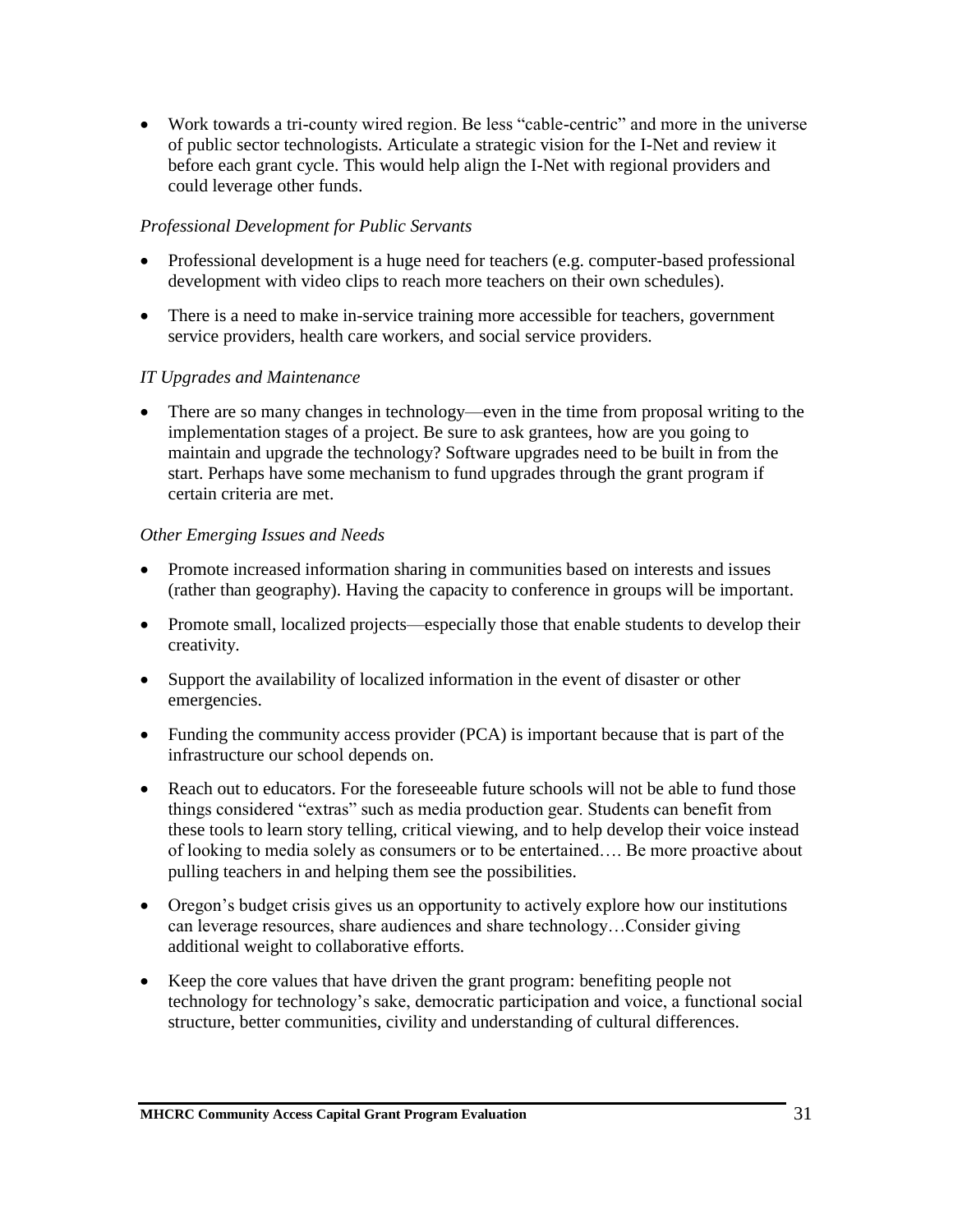- Work towards a tri-county wired region. Be less "cable-centric" and more in the universe of public sector technologists. Articulate a strategic vision for the I-Net and review it before each grant cycle. This would help align the I-Net with regional providers and could leverage other funds.

*Professional Development for Public Servants*

- Professional development is a huge need for teachers (e.g. computer-based professional development with video clips to reach more teachers on their own schedules).
- There is a need to make in-service training more accessible for teachers, government service providers, health care workers, and social service providers.

*IT Upgrades and Maintenance*

- There are so many changes in technology—even in the time from proposal writing to the implementation stages of a project. Be sure to ask grantees, how are you going to maintain and upgrade the technology? Software upgrades need to be built in from the start. Perhaps have some mechanism to fund upgrades through the grant program if certain criteria are met.

*Other Emerging Issues and Needs*

- Promote increased information sharing in communities based on interests and issues (rather than geography). Having the capacity to conference in groups will be important.
- Promote small, localized projects—especially those that enable students to develop their creativity.
- Support the availability of localized information in the event of disaster or other emergencies.
- Funding the community access provider (PCA) is important because that is part of the infrastructure our school depends on.
- Reach out to educators. For the foreseeable future schools will not be able to fund those things considered "extras" such as media production gear. Students can benefit from these tools to learn story telling, critical viewing, and to help develop their voice instead of looking to media solely as consumers or to be entertained…. Be more proactive about pulling teachers in and helping them see the possibilities.
- Oregon's budget crisis gives us an opportunity to actively explore how our institutions can leverage resources, share audiences and share technology…Consider giving additional weight to collaborative efforts.
- Keep the core values that have driven the grant program: benefiting people not technology for technology's sake, democratic participation and voice, a functional social structure, better communities, civility and understanding of cultural differences.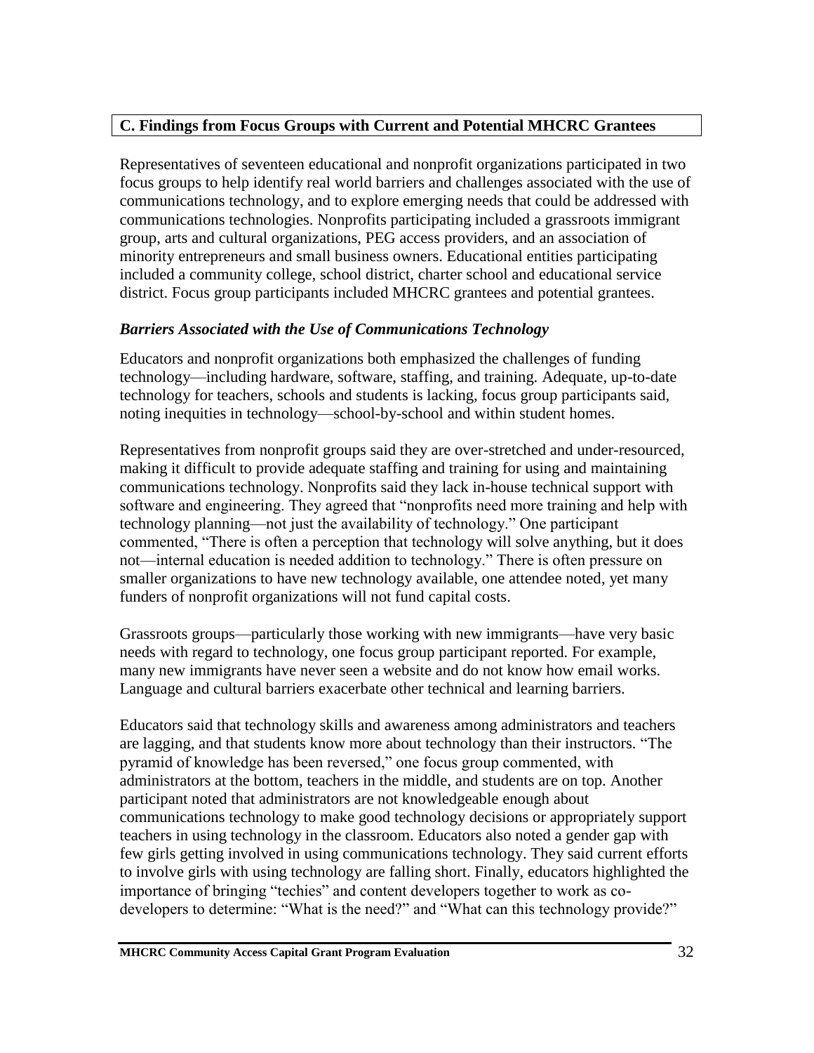## C. Findings from Focus Groups with Current and Potential MHCRC Grantees

Representatives of seventeen educational and nonprofit organizations participated in two focus groups to help identify real world barriers and challenges associated with the use of communications technology, and to explore emerging needs that could be addressed with communications technologies. Nonprofits participating included a grassroots immigrant group, arts and cultural organizations, PEG access providers, and an association of minority entrepreneurs and small business owners. Educational entities participating included a community college, school district, charter school and educational service district. Focus group participants included MHCRC grantees and potential grantees.

### *Barriers Associated with the Use of Communications Technology*

Educators and nonprofit organizations both emphasized the challenges of funding technology—including hardware, software, staffing, and training. Adequate, up-to-date technology for teachers, schools and students is lacking, focus group participants said, noting inequities in technology—school-by-school and within student homes.

Representatives from nonprofit groups said they are over-stretched and under-resourced, making it difficult to provide adequate staffing and training for using and maintaining communications technology. Nonprofits said they lack in-house technical support with software and engineering. They agreed that "nonprofits need more training and help with technology planning—not just the availability of technology." One participant commented, "There is often a perception that technology will solve anything, but it does not—internal education is needed addition to technology." There is often pressure on smaller organizations to have new technology available, one attendee noted, yet many funders of nonprofit organizations will not fund capital costs.

Grassroots groups—particularly those working with new immigrants—have very basic needs with regard to technology, one focus group participant reported. For example, many new immigrants have never seen a website and do not know how email works. Language and cultural barriers exacerbate other technical and learning barriers.

Educators said that technology skills and awareness among administrators and teachers are lagging, and that students know more about technology than their instructors. "The pyramid of knowledge has been reversed," one focus group commented, with administrators at the bottom, teachers in the middle, and students are on top. Another participant noted that administrators are not knowledgeable enough about communications technology to make good technology decisions or appropriately support teachers in using technology in the classroom. Educators also noted a gender gap with few girls getting involved in using communications technology. They said current efforts to involve girls with using technology are falling short. Finally, educators highlighted the importance of bringing "techies" and content developers together to work as co-developers to determine: "What is the need?" and "What can this technology provide?"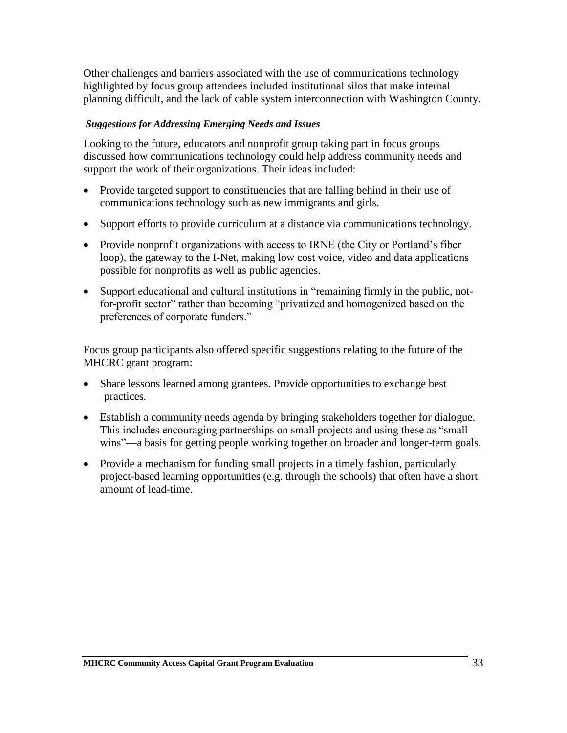Other challenges and barriers associated with the use of communications technology highlighted by focus group attendees included institutional silos that make internal planning difficult, and the lack of cable system interconnection with Washington County.

***Suggestions for Addressing Emerging Needs and Issues***

Looking to the future, educators and nonprofit group taking part in focus groups discussed how communications technology could help address community needs and support the work of their organizations. Their ideas included:

- Provide targeted support to constituencies that are falling behind in their use of communications technology such as new immigrants and girls.
- Support efforts to provide curriculum at a distance via communications technology.
- Provide nonprofit organizations with access to IRNE (the City or Portland's fiber loop), the gateway to the I-Net, making low cost voice, video and data applications possible for nonprofits as well as public agencies.
- Support educational and cultural institutions in "remaining firmly in the public, not-for-profit sector" rather than becoming "privatized and homogenized based on the preferences of corporate funders."

Focus group participants also offered specific suggestions relating to the future of the MHCRC grant program:

- Share lessons learned among grantees. Provide opportunities to exchange best practices.
- Establish a community needs agenda by bringing stakeholders together for dialogue. This includes encouraging partnerships on small projects and using these as "small wins"—a basis for getting people working together on broader and longer-term goals.
- Provide a mechanism for funding small projects in a timely fashion, particularly project-based learning opportunities (e.g. through the schools) that often have a short amount of lead-time.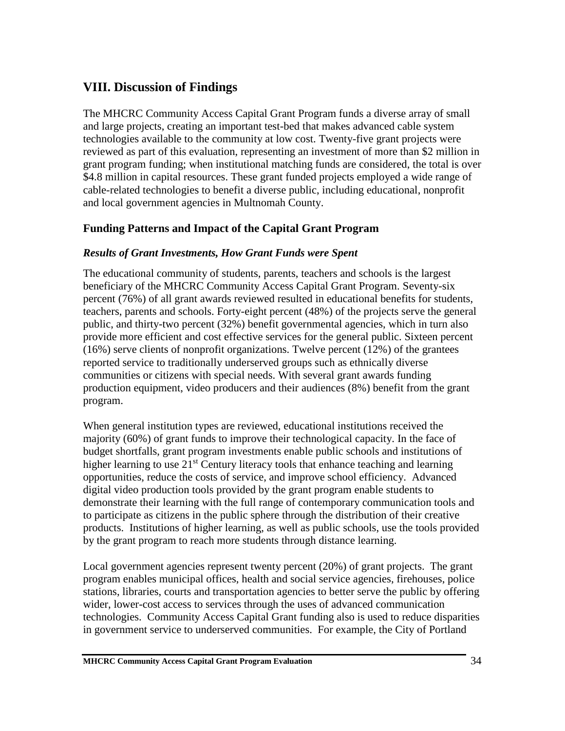# VIII. Discussion of Findings

The MHCRC Community Access Capital Grant Program funds a diverse array of small and large projects, creating an important test-bed that makes advanced cable system technologies available to the community at low cost. Twenty-five grant projects were reviewed as part of this evaluation, representing an investment of more than $2 million in grant program funding; when institutional matching funds are considered, the total is over $4.8 million in capital resources. These grant funded projects employed a wide range of cable-related technologies to benefit a diverse public, including educational, nonprofit and local government agencies in Multnomah County.

## Funding Patterns and Impact of the Capital Grant Program

### *Results of Grant Investments, How Grant Funds were Spent*

The educational community of students, parents, teachers and schools is the largest beneficiary of the MHCRC Community Access Capital Grant Program. Seventy-six percent (76%) of all grant awards reviewed resulted in educational benefits for students, teachers, parents and schools. Forty-eight percent (48%) of the projects serve the general public, and thirty-two percent (32%) benefit governmental agencies, which in turn also provide more efficient and cost effective services for the general public. Sixteen percent (16%) serve clients of nonprofit organizations. Twelve percent (12%) of the grantees reported service to traditionally underserved groups such as ethnically diverse communities or citizens with special needs. With several grant awards funding production equipment, video producers and their audiences (8%) benefit from the grant program.

When general institution types are reviewed, educational institutions received the majority (60%) of grant funds to improve their technological capacity. In the face of budget shortfalls, grant program investments enable public schools and institutions of higher learning to use 21st Century literacy tools that enhance teaching and learning opportunities, reduce the costs of service, and improve school efficiency. Advanced digital video production tools provided by the grant program enable students to demonstrate their learning with the full range of contemporary communication tools and to participate as citizens in the public sphere through the distribution of their creative products. Institutions of higher learning, as well as public schools, use the tools provided by the grant program to reach more students through distance learning.

Local government agencies represent twenty percent (20%) of grant projects. The grant program enables municipal offices, health and social service agencies, firehouses, police stations, libraries, courts and transportation agencies to better serve the public by offering wider, lower-cost access to services through the uses of advanced communication technologies. Community Access Capital Grant funding also is used to reduce disparities in government service to underserved communities. For example, the City of Portland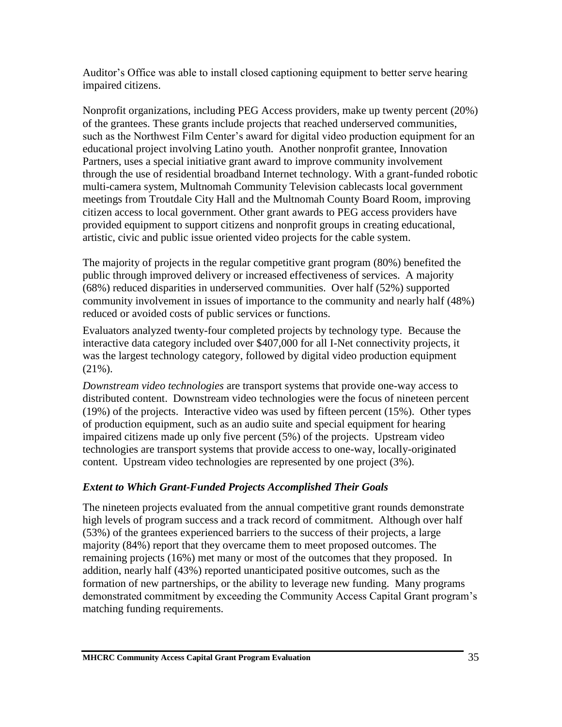Auditor's Office was able to install closed captioning equipment to better serve hearing impaired citizens.

Nonprofit organizations, including PEG Access providers, make up twenty percent (20%) of the grantees. These grants include projects that reached underserved communities, such as the Northwest Film Center's award for digital video production equipment for an educational project involving Latino youth. Another nonprofit grantee, Innovation Partners, uses a special initiative grant award to improve community involvement through the use of residential broadband Internet technology. With a grant-funded robotic multi-camera system, Multnomah Community Television cablecasts local government meetings from Troutdale City Hall and the Multnomah County Board Room, improving citizen access to local government. Other grant awards to PEG access providers have provided equipment to support citizens and nonprofit groups in creating educational, artistic, civic and public issue oriented video projects for the cable system.

The majority of projects in the regular competitive grant program (80%) benefited the public through improved delivery or increased effectiveness of services. A majority (68%) reduced disparities in underserved communities. Over half (52%) supported community involvement in issues of importance to the community and nearly half (48%) reduced or avoided costs of public services or functions.

Evaluators analyzed twenty-four completed projects by technology type. Because the interactive data category included over $407,000 for all I-Net connectivity projects, it was the largest technology category, followed by digital video production equipment (21%).

*Downstream video technologies* are transport systems that provide one-way access to distributed content. Downstream video technologies were the focus of nineteen percent (19%) of the projects. Interactive video was used by fifteen percent (15%). Other types of production equipment, such as an audio suite and special equipment for hearing impaired citizens made up only five percent (5%) of the projects. Upstream video technologies are transport systems that provide access to one-way, locally-originated content. Upstream video technologies are represented by one project (3%).

### *Extent to Which Grant-Funded Projects Accomplished Their Goals*

The nineteen projects evaluated from the annual competitive grant rounds demonstrate high levels of program success and a track record of commitment. Although over half (53%) of the grantees experienced barriers to the success of their projects, a large majority (84%) report that they overcame them to meet proposed outcomes. The remaining projects (16%) met many or most of the outcomes that they proposed. In addition, nearly half (43%) reported unanticipated positive outcomes, such as the formation of new partnerships, or the ability to leverage new funding. Many programs demonstrated commitment by exceeding the Community Access Capital Grant program's matching funding requirements.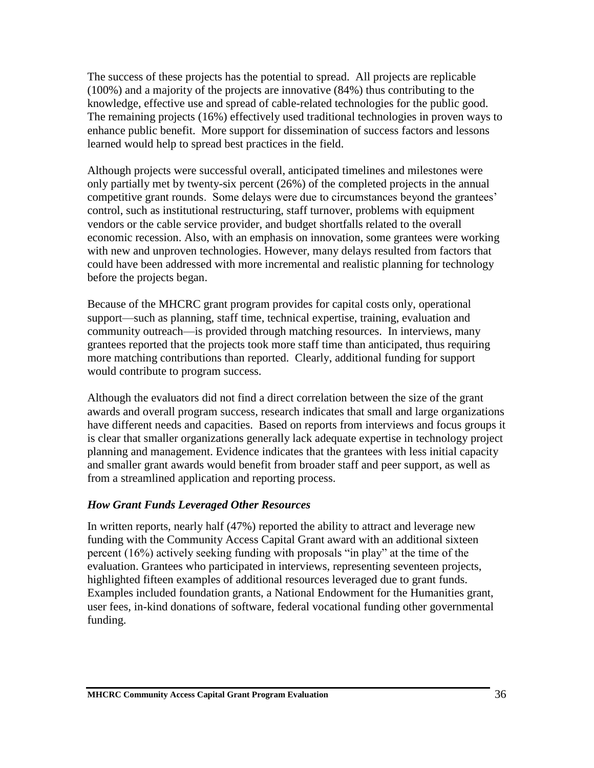The success of these projects has the potential to spread. All projects are replicable (100%) and a majority of the projects are innovative (84%) thus contributing to the knowledge, effective use and spread of cable-related technologies for the public good. The remaining projects (16%) effectively used traditional technologies in proven ways to enhance public benefit. More support for dissemination of success factors and lessons learned would help to spread best practices in the field.

Although projects were successful overall, anticipated timelines and milestones were only partially met by twenty-six percent (26%) of the completed projects in the annual competitive grant rounds. Some delays were due to circumstances beyond the grantees' control, such as institutional restructuring, staff turnover, problems with equipment vendors or the cable service provider, and budget shortfalls related to the overall economic recession. Also, with an emphasis on innovation, some grantees were working with new and unproven technologies. However, many delays resulted from factors that could have been addressed with more incremental and realistic planning for technology before the projects began.

Because of the MHCRC grant program provides for capital costs only, operational support—such as planning, staff time, technical expertise, training, evaluation and community outreach—is provided through matching resources. In interviews, many grantees reported that the projects took more staff time than anticipated, thus requiring more matching contributions than reported. Clearly, additional funding for support would contribute to program success.

Although the evaluators did not find a direct correlation between the size of the grant awards and overall program success, research indicates that small and large organizations have different needs and capacities. Based on reports from interviews and focus groups it is clear that smaller organizations generally lack adequate expertise in technology project planning and management. Evidence indicates that the grantees with less initial capacity and smaller grant awards would benefit from broader staff and peer support, as well as from a streamlined application and reporting process.

### *How Grant Funds Leveraged Other Resources*

In written reports, nearly half (47%) reported the ability to attract and leverage new funding with the Community Access Capital Grant award with an additional sixteen percent (16%) actively seeking funding with proposals "in play" at the time of the evaluation. Grantees who participated in interviews, representing seventeen projects, highlighted fifteen examples of additional resources leveraged due to grant funds. Examples included foundation grants, a National Endowment for the Humanities grant, user fees, in-kind donations of software, federal vocational funding other governmental funding.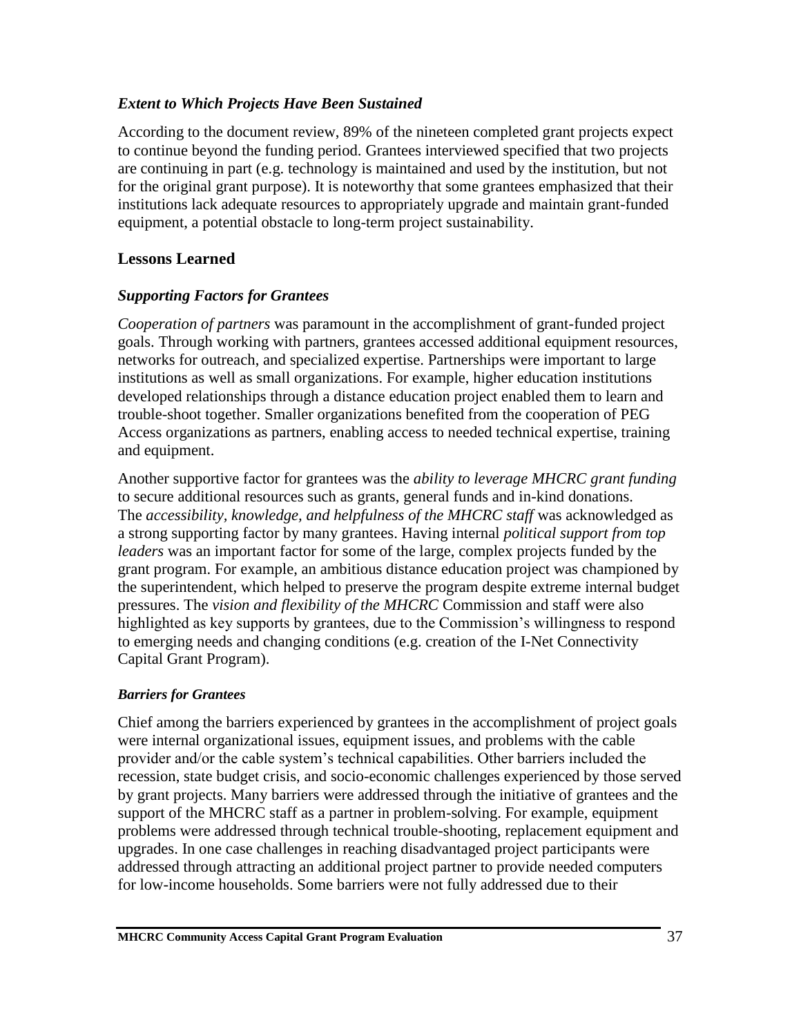### *Extent to Which Projects Have Been Sustained*

According to the document review, 89% of the nineteen completed grant projects expect to continue beyond the funding period. Grantees interviewed specified that two projects are continuing in part (e.g. technology is maintained and used by the institution, but not for the original grant purpose). It is noteworthy that some grantees emphasized that their institutions lack adequate resources to appropriately upgrade and maintain grant-funded equipment, a potential obstacle to long-term project sustainability.

## Lessons Learned

### *Supporting Factors for Grantees*

*Cooperation of partners* was paramount in the accomplishment of grant-funded project goals. Through working with partners, grantees accessed additional equipment resources, networks for outreach, and specialized expertise. Partnerships were important to large institutions as well as small organizations. For example, higher education institutions developed relationships through a distance education project enabled them to learn and trouble-shoot together. Smaller organizations benefited from the cooperation of PEG Access organizations as partners, enabling access to needed technical expertise, training and equipment.

Another supportive factor for grantees was the *ability to leverage MHCRC grant funding* to secure additional resources such as grants, general funds and in-kind donations. The *accessibility, knowledge, and helpfulness of the MHCRC staff* was acknowledged as a strong supporting factor by many grantees. Having internal *political support from top leaders* was an important factor for some of the large, complex projects funded by the grant program. For example, an ambitious distance education project was championed by the superintendent, which helped to preserve the program despite extreme internal budget pressures. The *vision and flexibility of the MHCRC* Commission and staff were also highlighted as key supports by grantees, due to the Commission's willingness to respond to emerging needs and changing conditions (e.g. creation of the I-Net Connectivity Capital Grant Program).

### *Barriers for Grantees*

Chief among the barriers experienced by grantees in the accomplishment of project goals were internal organizational issues, equipment issues, and problems with the cable provider and/or the cable system's technical capabilities. Other barriers included the recession, state budget crisis, and socio-economic challenges experienced by those served by grant projects. Many barriers were addressed through the initiative of grantees and the support of the MHCRC staff as a partner in problem-solving. For example, equipment problems were addressed through technical trouble-shooting, replacement equipment and upgrades. In one case challenges in reaching disadvantaged project participants were addressed through attracting an additional project partner to provide needed computers for low-income households. Some barriers were not fully addressed due to their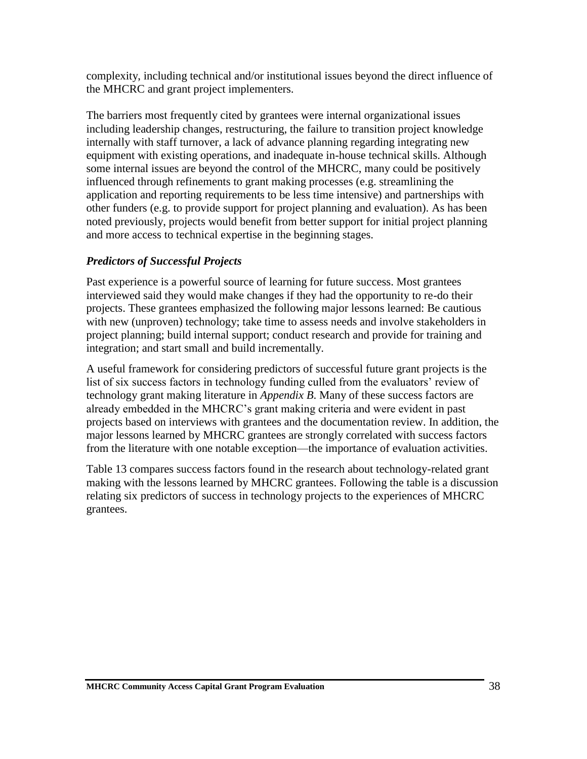complexity, including technical and/or institutional issues beyond the direct influence of the MHCRC and grant project implementers.

The barriers most frequently cited by grantees were internal organizational issues including leadership changes, restructuring, the failure to transition project knowledge internally with staff turnover, a lack of advance planning regarding integrating new equipment with existing operations, and inadequate in-house technical skills. Although some internal issues are beyond the control of the MHCRC, many could be positively influenced through refinements to grant making processes (e.g. streamlining the application and reporting requirements to be less time intensive) and partnerships with other funders (e.g. to provide support for project planning and evaluation). As has been noted previously, projects would benefit from better support for initial project planning and more access to technical expertise in the beginning stages.

### *Predictors of Successful Projects*

Past experience is a powerful source of learning for future success. Most grantees interviewed said they would make changes if they had the opportunity to re-do their projects. These grantees emphasized the following major lessons learned: Be cautious with new (unproven) technology; take time to assess needs and involve stakeholders in project planning; build internal support; conduct research and provide for training and integration; and start small and build incrementally.

A useful framework for considering predictors of successful future grant projects is the list of six success factors in technology funding culled from the evaluators' review of technology grant making literature in *Appendix B.* Many of these success factors are already embedded in the MHCRC's grant making criteria and were evident in past projects based on interviews with grantees and the documentation review. In addition, the major lessons learned by MHCRC grantees are strongly correlated with success factors from the literature with one notable exception—the importance of evaluation activities.

Table 13 compares success factors found in the research about technology-related grant making with the lessons learned by MHCRC grantees. Following the table is a discussion relating six predictors of success in technology projects to the experiences of MHCRC grantees.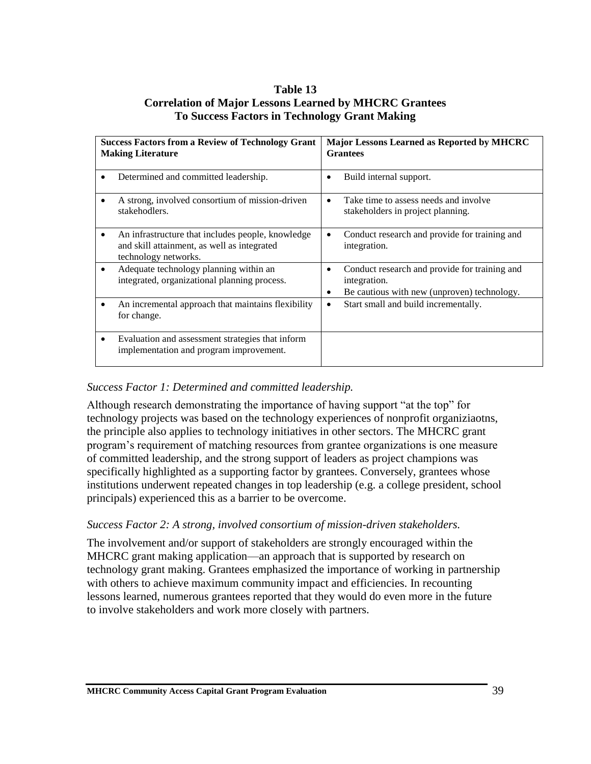**Table 13**
**Correlation of Major Lessons Learned by MHCRC Grantees**
**To Success Factors in Technology Grant Making**

| **Success Factors from a Review of Technology Grant Making Literature** | **Major Lessons Learned as Reported by MHCRC Grantees** |
|---|---|
| • Determined and committed leadership. | • Build internal support. |
| • A strong, involved consortium of mission-driven stakehodlers. | • Take time to assess needs and involve stakeholders in project planning. |
| • An infrastructure that includes people, knowledge and skill attainment, as well as integrated technology networks. | • Conduct research and provide for training and integration. |
| • Adequate technology planning within an integrated, organizational planning process. | • Conduct research and provide for training and integration.<br>• Be cautious with new (unproven) technology. |
| • An incremental approach that maintains flexibility for change. | • Start small and build incrementally. |
| • Evaluation and assessment strategies that inform implementation and program improvement. | |

*Success Factor 1: Determined and committed leadership.*

Although research demonstrating the importance of having support "at the top" for technology projects was based on the technology experiences of nonprofit organiziaotns, the principle also applies to technology initiatives in other sectors. The MHCRC grant program's requirement of matching resources from grantee organizations is one measure of committed leadership, and the strong support of leaders as project champions was specifically highlighted as a supporting factor by grantees. Conversely, grantees whose institutions underwent repeated changes in top leadership (e.g. a college president, school principals) experienced this as a barrier to be overcome.

*Success Factor 2: A strong, involved consortium of mission-driven stakeholders.*

The involvement and/or support of stakeholders are strongly encouraged within the MHCRC grant making application—an approach that is supported by research on technology grant making. Grantees emphasized the importance of working in partnership with others to achieve maximum community impact and efficiencies. In recounting lessons learned, numerous grantees reported that they would do even more in the future to involve stakeholders and work more closely with partners.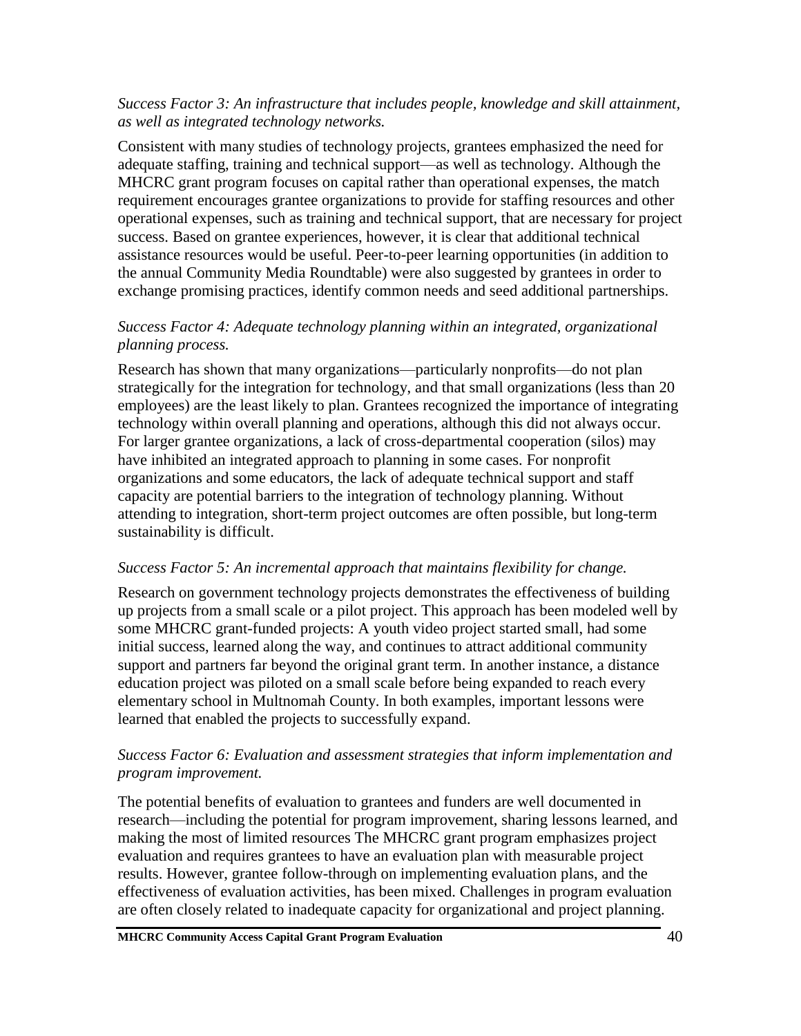*Success Factor 3: An infrastructure that includes people, knowledge and skill attainment, as well as integrated technology networks.*

Consistent with many studies of technology projects, grantees emphasized the need for adequate staffing, training and technical support—as well as technology. Although the MHCRC grant program focuses on capital rather than operational expenses, the match requirement encourages grantee organizations to provide for staffing resources and other operational expenses, such as training and technical support, that are necessary for project success. Based on grantee experiences, however, it is clear that additional technical assistance resources would be useful. Peer-to-peer learning opportunities (in addition to the annual Community Media Roundtable) were also suggested by grantees in order to exchange promising practices, identify common needs and seed additional partnerships.

*Success Factor 4: Adequate technology planning within an integrated, organizational planning process.*

Research has shown that many organizations—particularly nonprofits—do not plan strategically for the integration for technology, and that small organizations (less than 20 employees) are the least likely to plan. Grantees recognized the importance of integrating technology within overall planning and operations, although this did not always occur. For larger grantee organizations, a lack of cross-departmental cooperation (silos) may have inhibited an integrated approach to planning in some cases. For nonprofit organizations and some educators, the lack of adequate technical support and staff capacity are potential barriers to the integration of technology planning. Without attending to integration, short-term project outcomes are often possible, but long-term sustainability is difficult.

*Success Factor 5: An incremental approach that maintains flexibility for change.*

Research on government technology projects demonstrates the effectiveness of building up projects from a small scale or a pilot project. This approach has been modeled well by some MHCRC grant-funded projects: A youth video project started small, had some initial success, learned along the way, and continues to attract additional community support and partners far beyond the original grant term. In another instance, a distance education project was piloted on a small scale before being expanded to reach every elementary school in Multnomah County. In both examples, important lessons were learned that enabled the projects to successfully expand.

*Success Factor 6: Evaluation and assessment strategies that inform implementation and program improvement.*

The potential benefits of evaluation to grantees and funders are well documented in research—including the potential for program improvement, sharing lessons learned, and making the most of limited resources The MHCRC grant program emphasizes project evaluation and requires grantees to have an evaluation plan with measurable project results. However, grantee follow-through on implementing evaluation plans, and the effectiveness of evaluation activities, has been mixed. Challenges in program evaluation are often closely related to inadequate capacity for organizational and project planning.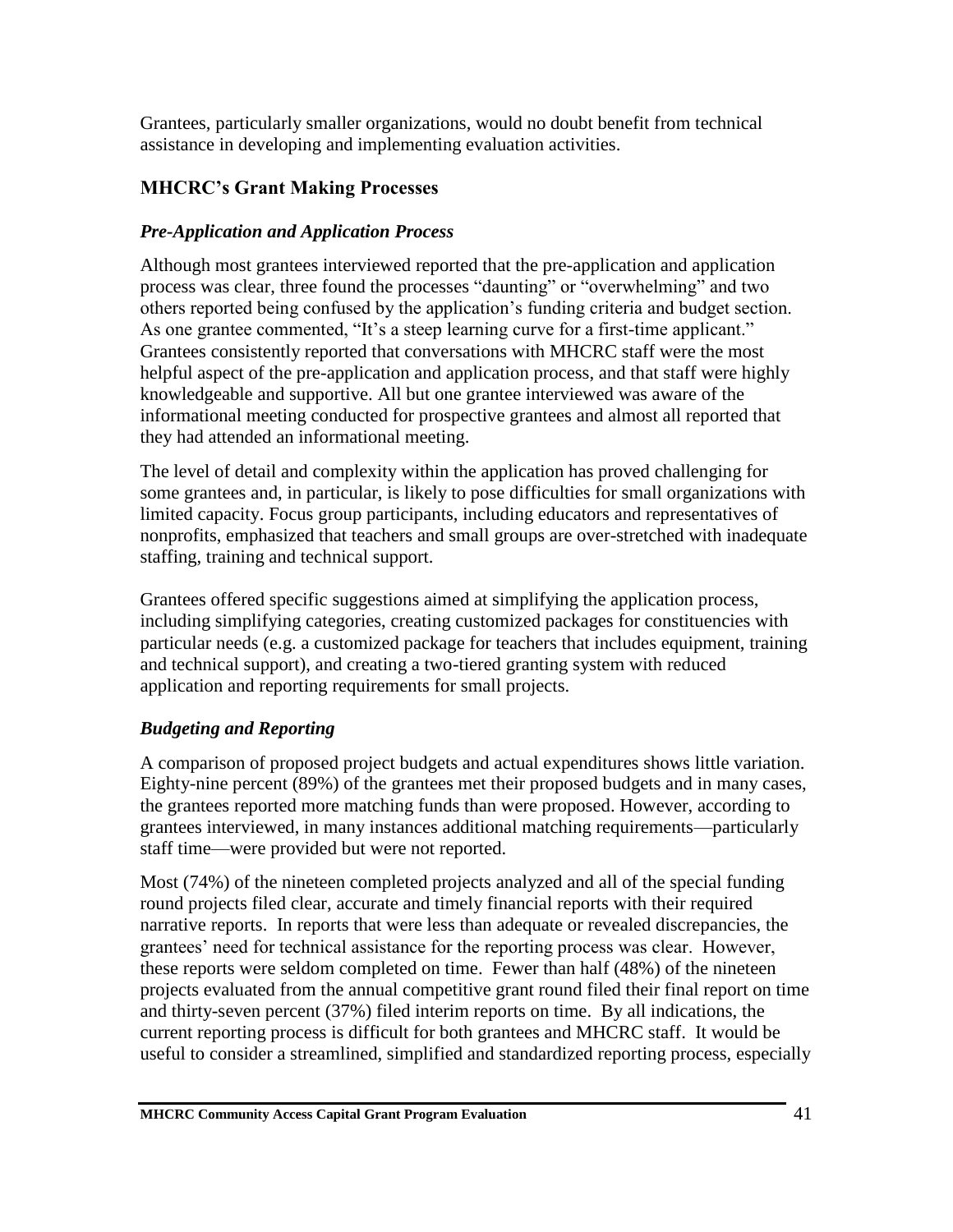Grantees, particularly smaller organizations, would no doubt benefit from technical assistance in developing and implementing evaluation activities.

## MHCRC's Grant Making Processes

### *Pre-Application and Application Process*

Although most grantees interviewed reported that the pre-application and application process was clear, three found the processes "daunting" or "overwhelming" and two others reported being confused by the application's funding criteria and budget section. As one grantee commented, "It's a steep learning curve for a first-time applicant." Grantees consistently reported that conversations with MHCRC staff were the most helpful aspect of the pre-application and application process, and that staff were highly knowledgeable and supportive. All but one grantee interviewed was aware of the informational meeting conducted for prospective grantees and almost all reported that they had attended an informational meeting.

The level of detail and complexity within the application has proved challenging for some grantees and, in particular, is likely to pose difficulties for small organizations with limited capacity. Focus group participants, including educators and representatives of nonprofits, emphasized that teachers and small groups are over-stretched with inadequate staffing, training and technical support.

Grantees offered specific suggestions aimed at simplifying the application process, including simplifying categories, creating customized packages for constituencies with particular needs (e.g. a customized package for teachers that includes equipment, training and technical support), and creating a two-tiered granting system with reduced application and reporting requirements for small projects.

### *Budgeting and Reporting*

A comparison of proposed project budgets and actual expenditures shows little variation. Eighty-nine percent (89%) of the grantees met their proposed budgets and in many cases, the grantees reported more matching funds than were proposed. However, according to grantees interviewed, in many instances additional matching requirements—particularly staff time—were provided but were not reported.

Most (74%) of the nineteen completed projects analyzed and all of the special funding round projects filed clear, accurate and timely financial reports with their required narrative reports. In reports that were less than adequate or revealed discrepancies, the grantees' need for technical assistance for the reporting process was clear. However, these reports were seldom completed on time. Fewer than half (48%) of the nineteen projects evaluated from the annual competitive grant round filed their final report on time and thirty-seven percent (37%) filed interim reports on time. By all indications, the current reporting process is difficult for both grantees and MHCRC staff. It would be useful to consider a streamlined, simplified and standardized reporting process, especially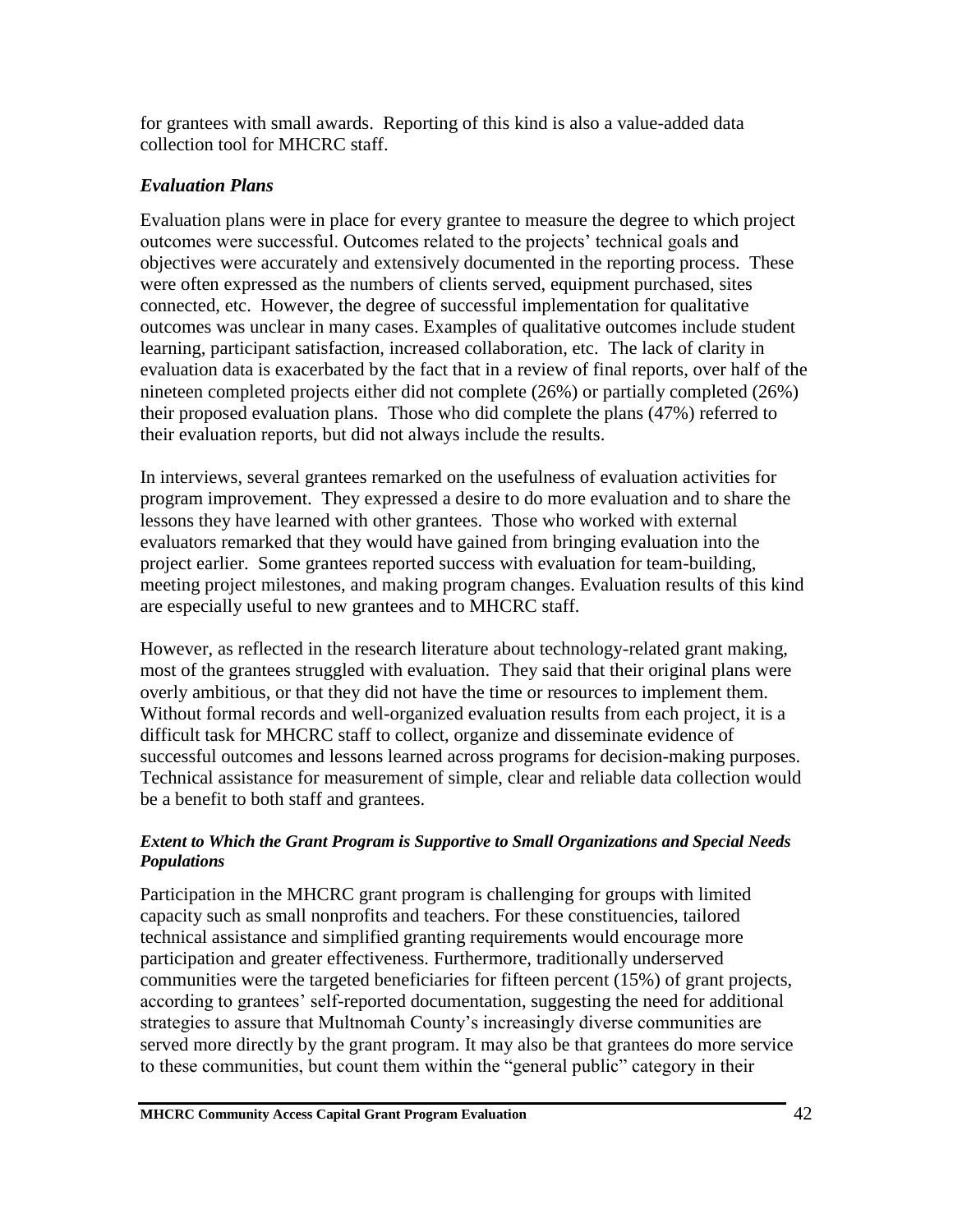for grantees with small awards. Reporting of this kind is also a value-added data collection tool for MHCRC staff.

### *Evaluation Plans*

Evaluation plans were in place for every grantee to measure the degree to which project outcomes were successful. Outcomes related to the projects' technical goals and objectives were accurately and extensively documented in the reporting process. These were often expressed as the numbers of clients served, equipment purchased, sites connected, etc. However, the degree of successful implementation for qualitative outcomes was unclear in many cases. Examples of qualitative outcomes include student learning, participant satisfaction, increased collaboration, etc. The lack of clarity in evaluation data is exacerbated by the fact that in a review of final reports, over half of the nineteen completed projects either did not complete (26%) or partially completed (26%) their proposed evaluation plans. Those who did complete the plans (47%) referred to their evaluation reports, but did not always include the results.

In interviews, several grantees remarked on the usefulness of evaluation activities for program improvement. They expressed a desire to do more evaluation and to share the lessons they have learned with other grantees. Those who worked with external evaluators remarked that they would have gained from bringing evaluation into the project earlier. Some grantees reported success with evaluation for team-building, meeting project milestones, and making program changes. Evaluation results of this kind are especially useful to new grantees and to MHCRC staff.

However, as reflected in the research literature about technology-related grant making, most of the grantees struggled with evaluation. They said that their original plans were overly ambitious, or that they did not have the time or resources to implement them. Without formal records and well-organized evaluation results from each project, it is a difficult task for MHCRC staff to collect, organize and disseminate evidence of successful outcomes and lessons learned across programs for decision-making purposes. Technical assistance for measurement of simple, clear and reliable data collection would be a benefit to both staff and grantees.

#### ***Extent to Which the Grant Program is Supportive to Small Organizations and Special Needs Populations***

Participation in the MHCRC grant program is challenging for groups with limited capacity such as small nonprofits and teachers. For these constituencies, tailored technical assistance and simplified granting requirements would encourage more participation and greater effectiveness. Furthermore, traditionally underserved communities were the targeted beneficiaries for fifteen percent (15%) of grant projects, according to grantees' self-reported documentation, suggesting the need for additional strategies to assure that Multnomah County's increasingly diverse communities are served more directly by the grant program. It may also be that grantees do more service to these communities, but count them within the "general public" category in their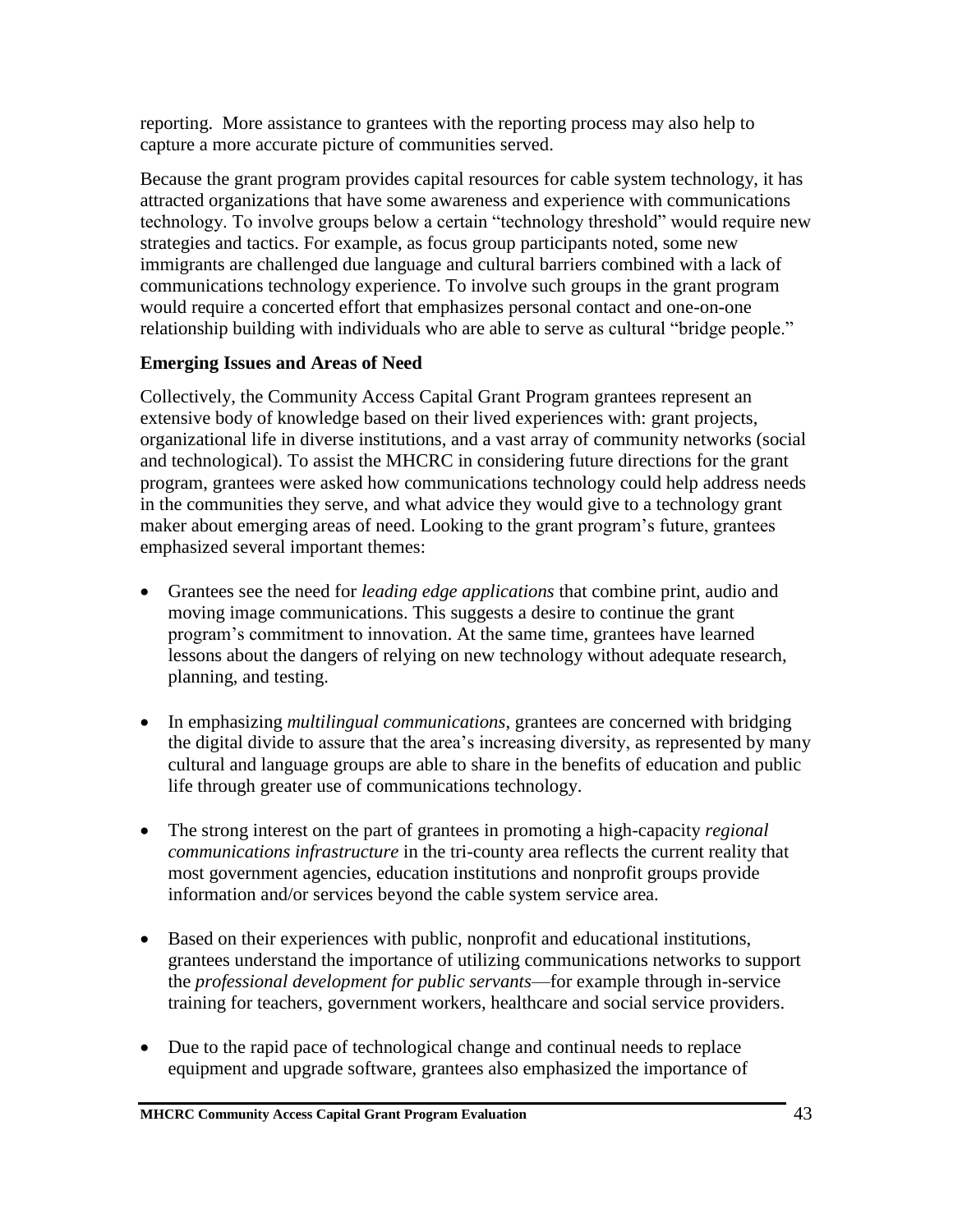reporting. More assistance to grantees with the reporting process may also help to capture a more accurate picture of communities served.

Because the grant program provides capital resources for cable system technology, it has attracted organizations that have some awareness and experience with communications technology. To involve groups below a certain "technology threshold" would require new strategies and tactics. For example, as focus group participants noted, some new immigrants are challenged due language and cultural barriers combined with a lack of communications technology experience. To involve such groups in the grant program would require a concerted effort that emphasizes personal contact and one-on-one relationship building with individuals who are able to serve as cultural "bridge people."

**Emerging Issues and Areas of Need**

Collectively, the Community Access Capital Grant Program grantees represent an extensive body of knowledge based on their lived experiences with: grant projects, organizational life in diverse institutions, and a vast array of community networks (social and technological). To assist the MHCRC in considering future directions for the grant program, grantees were asked how communications technology could help address needs in the communities they serve, and what advice they would give to a technology grant maker about emerging areas of need. Looking to the grant program's future, grantees emphasized several important themes:

- Grantees see the need for *leading edge applications* that combine print, audio and moving image communications. This suggests a desire to continue the grant program's commitment to innovation. At the same time, grantees have learned lessons about the dangers of relying on new technology without adequate research, planning, and testing.

- In emphasizing *multilingual communications*, grantees are concerned with bridging the digital divide to assure that the area's increasing diversity, as represented by many cultural and language groups are able to share in the benefits of education and public life through greater use of communications technology.

- The strong interest on the part of grantees in promoting a high-capacity *regional communications infrastructure* in the tri-county area reflects the current reality that most government agencies, education institutions and nonprofit groups provide information and/or services beyond the cable system service area.

- Based on their experiences with public, nonprofit and educational institutions, grantees understand the importance of utilizing communications networks to support the *professional development for public servants*—for example through in-service training for teachers, government workers, healthcare and social service providers.

- Due to the rapid pace of technological change and continual needs to replace equipment and upgrade software, grantees also emphasized the importance of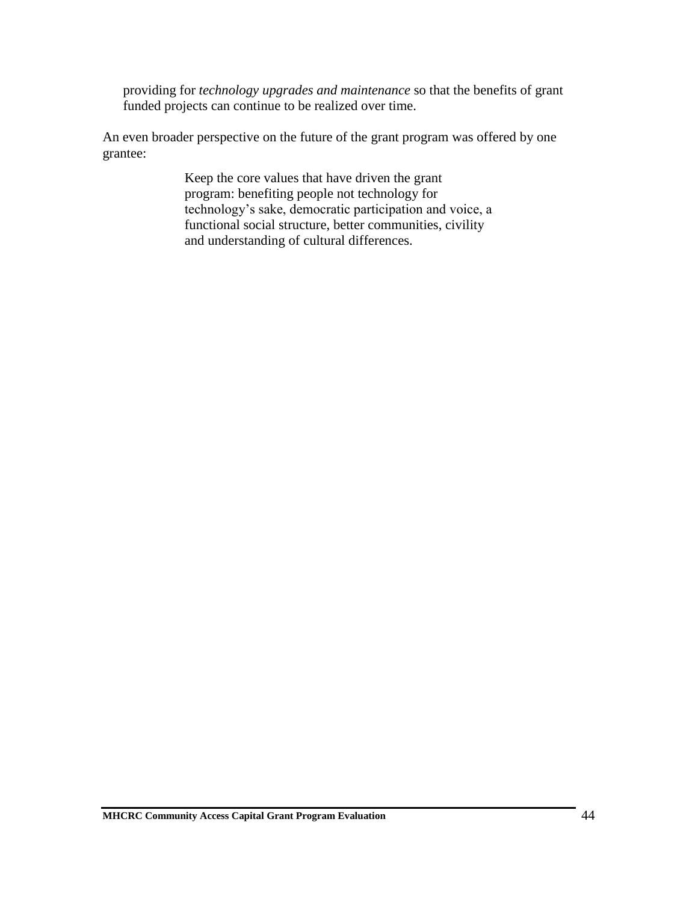providing for *technology upgrades and maintenance* so that the benefits of grant funded projects can continue to be realized over time.

An even broader perspective on the future of the grant program was offered by one grantee:

> Keep the core values that have driven the grant program: benefiting people not technology for technology's sake, democratic participation and voice, a functional social structure, better communities, civility and understanding of cultural differences.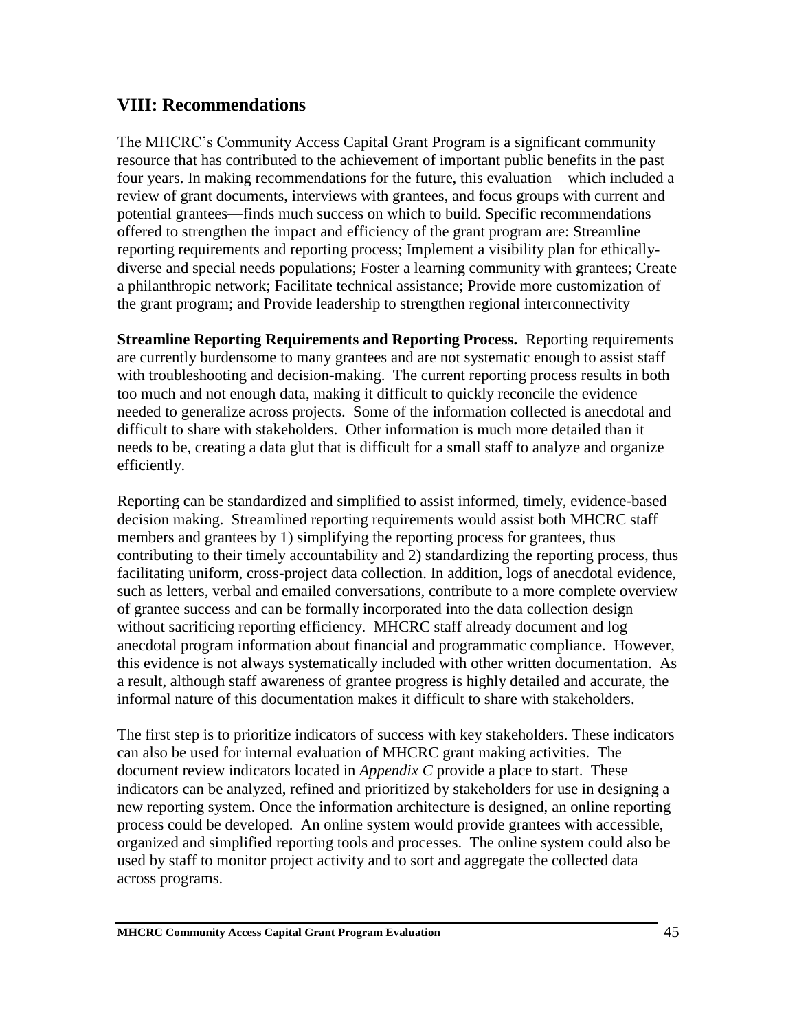## VIII: Recommendations

The MHCRC's Community Access Capital Grant Program is a significant community resource that has contributed to the achievement of important public benefits in the past four years. In making recommendations for the future, this evaluation—which included a review of grant documents, interviews with grantees, and focus groups with current and potential grantees—finds much success on which to build. Specific recommendations offered to strengthen the impact and efficiency of the grant program are: Streamline reporting requirements and reporting process; Implement a visibility plan for ethically-diverse and special needs populations; Foster a learning community with grantees; Create a philanthropic network; Facilitate technical assistance; Provide more customization of the grant program; and Provide leadership to strengthen regional interconnectivity

**Streamline Reporting Requirements and Reporting Process.** Reporting requirements are currently burdensome to many grantees and are not systematic enough to assist staff with troubleshooting and decision-making. The current reporting process results in both too much and not enough data, making it difficult to quickly reconcile the evidence needed to generalize across projects. Some of the information collected is anecdotal and difficult to share with stakeholders. Other information is much more detailed than it needs to be, creating a data glut that is difficult for a small staff to analyze and organize efficiently.

Reporting can be standardized and simplified to assist informed, timely, evidence-based decision making. Streamlined reporting requirements would assist both MHCRC staff members and grantees by 1) simplifying the reporting process for grantees, thus contributing to their timely accountability and 2) standardizing the reporting process, thus facilitating uniform, cross-project data collection. In addition, logs of anecdotal evidence, such as letters, verbal and emailed conversations, contribute to a more complete overview of grantee success and can be formally incorporated into the data collection design without sacrificing reporting efficiency. MHCRC staff already document and log anecdotal program information about financial and programmatic compliance. However, this evidence is not always systematically included with other written documentation. As a result, although staff awareness of grantee progress is highly detailed and accurate, the informal nature of this documentation makes it difficult to share with stakeholders.

The first step is to prioritize indicators of success with key stakeholders. These indicators can also be used for internal evaluation of MHCRC grant making activities. The document review indicators located in *Appendix C* provide a place to start. These indicators can be analyzed, refined and prioritized by stakeholders for use in designing a new reporting system. Once the information architecture is designed, an online reporting process could be developed. An online system would provide grantees with accessible, organized and simplified reporting tools and processes. The online system could also be used by staff to monitor project activity and to sort and aggregate the collected data across programs.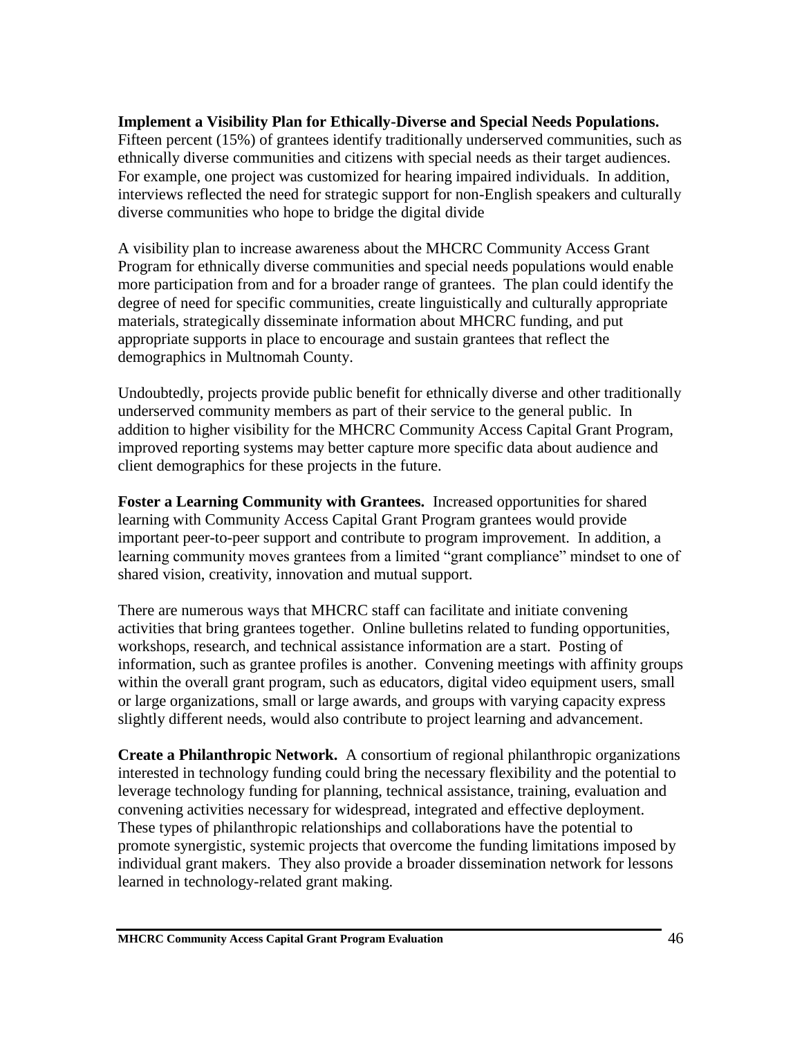**Implement a Visibility Plan for Ethically-Diverse and Special Needs Populations.** Fifteen percent (15%) of grantees identify traditionally underserved communities, such as ethnically diverse communities and citizens with special needs as their target audiences. For example, one project was customized for hearing impaired individuals. In addition, interviews reflected the need for strategic support for non-English speakers and culturally diverse communities who hope to bridge the digital divide

A visibility plan to increase awareness about the MHCRC Community Access Grant Program for ethnically diverse communities and special needs populations would enable more participation from and for a broader range of grantees. The plan could identify the degree of need for specific communities, create linguistically and culturally appropriate materials, strategically disseminate information about MHCRC funding, and put appropriate supports in place to encourage and sustain grantees that reflect the demographics in Multnomah County.

Undoubtedly, projects provide public benefit for ethnically diverse and other traditionally underserved community members as part of their service to the general public. In addition to higher visibility for the MHCRC Community Access Capital Grant Program, improved reporting systems may better capture more specific data about audience and client demographics for these projects in the future.

**Foster a Learning Community with Grantees.** Increased opportunities for shared learning with Community Access Capital Grant Program grantees would provide important peer-to-peer support and contribute to program improvement. In addition, a learning community moves grantees from a limited "grant compliance" mindset to one of shared vision, creativity, innovation and mutual support.

There are numerous ways that MHCRC staff can facilitate and initiate convening activities that bring grantees together. Online bulletins related to funding opportunities, workshops, research, and technical assistance information are a start. Posting of information, such as grantee profiles is another. Convening meetings with affinity groups within the overall grant program, such as educators, digital video equipment users, small or large organizations, small or large awards, and groups with varying capacity express slightly different needs, would also contribute to project learning and advancement.

**Create a Philanthropic Network.** A consortium of regional philanthropic organizations interested in technology funding could bring the necessary flexibility and the potential to leverage technology funding for planning, technical assistance, training, evaluation and convening activities necessary for widespread, integrated and effective deployment. These types of philanthropic relationships and collaborations have the potential to promote synergistic, systemic projects that overcome the funding limitations imposed by individual grant makers. They also provide a broader dissemination network for lessons learned in technology-related grant making.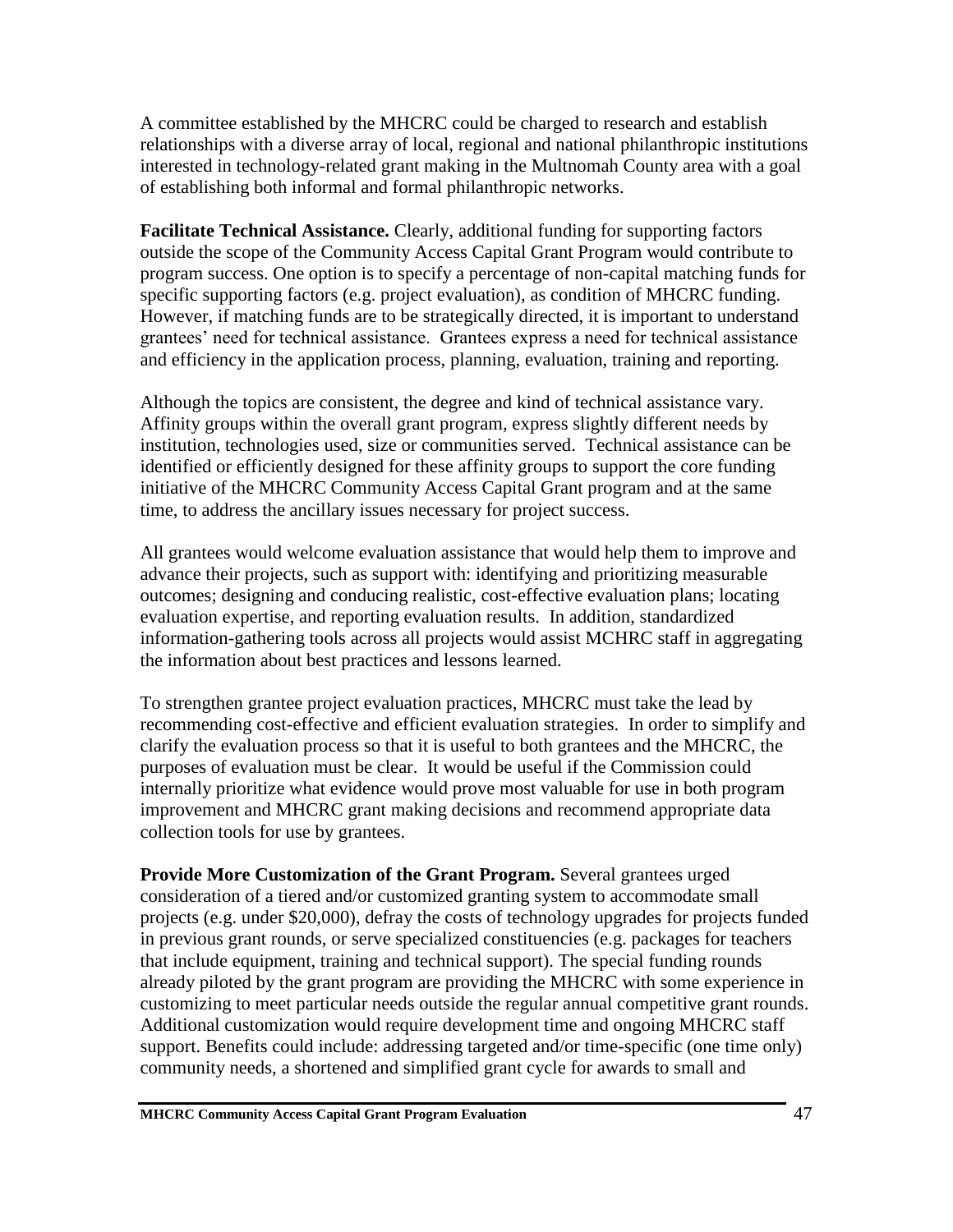A committee established by the MHCRC could be charged to research and establish relationships with a diverse array of local, regional and national philanthropic institutions interested in technology-related grant making in the Multnomah County area with a goal of establishing both informal and formal philanthropic networks.

**Facilitate Technical Assistance.** Clearly, additional funding for supporting factors outside the scope of the Community Access Capital Grant Program would contribute to program success. One option is to specify a percentage of non-capital matching funds for specific supporting factors (e.g. project evaluation), as condition of MHCRC funding. However, if matching funds are to be strategically directed, it is important to understand grantees' need for technical assistance. Grantees express a need for technical assistance and efficiency in the application process, planning, evaluation, training and reporting.

Although the topics are consistent, the degree and kind of technical assistance vary. Affinity groups within the overall grant program, express slightly different needs by institution, technologies used, size or communities served. Technical assistance can be identified or efficiently designed for these affinity groups to support the core funding initiative of the MHCRC Community Access Capital Grant program and at the same time, to address the ancillary issues necessary for project success.

All grantees would welcome evaluation assistance that would help them to improve and advance their projects, such as support with: identifying and prioritizing measurable outcomes; designing and conducing realistic, cost-effective evaluation plans; locating evaluation expertise, and reporting evaluation results. In addition, standardized information-gathering tools across all projects would assist MCHRC staff in aggregating the information about best practices and lessons learned.

To strengthen grantee project evaluation practices, MHCRC must take the lead by recommending cost-effective and efficient evaluation strategies. In order to simplify and clarify the evaluation process so that it is useful to both grantees and the MHCRC, the purposes of evaluation must be clear. It would be useful if the Commission could internally prioritize what evidence would prove most valuable for use in both program improvement and MHCRC grant making decisions and recommend appropriate data collection tools for use by grantees.

**Provide More Customization of the Grant Program.** Several grantees urged consideration of a tiered and/or customized granting system to accommodate small projects (e.g. under $20,000), defray the costs of technology upgrades for projects funded in previous grant rounds, or serve specialized constituencies (e.g. packages for teachers that include equipment, training and technical support). The special funding rounds already piloted by the grant program are providing the MHCRC with some experience in customizing to meet particular needs outside the regular annual competitive grant rounds. Additional customization would require development time and ongoing MHCRC staff support. Benefits could include: addressing targeted and/or time-specific (one time only) community needs, a shortened and simplified grant cycle for awards to small and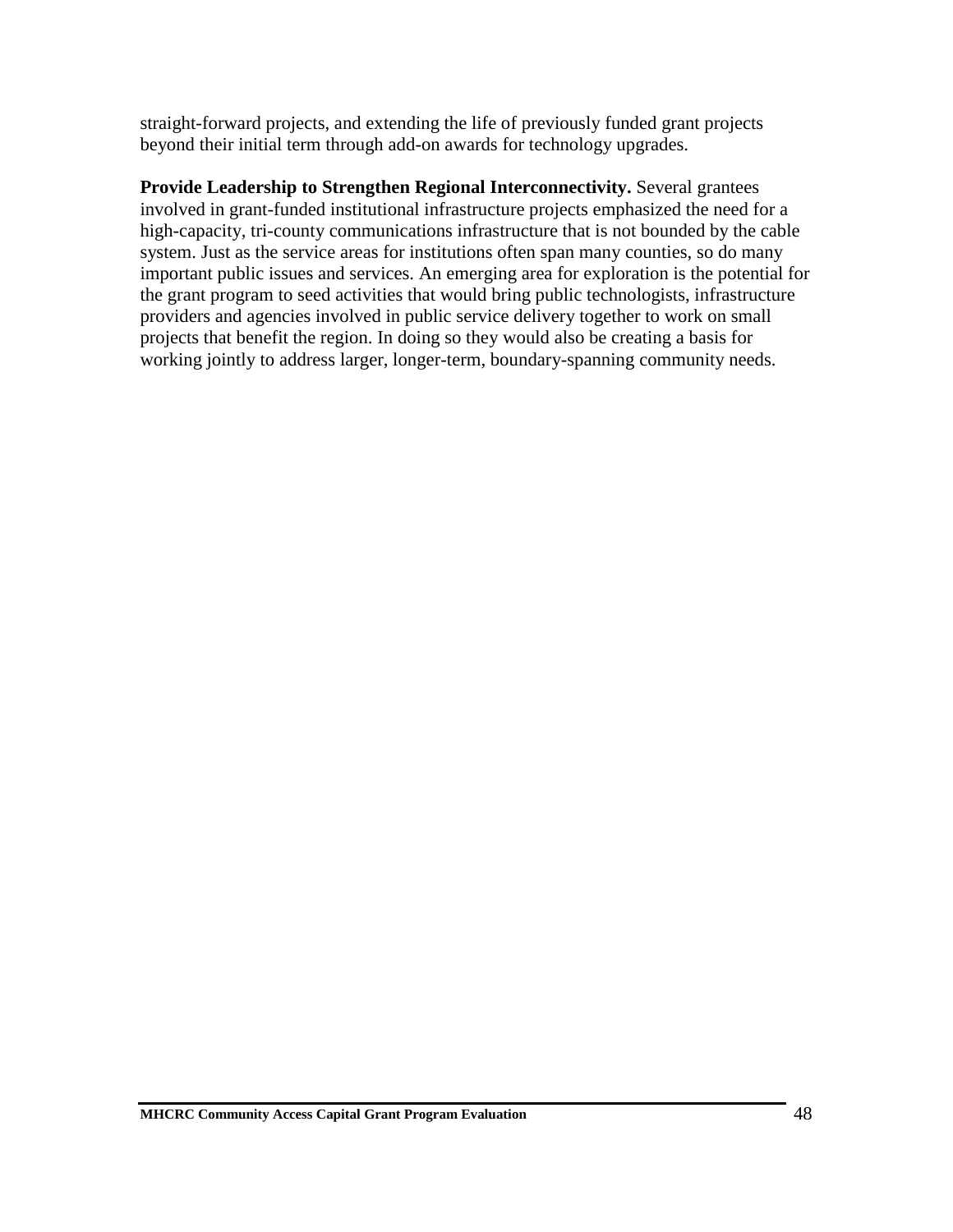straight-forward projects, and extending the life of previously funded grant projects beyond their initial term through add-on awards for technology upgrades.

**Provide Leadership to Strengthen Regional Interconnectivity.** Several grantees involved in grant-funded institutional infrastructure projects emphasized the need for a high-capacity, tri-county communications infrastructure that is not bounded by the cable system. Just as the service areas for institutions often span many counties, so do many important public issues and services. An emerging area for exploration is the potential for the grant program to seed activities that would bring public technologists, infrastructure providers and agencies involved in public service delivery together to work on small projects that benefit the region. In doing so they would also be creating a basis for working jointly to address larger, longer-term, boundary-spanning community needs.